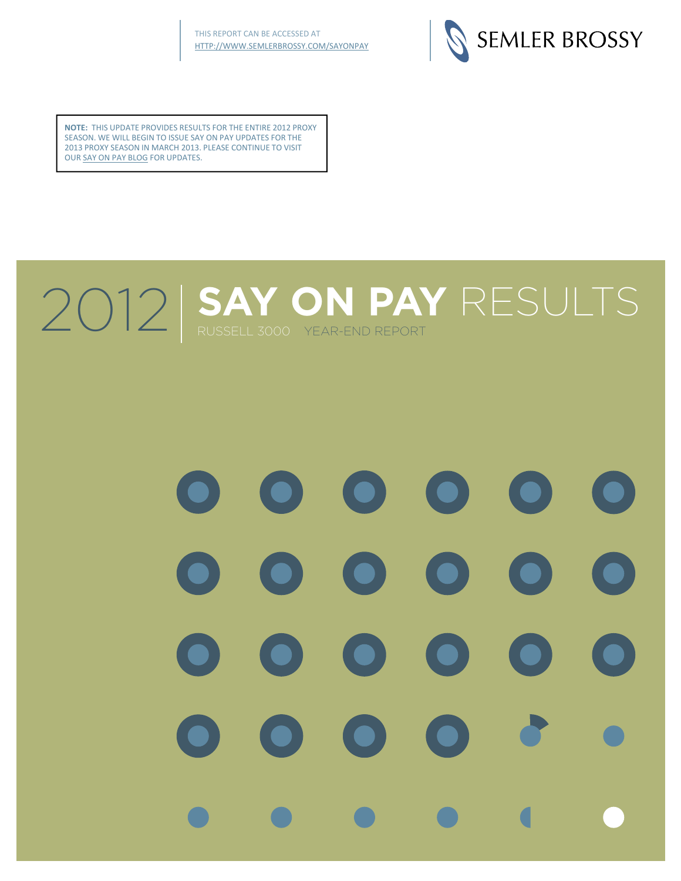THIS REPORT CAN BE ACCESSED AT
HTTP://WWW.SEMLERBROSSY.COM/SAYONPAY

SEMLER BROSSY

**NOTE:** THIS UPDATE PROVIDES RESULTS FOR THE ENTIRE 2012 PROXY SEASON. WE WILL BEGIN TO ISSUE SAY ON PAY UPDATES FOR THE 2013 PROXY SEASON IN MARCH 2013. PLEASE CONTINUE TO VISIT OUR SAY ON PAY BLOG FOR UPDATES.

# 2012 | SAY ON PAY RESULTS

RUSSELL 3000 YEAR-END REPORT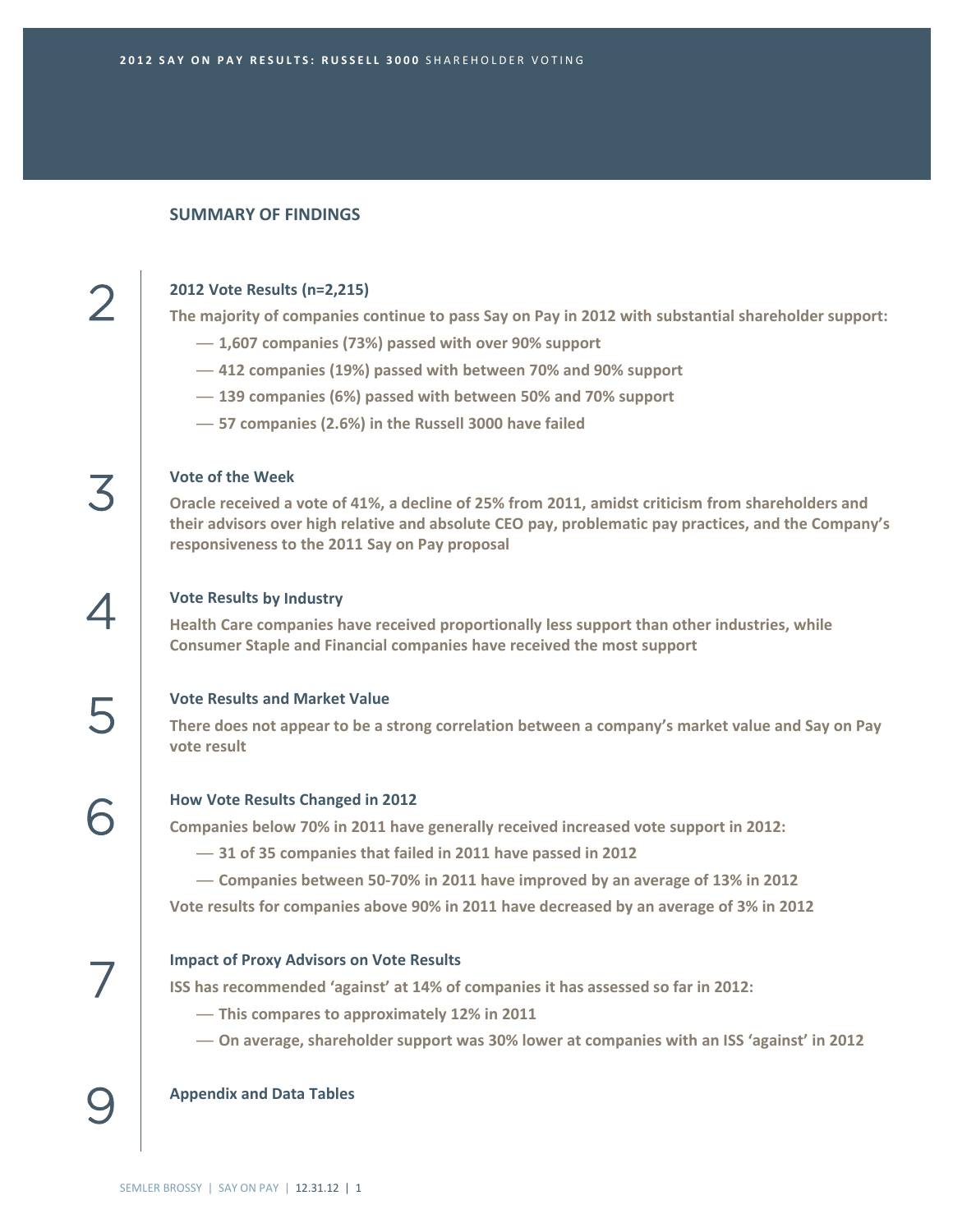## SUMMARY OF FINDINGS

**2** — **2012 Vote Results (n=2,215)**

**The majority of companies continue to pass Say on Pay in 2012 with substantial shareholder support:**

- **1,607 companies (73%) passed with over 90% support**
- **412 companies (19%) passed with between 70% and 90% support**
- **139 companies (6%) passed with between 50% and 70% support**
- **57 companies (2.6%) in the Russell 3000 have failed**

**3** — **Vote of the Week**

**Oracle received a vote of 41%, a decline of 25% from 2011, amidst criticism from shareholders and their advisors over high relative and absolute CEO pay, problematic pay practices, and the Company's responsiveness to the 2011 Say on Pay proposal**

**4** — **Vote Results by Industry**

**Health Care companies have received proportionally less support than other industries, while Consumer Staple and Financial companies have received the most support**

**5** — **Vote Results and Market Value**

**There does not appear to be a strong correlation between a company's market value and Say on Pay vote result**

**6** — **How Vote Results Changed in 2012**

**Companies below 70% in 2011 have generally received increased vote support in 2012:**

- **31 of 35 companies that failed in 2011 have passed in 2012**
- **Companies between 50-70% in 2011 have improved by an average of 13% in 2012**

**Vote results for companies above 90% in 2011 have decreased by an average of 3% in 2012**

**7** — **Impact of Proxy Advisors on Vote Results**

**ISS has recommended 'against' at 14% of companies it has assessed so far in 2012:**

- **This compares to approximately 12% in 2011**
- **On average, shareholder support was 30% lower at companies with an ISS 'against' in 2012**

**9** — **Appendix and Data Tables**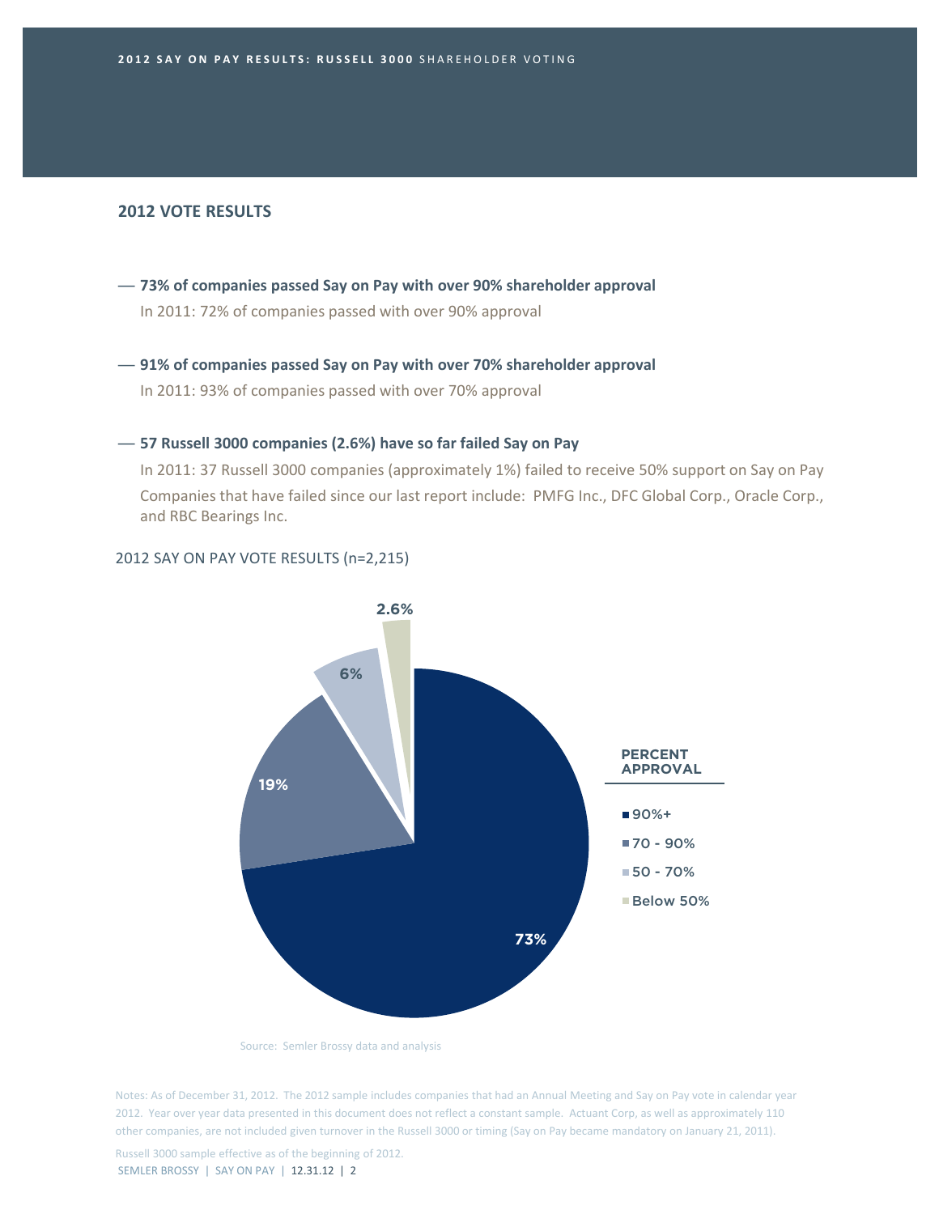**2012 SAY ON PAY RESULTS: RUSSELL 3000** SHAREHOLDER VOTING

## 2012 VOTE RESULTS

— **73% of companies passed Say on Pay with over 90% shareholder approval**

In 2011: 72% of companies passed with over 90% approval

— **91% of companies passed Say on Pay with over 70% shareholder approval**

In 2011: 93% of companies passed with over 70% approval

— **57 Russell 3000 companies (2.6%) have so far failed Say on Pay**

In 2011: 37 Russell 3000 companies (approximately 1%) failed to receive 50% support on Say on Pay

Companies that have failed since our last report include: PMFG Inc., DFC Global Corp., Oracle Corp., and RBC Bearings Inc.

2012 SAY ON PAY VOTE RESULTS (n=2,215)

| PERCENT APPROVAL | Share of Companies |
| --- | --- |
| 90%+ | 73% |
| 70 - 90% | 19% |
| 50 - 70% | 6% |
| Below 50% | 2.6% |

Source: Semler Brossy data and analysis

Notes: As of December 31, 2012. The 2012 sample includes companies that had an Annual Meeting and Say on Pay vote in calendar year 2012. Year over year data presented in this document does not reflect a constant sample. Actuant Corp, as well as approximately 110 other companies, are not included given turnover in the Russell 3000 or timing (Say on Pay became mandatory on January 21, 2011).

Russell 3000 sample effective as of the beginning of 2012.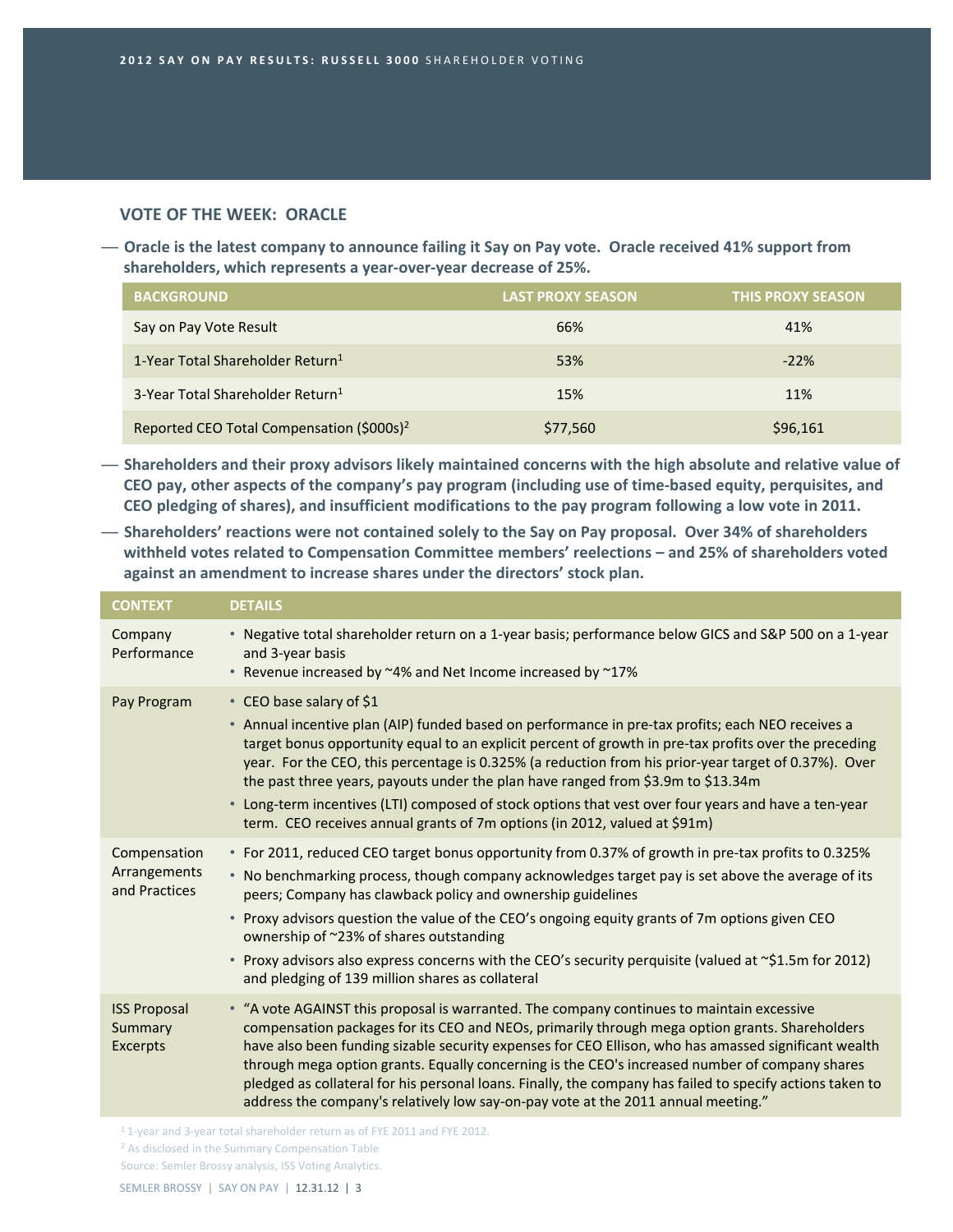# 2012 SAY ON PAY RESULTS: RUSSELL 3000 SHAREHOLDER VOTING

## VOTE OF THE WEEK: ORACLE

- **Oracle is the latest company to announce failing it Say on Pay vote. Oracle received 41% support from shareholders, which represents a year-over-year decrease of 25%.**

| BACKGROUND | LAST PROXY SEASON | THIS PROXY SEASON |
|---|---|---|
| Say on Pay Vote Result | 66% | 41% |
| 1-Year Total Shareholder Return[1] | 53% | -22% |
| 3-Year Total Shareholder Return[1] | 15% | 11% |
| Reported CEO Total Compensation ($000s)[2] | $77,560 | $96,161 |

- **Shareholders and their proxy advisors likely maintained concerns with the high absolute and relative value of CEO pay, other aspects of the company's pay program (including use of time-based equity, perquisites, and CEO pledging of shares), and insufficient modifications to the pay program following a low vote in 2011.**
- **Shareholders' reactions were not contained solely to the Say on Pay proposal. Over 34% of shareholders withheld votes related to Compensation Committee members' reelections – and 25% of shareholders voted against an amendment to increase shares under the directors' stock plan.**

| CONTEXT | DETAILS |
|---|---|
| Company Performance | • Negative total shareholder return on a 1-year basis; performance below GICS and S&P 500 on a 1-year and 3-year basis<br>• Revenue increased by ~4% and Net Income increased by ~17% |
| Pay Program | • CEO base salary of $1<br>• Annual incentive plan (AIP) funded based on performance in pre-tax profits; each NEO receives a target bonus opportunity equal to an explicit percent of growth in pre-tax profits over the preceding year. For the CEO, this percentage is 0.325% (a reduction from his prior-year target of 0.37%). Over the past three years, payouts under the plan have ranged from $3.9m to $13.34m<br>• Long-term incentives (LTI) composed of stock options that vest over four years and have a ten-year term. CEO receives annual grants of 7m options (in 2012, valued at $91m) |
| Compensation Arrangements and Practices | • For 2011, reduced CEO target bonus opportunity from 0.37% of growth in pre-tax profits to 0.325%<br>• No benchmarking process, though company acknowledges target pay is set above the average of its peers; Company has clawback policy and ownership guidelines<br>• Proxy advisors question the value of the CEO's ongoing equity grants of 7m options given CEO ownership of ~23% of shares outstanding<br>• Proxy advisors also express concerns with the CEO's security perquisite (valued at ~$1.5m for 2012) and pledging of 139 million shares as collateral |
| ISS Proposal Summary Excerpts | • "A vote AGAINST this proposal is warranted. The company continues to maintain excessive compensation packages for its CEO and NEOs, primarily through mega option grants. Shareholders have also been funding sizable security expenses for CEO Ellison, who has amassed significant wealth through mega option grants. Equally concerning is the CEO's increased number of company shares pledged as collateral for his personal loans. Finally, the company has failed to specify actions taken to address the company's relatively low say-on-pay vote at the 2011 annual meeting." |

[1] 1-year and 3-year total shareholder return as of FYE 2011 and FYE 2012.

[2] As disclosed in the Summary Compensation Table

Source: Semler Brossy analysis, ISS Voting Analytics.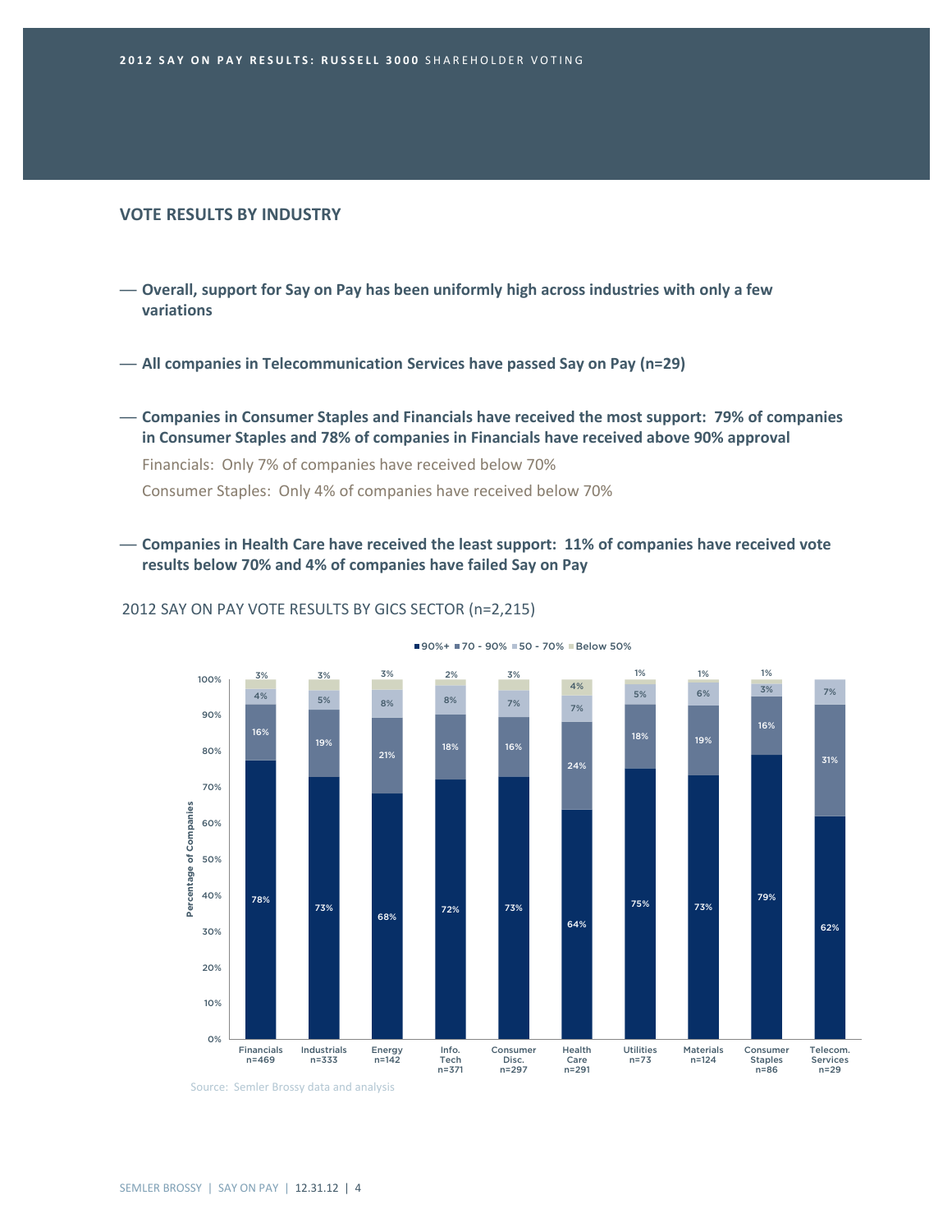## VOTE RESULTS BY INDUSTRY

- **Overall, support for Say on Pay has been uniformly high across industries with only a few variations**
- **All companies in Telecommunication Services have passed Say on Pay (n=29)**
- **Companies in Consumer Staples and Financials have received the most support: 79% of companies in Consumer Staples and 78% of companies in Financials have received above 90% approval**

  Financials: Only 7% of companies have received below 70%

  Consumer Staples: Only 4% of companies have received below 70%

- **Companies in Health Care have received the least support: 11% of companies have received vote results below 70% and 4% of companies have failed Say on Pay**

2012 SAY ON PAY VOTE RESULTS BY GICS SECTOR (n=2,215)

| Sector | 90%+ | 70 - 90% | 50 - 70% | Below 50% |
|---|---|---|---|---|
| Financials n=469 | 78% | 16% | 4% | 3% |
| Industrials n=333 | 73% | 19% | 5% | 3% |
| Energy n=142 | 68% | 21% | 8% | 3% |
| Info. Tech n=371 | 72% | 18% | 8% | 2% |
| Consumer Disc. n=297 | 73% | 16% | 7% | 3% |
| Health Care n=291 | 64% | 24% | 7% | 4% |
| Utilities n=73 | 75% | 18% | 5% | 1% |
| Materials n=124 | 73% | 19% | 6% | 1% |
| Consumer Staples n=86 | 79% | 16% | 3% | 1% |
| Telecom. Services n=29 | 62% | 31% | 7% | |

Source: Semler Brossy data and analysis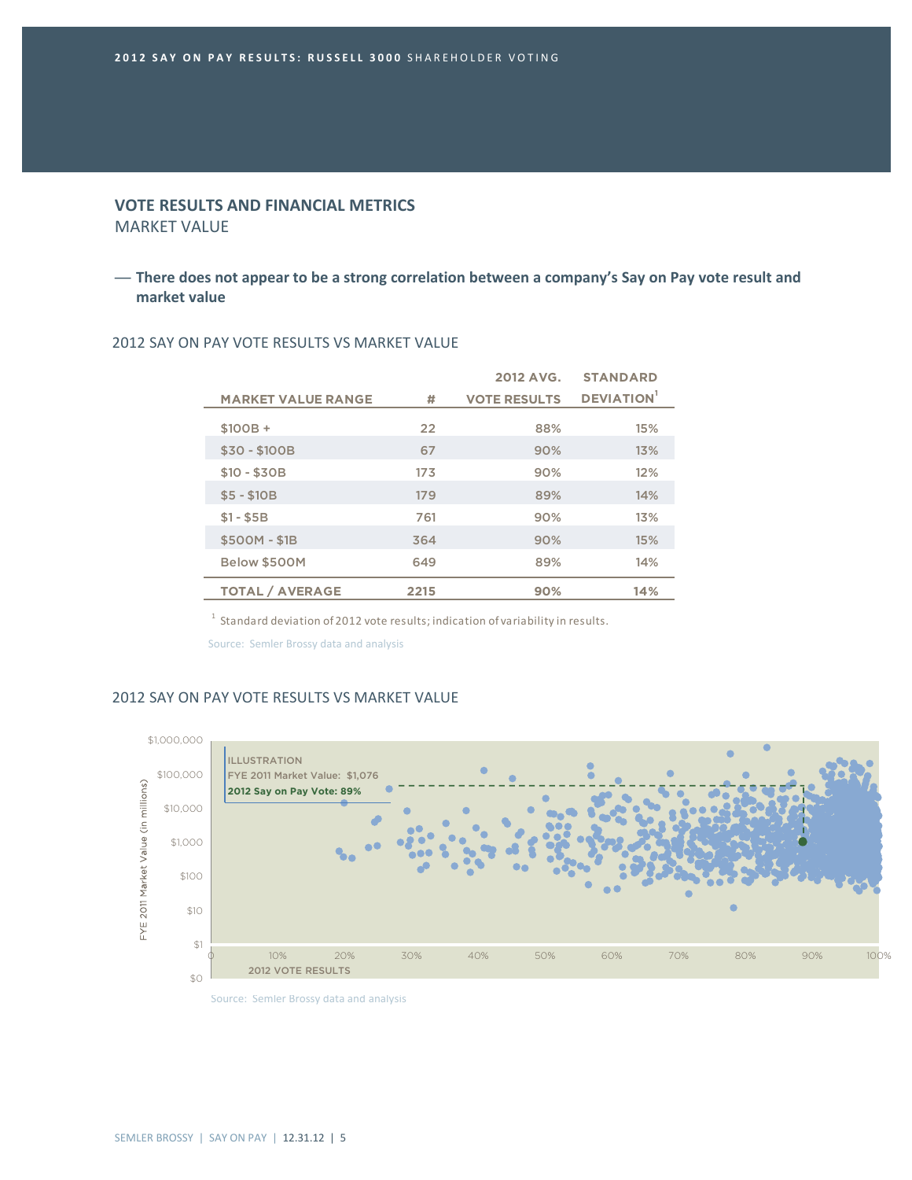## VOTE RESULTS AND FINANCIAL METRICS

MARKET VALUE

— **There does not appear to be a strong correlation between a company's Say on Pay vote result and market value**

2012 SAY ON PAY VOTE RESULTS VS MARKET VALUE

| MARKET VALUE RANGE | # | 2012 AVG. VOTE RESULTS | STANDARD DEVIATION[1] |
|---|---|---|---|
| $100B + | 22 | 88% | 15% |
| $30 - $100B | 67 | 90% | 13% |
| $10 - $30B | 173 | 90% | 12% |
| $5 - $10B | 179 | 89% | 14% |
| $1 - $5B | 761 | 90% | 13% |
| $500M - $1B | 364 | 90% | 15% |
| Below $500M | 649 | 89% | 14% |
| **TOTAL / AVERAGE** | **2215** | **90%** | **14%** |

[1] Standard deviation of 2012 vote results; indication of variability in results.

Source: Semler Brossy data and analysis

2012 SAY ON PAY VOTE RESULTS VS MARKET VALUE

ILLUSTRATION
FYE 2011 Market Value: $1,076
**2012 Say on Pay Vote: 89%**

Source: Semler Brossy data and analysis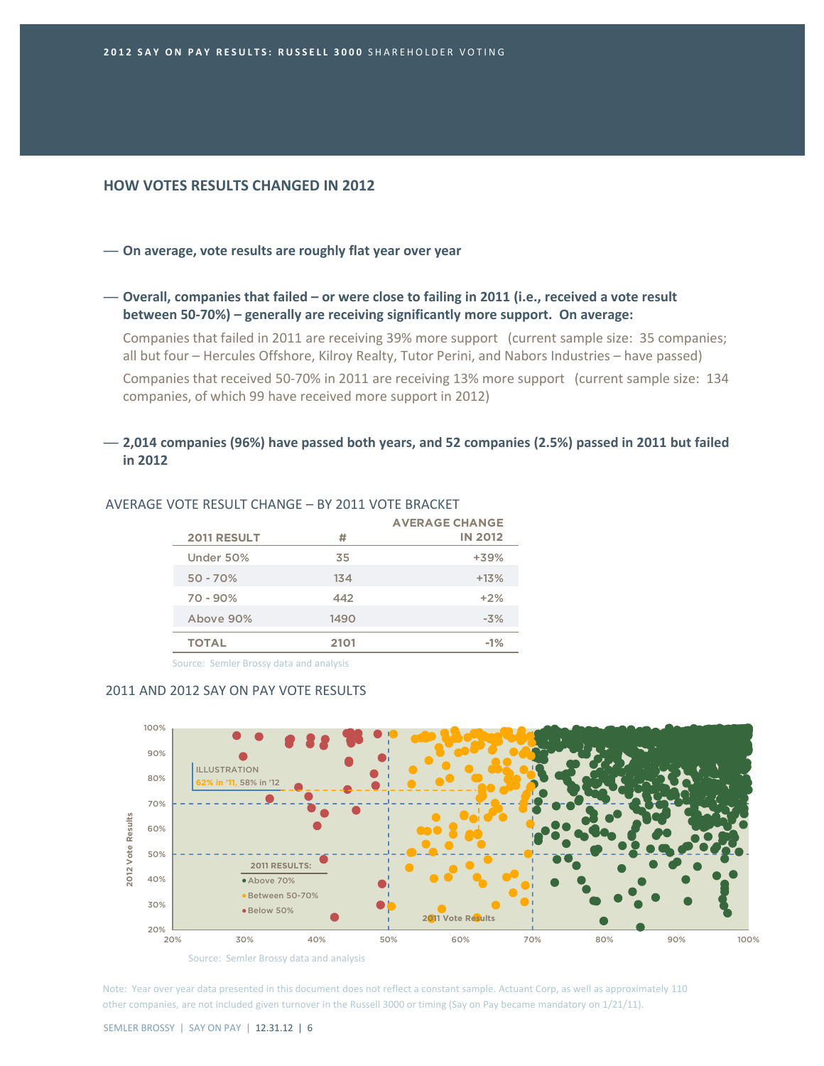## HOW VOTES RESULTS CHANGED IN 2012

- **On average, vote results are roughly flat year over year**

- **Overall, companies that failed – or were close to failing in 2011 (i.e., received a vote result between 50-70%) – generally are receiving significantly more support. On average:**

  Companies that failed in 2011 are receiving 39% more support (current sample size: 35 companies; all but four – Hercules Offshore, Kilroy Realty, Tutor Perini, and Nabors Industries – have passed)

  Companies that received 50-70% in 2011 are receiving 13% more support (current sample size: 134 companies, of which 99 have received more support in 2012)

- **2,014 companies (96%) have passed both years, and 52 companies (2.5%) passed in 2011 but failed in 2012**

AVERAGE VOTE RESULT CHANGE – BY 2011 VOTE BRACKET

| 2011 RESULT | # | AVERAGE CHANGE IN 2012 |
|---|---|---|
| Under 50% | 35 | +39% |
| 50 - 70% | 134 | +13% |
| 70 - 90% | 442 | +2% |
| Above 90% | 1490 | -3% |
| **TOTAL** | **2101** | **-1%** |

Source: Semler Brossy data and analysis

2011 AND 2012 SAY ON PAY VOTE RESULTS

Source: Semler Brossy data and analysis

Note: Year over year data presented in this document does not reflect a constant sample. Actuant Corp, as well as approximately 110 other companies, are not included given turnover in the Russell 3000 or timing (Say on Pay became mandatory on 1/21/11).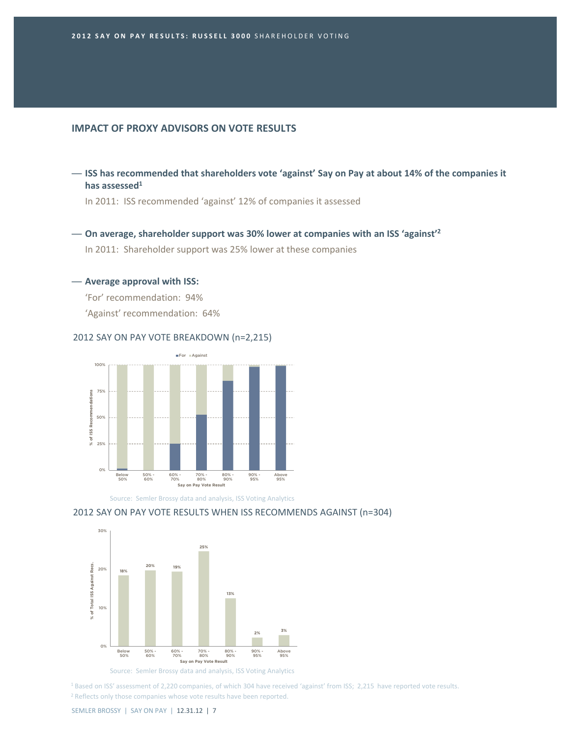## IMPACT OF PROXY ADVISORS ON VOTE RESULTS

- **ISS has recommended that shareholders vote 'against' Say on Pay at about 14% of the companies it has assessed[1]**

  In 2011: ISS recommended 'against' 12% of companies it assessed

- **On average, shareholder support was 30% lower at companies with an ISS 'against'[2]**

  In 2011: Shareholder support was 25% lower at these companies

- **Average approval with ISS:**

  'For' recommendation: 94%

  'Against' recommendation: 64%

2012 SAY ON PAY VOTE BREAKDOWN (n=2,215)

Source: Semler Brossy data and analysis, ISS Voting Analytics

2012 SAY ON PAY VOTE RESULTS WHEN ISS RECOMMENDS AGAINST (n=304)

| Say on Pay Vote Result | % of Total ISS Against Recs. |
|---|---|
| Below 50% | 18% |
| 50% - 60% | 20% |
| 60% - 70% | 19% |
| 70% - 80% | 25% |
| 80% - 90% | 13% |
| 90% - 95% | 2% |
| Above 95% | 3% |

Source: Semler Brossy data and analysis, ISS Voting Analytics

[1] Based on ISS' assessment of 2,220 companies, of which 304 have received 'against' from ISS; 2,215 have reported vote results.

[2] Reflects only those companies whose vote results have been reported.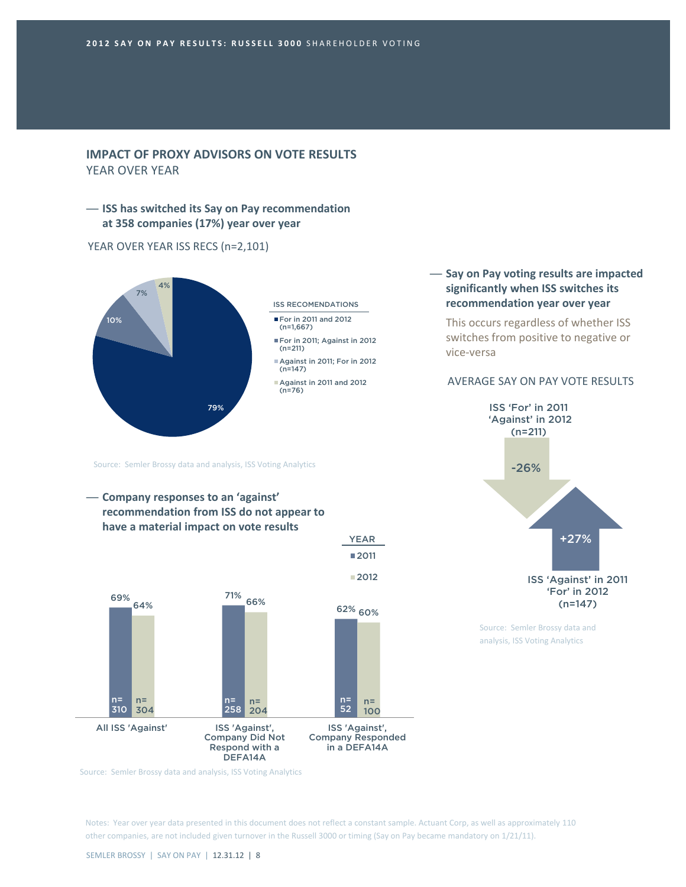## IMPACT OF PROXY ADVISORS ON VOTE RESULTS

YEAR OVER YEAR

— **ISS has switched its Say on Pay recommendation at 358 companies (17%) year over year**

YEAR OVER YEAR ISS RECS (n=2,101)

| ISS RECOMENDATIONS | % |
| --- | --- |
| For in 2011 and 2012 (n=1,667) | 79% |
| For in 2011; Against in 2012 (n=211) | 10% |
| Against in 2011; For in 2012 (n=147) | 7% |
| Against in 2011 and 2012 (n=76) | 4% |

Source: Semler Brossy data and analysis, ISS Voting Analytics

— **Company responses to an 'against' recommendation from ISS do not appear to have a material impact on vote results**

| | 2011 | 2012 |
| --- | --- | --- |
| All ISS 'Against' | 69% (n=310) | 64% (n=304) |
| ISS 'Against', Company Did Not Respond with a DEFA14A | 71% (n=258) | 66% (n=204) |
| ISS 'Against', Company Responded in a DEFA14A | 62% (n=52) | 60% (n=100) |

Source: Semler Brossy data and analysis, ISS Voting Analytics

— **Say on Pay voting results are impacted significantly when ISS switches its recommendation year over year**

This occurs regardless of whether ISS switches from positive to negative or vice-versa

AVERAGE SAY ON PAY VOTE RESULTS

| | Average change |
| --- | --- |
| ISS 'For' in 2011, 'Against' in 2012 (n=211) | -26% |
| ISS 'Against' in 2011, 'For' in 2012 (n=147) | +27% |

Source: Semler Brossy data and analysis, ISS Voting Analytics

Notes: Year over year data presented in this document does not reflect a constant sample. Actuant Corp, as well as approximately 110 other companies, are not included given turnover in the Russell 3000 or timing (Say on Pay became mandatory on 1/21/11).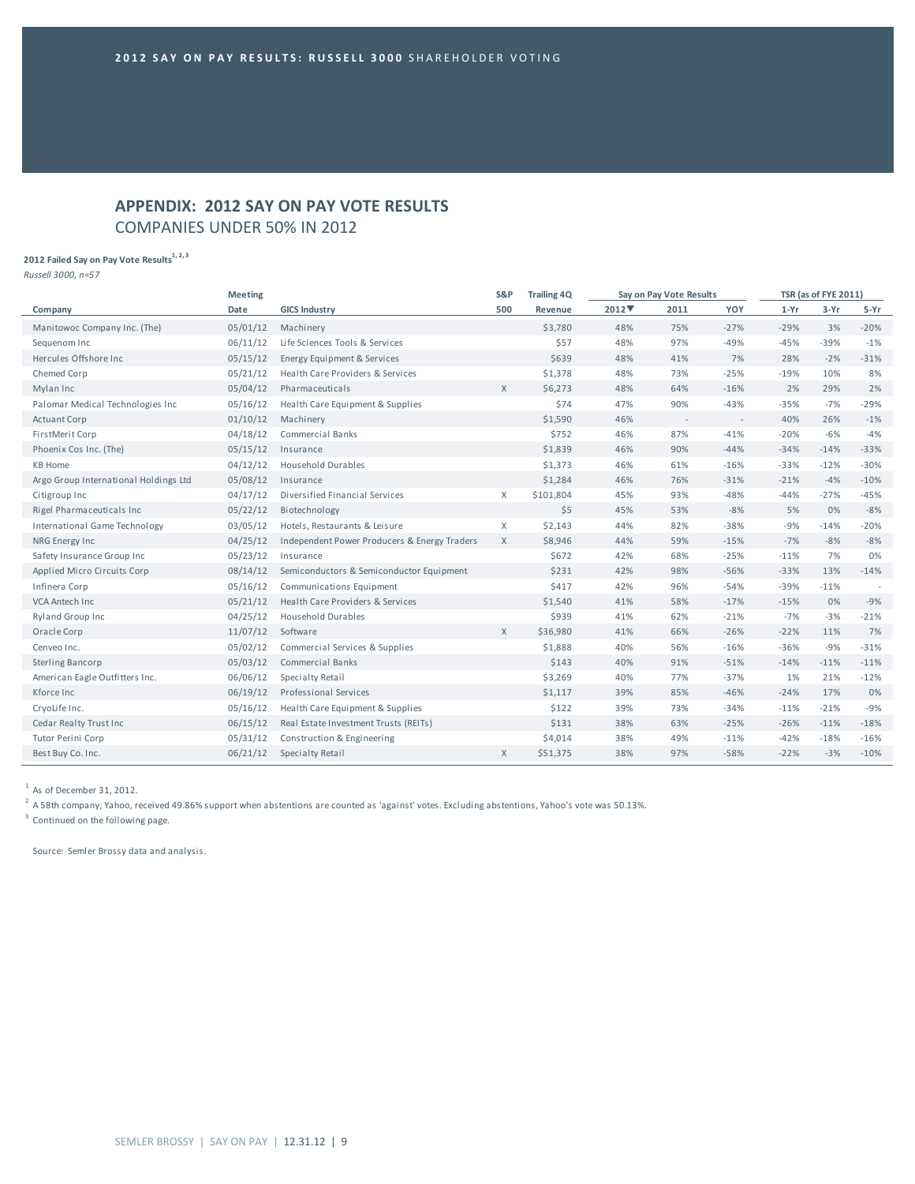**2012 SAY ON PAY RESULTS: RUSSELL 3000** SHAREHOLDER VOTING

## APPENDIX: 2012 SAY ON PAY VOTE RESULTS
### COMPANIES UNDER 50% IN 2012

**2012 Failed Say on Pay Vote Results**[1, 2, 3]

*Russell 3000, n=57*

| Company | Meeting Date | GICS Industry | S&P 500 | Trailing 4Q Revenue | Say on Pay Vote Results | | | TSR (as of FYE 2011) | | |
|---|---|---|---|---|---|---|---|---|---|---|
| | | | | | 2012▼ | 2011 | YOY | 1-Yr | 3-Yr | 5-Yr |
| Manitowoc Company Inc. (The) | 05/01/12 | Machinery | | $3,780 | 48% | 75% | -27% | -29% | 3% | -20% |
| Sequenom Inc | 06/11/12 | Life Sciences Tools & Services | | $57 | 48% | 97% | -49% | -45% | -39% | -1% |
| Hercules Offshore Inc | 05/15/12 | Energy Equipment & Services | | $639 | 48% | 41% | 7% | 28% | -2% | -31% |
| Chemed Corp | 05/21/12 | Health Care Providers & Services | | $1,378 | 48% | 73% | -25% | -19% | 10% | 8% |
| Mylan Inc | 05/04/12 | Pharmaceuticals | X | $6,273 | 48% | 64% | -16% | 2% | 29% | 2% |
| Palomar Medical Technologies Inc | 05/16/12 | Health Care Equipment & Supplies | | $74 | 47% | 90% | -43% | -35% | -7% | -29% |
| Actuant Corp | 01/10/12 | Machinery | | $1,590 | 46% | - | - | 40% | 26% | -1% |
| FirstMerit Corp | 04/18/12 | Commercial Banks | | $752 | 46% | 87% | -41% | -20% | -6% | -4% |
| Phoenix Cos Inc. (The) | 05/15/12 | Insurance | | $1,839 | 46% | 90% | -44% | -34% | -14% | -33% |
| KB Home | 04/12/12 | Household Durables | | $1,373 | 46% | 61% | -16% | -33% | -12% | -30% |
| Argo Group International Holdings Ltd | 05/08/12 | Insurance | | $1,284 | 46% | 76% | -31% | -21% | -4% | -10% |
| Citigroup Inc | 04/17/12 | Diversified Financial Services | X | $101,804 | 45% | 93% | -48% | -44% | -27% | -45% |
| Rigel Pharmaceuticals Inc | 05/22/12 | Biotechnology | | $5 | 45% | 53% | -8% | 5% | 0% | -8% |
| International Game Technology | 03/05/12 | Hotels, Restaurants & Leisure | X | $2,143 | 44% | 82% | -38% | -9% | -14% | -20% |
| NRG Energy Inc | 04/25/12 | Independent Power Producers & Energy Traders | X | $8,946 | 44% | 59% | -15% | -7% | -8% | -8% |
| Safety Insurance Group Inc | 05/23/12 | Insurance | | $672 | 42% | 68% | -25% | -11% | 7% | 0% |
| Applied Micro Circuits Corp | 08/14/12 | Semiconductors & Semiconductor Equipment | | $231 | 42% | 98% | -56% | -33% | 13% | -14% |
| Infinera Corp | 05/16/12 | Communications Equipment | | $417 | 42% | 96% | -54% | -39% | -11% | - |
| VCA Antech Inc | 05/21/12 | Health Care Providers & Services | | $1,540 | 41% | 58% | -17% | -15% | 0% | -9% |
| Ryland Group Inc | 04/25/12 | Household Durables | | $939 | 41% | 62% | -21% | -7% | -3% | -21% |
| Oracle Corp | 11/07/12 | Software | X | $36,980 | 41% | 66% | -26% | -22% | 11% | 7% |
| Cenveo Inc. | 05/02/12 | Commercial Services & Supplies | | $1,888 | 40% | 56% | -16% | -36% | -9% | -31% |
| Sterling Bancorp | 05/03/12 | Commercial Banks | | $143 | 40% | 91% | -51% | -14% | -11% | -11% |
| American Eagle Outfitters Inc. | 06/06/12 | Specialty Retail | | $3,269 | 40% | 77% | -37% | 1% | 21% | -12% |
| Kforce Inc | 06/19/12 | Professional Services | | $1,117 | 39% | 85% | -46% | -24% | 17% | 0% |
| CryoLife Inc. | 05/16/12 | Health Care Equipment & Supplies | | $122 | 39% | 73% | -34% | -11% | -21% | -9% |
| Cedar Realty Trust Inc | 06/15/12 | Real Estate Investment Trusts (REITs) | | $131 | 38% | 63% | -25% | -26% | -11% | -18% |
| Tutor Perini Corp | 05/31/12 | Construction & Engineering | | $4,014 | 38% | 49% | -11% | -42% | -18% | -16% |
| Best Buy Co. Inc. | 06/21/12 | Specialty Retail | X | $51,375 | 38% | 97% | -58% | -22% | -3% | -10% |

[1] As of December 31, 2012.

[2] A 58th company, Yahoo, received 49.86% support when abstentions are counted as 'against' votes. Excluding abstentions, Yahoo's vote was 50.13%.

[3] Continued on the following page.

Source: Semler Brossy data and analysis.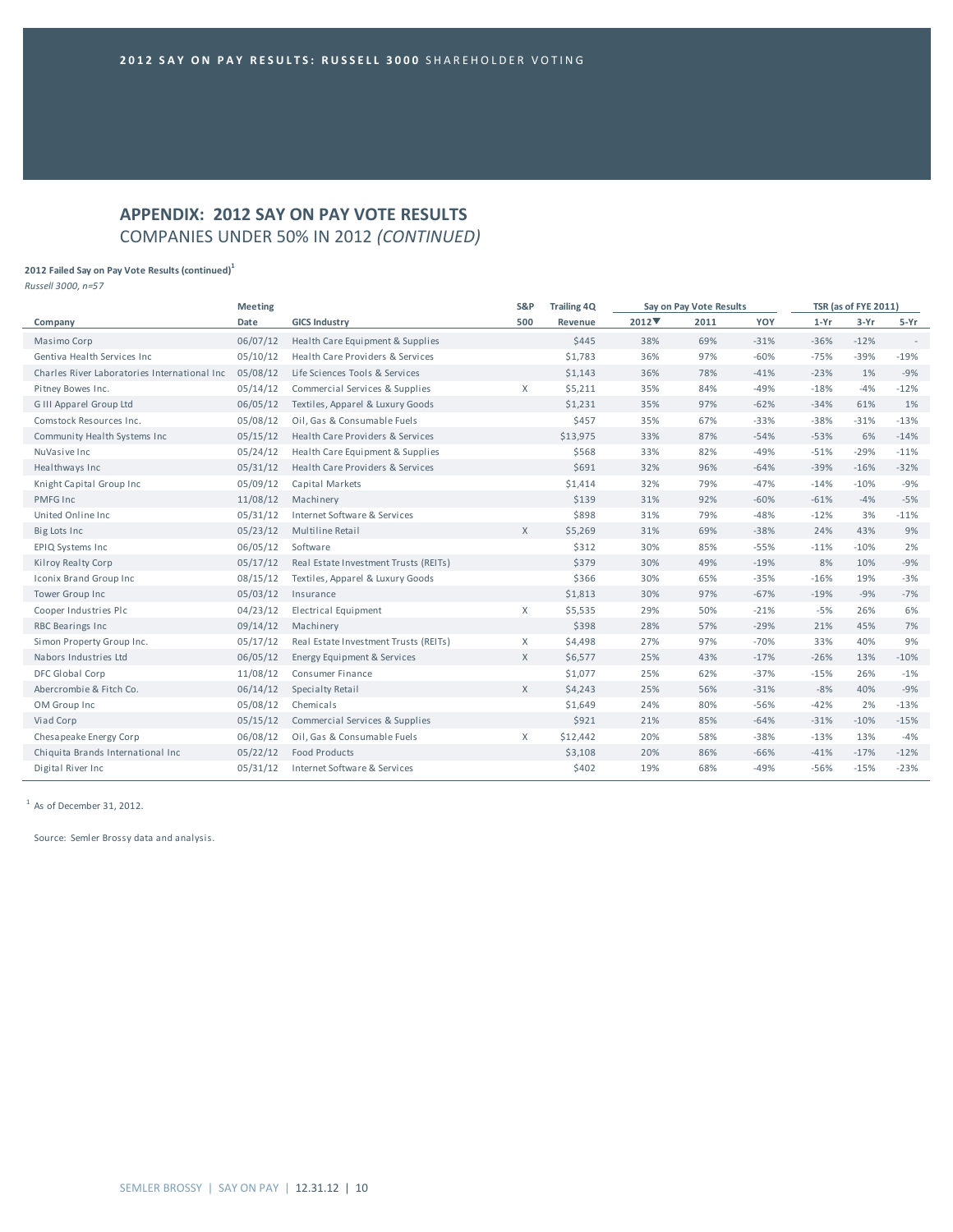## APPENDIX: 2012 SAY ON PAY VOTE RESULTS

COMPANIES UNDER 50% IN 2012 *(CONTINUED)*

**2012 Failed Say on Pay Vote Results (continued)[1]**

*Russell 3000, n=57*

| Company | Meeting Date | GICS Industry | S&P 500 | Trailing 4Q Revenue | Say on Pay Vote Results | | | TSR (as of FYE 2011) | | |
|---|---|---|---|---|---|---|---|---|---|---|
| | | | | | 2012▼ | 2011 | YOY | 1-Yr | 3-Yr | 5-Yr |
| Masimo Corp | 06/07/12 | Health Care Equipment & Supplies | | $445 | 38% | 69% | -31% | -36% | -12% | - |
| Gentiva Health Services Inc | 05/10/12 | Health Care Providers & Services | | $1,783 | 36% | 97% | -60% | -75% | -39% | -19% |
| Charles River Laboratories International Inc | 05/08/12 | Life Sciences Tools & Services | | $1,143 | 36% | 78% | -41% | -23% | 1% | -9% |
| Pitney Bowes Inc. | 05/14/12 | Commercial Services & Supplies | X | $5,211 | 35% | 84% | -49% | -18% | -4% | -12% |
| G III Apparel Group Ltd | 06/05/12 | Textiles, Apparel & Luxury Goods | | $1,231 | 35% | 97% | -62% | -34% | 61% | 1% |
| Comstock Resources Inc. | 05/08/12 | Oil, Gas & Consumable Fuels | | $457 | 35% | 67% | -33% | -38% | -31% | -13% |
| Community Health Systems Inc | 05/15/12 | Health Care Providers & Services | | $13,975 | 33% | 87% | -54% | -53% | 6% | -14% |
| NuVasive Inc | 05/24/12 | Health Care Equipment & Supplies | | $568 | 33% | 82% | -49% | -51% | -29% | -11% |
| Healthways Inc | 05/31/12 | Health Care Providers & Services | | $691 | 32% | 96% | -64% | -39% | -16% | -32% |
| Knight Capital Group Inc | 05/09/12 | Capital Markets | | $1,414 | 32% | 79% | -47% | -14% | -10% | -9% |
| PMFG Inc | 11/08/12 | Machinery | | $139 | 31% | 92% | -60% | -61% | -4% | -5% |
| United Online Inc | 05/31/12 | Internet Software & Services | | $898 | 31% | 79% | -48% | -12% | 3% | -11% |
| Big Lots Inc | 05/23/12 | Multiline Retail | X | $5,269 | 31% | 69% | -38% | 24% | 43% | 9% |
| EPIQ Systems Inc | 06/05/12 | Software | | $312 | 30% | 85% | -55% | -11% | -10% | 2% |
| Kilroy Realty Corp | 05/17/12 | Real Estate Investment Trusts (REITs) | | $379 | 30% | 49% | -19% | 8% | 10% | -9% |
| Iconix Brand Group Inc | 08/15/12 | Textiles, Apparel & Luxury Goods | | $366 | 30% | 65% | -35% | -16% | 19% | -3% |
| Tower Group Inc | 05/03/12 | Insurance | | $1,813 | 30% | 97% | -67% | -19% | -9% | -7% |
| Cooper Industries Plc | 04/23/12 | Electrical Equipment | X | $5,535 | 29% | 50% | -21% | -5% | 26% | 6% |
| RBC Bearings Inc | 09/14/12 | Machinery | | $398 | 28% | 57% | -29% | 21% | 45% | 7% |
| Simon Property Group Inc. | 05/17/12 | Real Estate Investment Trusts (REITs) | X | $4,498 | 27% | 97% | -70% | 33% | 40% | 9% |
| Nabors Industries Ltd | 06/05/12 | Energy Equipment & Services | X | $6,577 | 25% | 43% | -17% | -26% | 13% | -10% |
| DFC Global Corp | 11/08/12 | Consumer Finance | | $1,077 | 25% | 62% | -37% | -15% | 26% | -1% |
| Abercrombie & Fitch Co. | 06/14/12 | Specialty Retail | X | $4,243 | 25% | 56% | -31% | -8% | 40% | -9% |
| OM Group Inc | 05/08/12 | Chemicals | | $1,649 | 24% | 80% | -56% | -42% | 2% | -13% |
| Viad Corp | 05/15/12 | Commercial Services & Supplies | | $921 | 21% | 85% | -64% | -31% | -10% | -15% |
| Chesapeake Energy Corp | 06/08/12 | Oil, Gas & Consumable Fuels | X | $12,442 | 20% | 58% | -38% | -13% | 13% | -4% |
| Chiquita Brands International Inc | 05/22/12 | Food Products | | $3,108 | 20% | 86% | -66% | -41% | -17% | -12% |
| Digital River Inc | 05/31/12 | Internet Software & Services | | $402 | 19% | 68% | -49% | -56% | -15% | -23% |

[1] As of December 31, 2012.

Source: Semler Brossy data and analysis.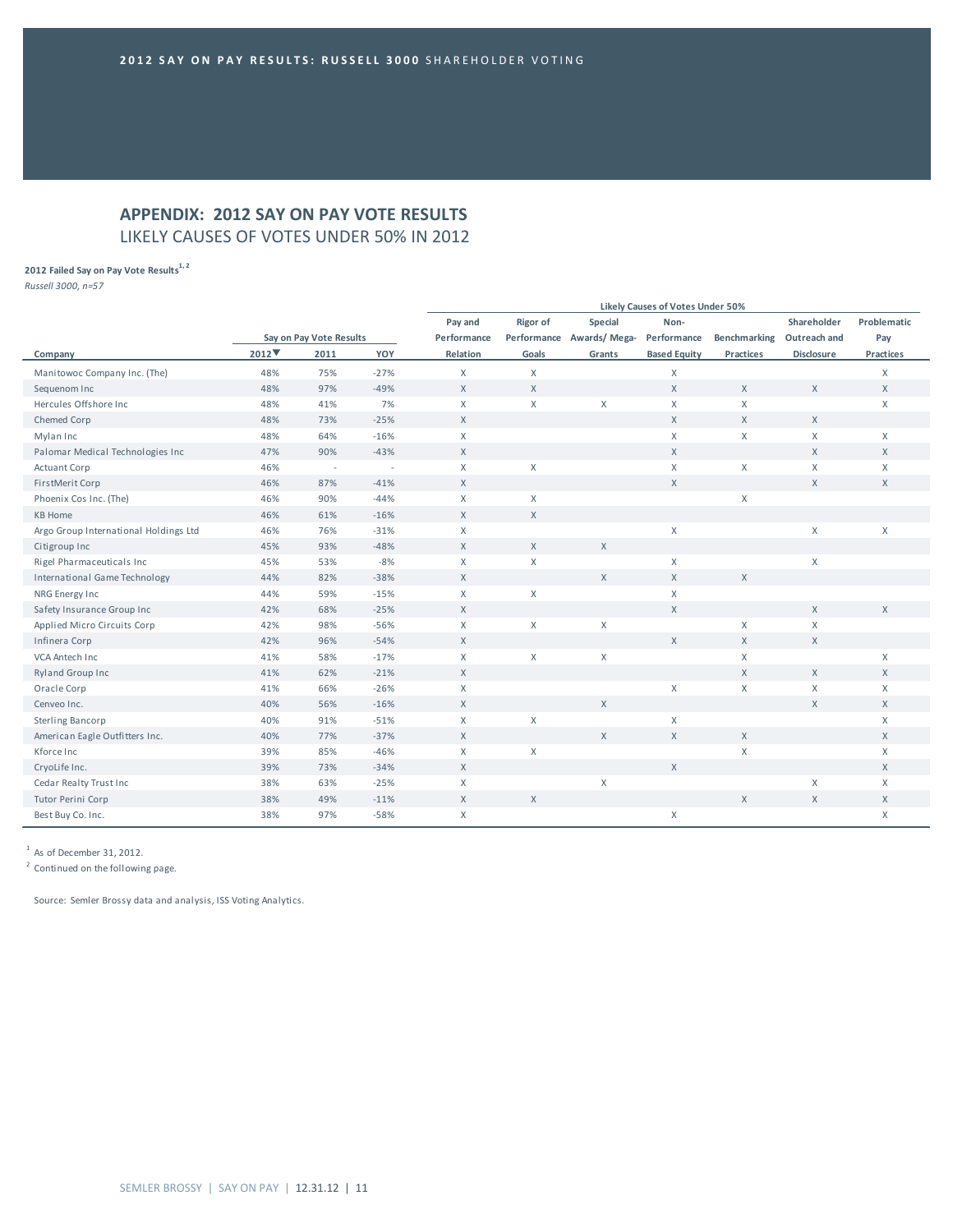2012 SAY ON PAY RESULTS: RUSSELL 3000 SHAREHOLDER VOTING

## APPENDIX: 2012 SAY ON PAY VOTE RESULTS

LIKELY CAUSES OF VOTES UNDER 50% IN 2012

**2012 Failed Say on Pay Vote Results**[1, 2]

*Russell 3000, n=57*

| | Say on Pay Vote Results | | | Likely Causes of Votes Under 50% | | | | | | |
|---|---|---|---|---|---|---|---|---|---|---|
| Company | 2012▼ | 2011 | YOY | Pay and Performance Relation | Rigor of Performance Goals | Special Awards/ Mega-Grants | Non-Performance Based Equity | Benchmarking Practices | Shareholder Outreach and Disclosure | Problematic Pay Practices |
| Manitowoc Company Inc. (The) | 48% | 75% | -27% | X | X | | X | | | X |
| Sequenom Inc | 48% | 97% | -49% | X | X | | X | X | X | X |
| Hercules Offshore Inc | 48% | 41% | 7% | X | X | X | X | X | | X |
| Chemed Corp | 48% | 73% | -25% | X | | | X | X | X | |
| Mylan Inc | 48% | 64% | -16% | X | | | X | X | X | X |
| Palomar Medical Technologies Inc | 47% | 90% | -43% | X | | | X | | X | X |
| Actuant Corp | 46% | - | - | X | X | | X | X | X | X |
| FirstMerit Corp | 46% | 87% | -41% | X | | | X | | X | X |
| Phoenix Cos Inc. (The) | 46% | 90% | -44% | X | X | | | X | | |
| KB Home | 46% | 61% | -16% | X | X | | | | | |
| Argo Group International Holdings Ltd | 46% | 76% | -31% | X | | | X | | X | X |
| Citigroup Inc | 45% | 93% | -48% | X | X | X | | | | |
| Rigel Pharmaceuticals Inc | 45% | 53% | -8% | X | X | | X | | X | |
| International Game Technology | 44% | 82% | -38% | X | | X | X | X | | |
| NRG Energy Inc | 44% | 59% | -15% | X | X | | X | | | |
| Safety Insurance Group Inc | 42% | 68% | -25% | X | | | X | | X | X |
| Applied Micro Circuits Corp | 42% | 98% | -56% | X | X | X | | X | X | |
| Infinera Corp | 42% | 96% | -54% | X | | | X | X | X | |
| VCA Antech Inc | 41% | 58% | -17% | X | X | X | | X | | X |
| Ryland Group Inc | 41% | 62% | -21% | X | | | | X | X | X |
| Oracle Corp | 41% | 66% | -26% | X | | | X | X | X | X |
| Cenveo Inc. | 40% | 56% | -16% | X | | X | | | X | X |
| Sterling Bancorp | 40% | 91% | -51% | X | X | | X | | | X |
| American Eagle Outfitters Inc. | 40% | 77% | -37% | X | | X | X | X | | X |
| Kforce Inc | 39% | 85% | -46% | X | X | | | X | | X |
| CryoLife Inc. | 39% | 73% | -34% | X | | | X | | | X |
| Cedar Realty Trust Inc | 38% | 63% | -25% | X | | X | | | X | X |
| Tutor Perini Corp | 38% | 49% | -11% | X | X | | | X | X | X |
| Best Buy Co. Inc. | 38% | 97% | -58% | X | | | X | | | X |

[1] As of December 31, 2012.

[2] Continued on the following page.

Source: Semler Brossy data and analysis, ISS Voting Analytics.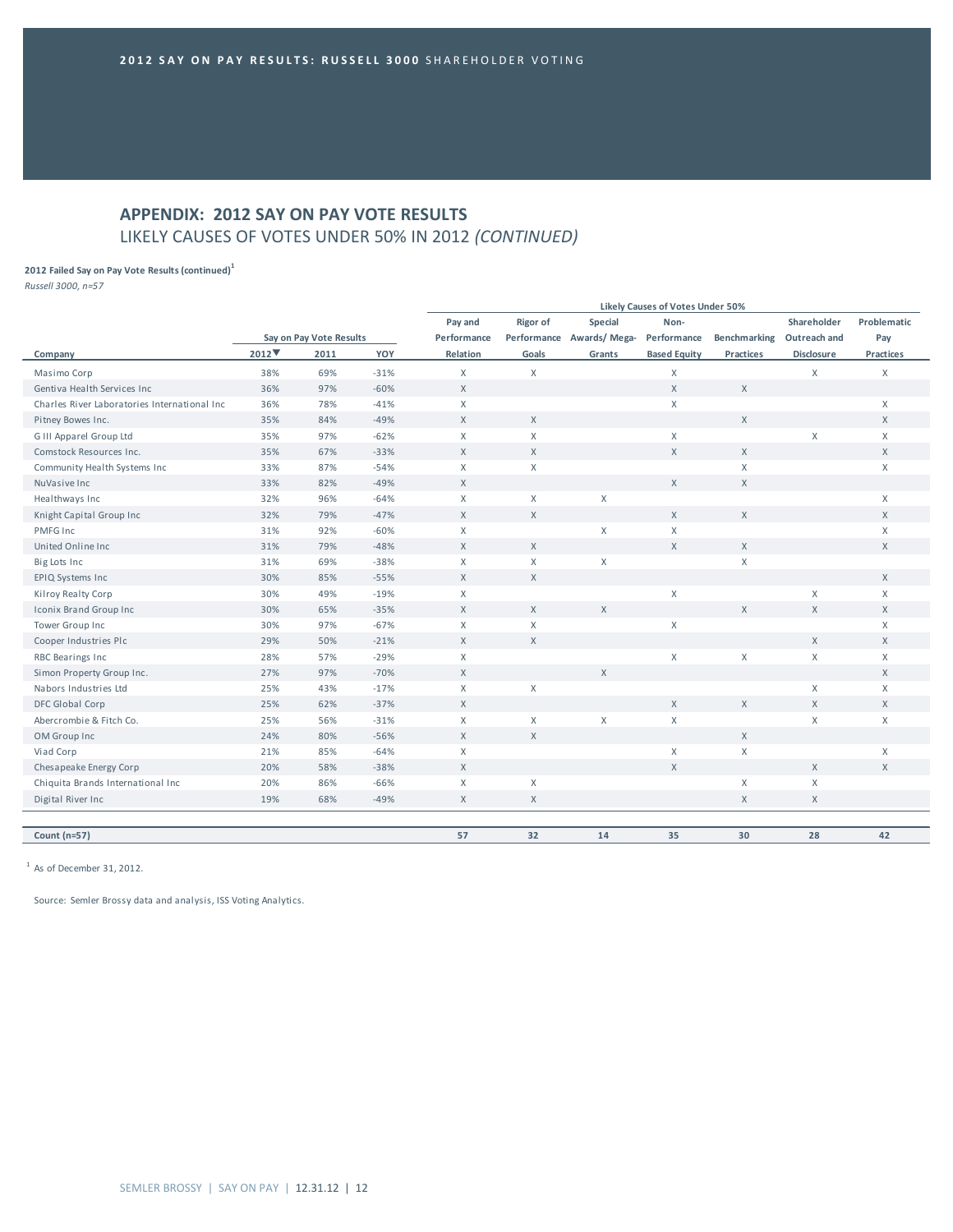## APPENDIX: 2012 SAY ON PAY VOTE RESULTS

LIKELY CAUSES OF VOTES UNDER 50% IN 2012 *(CONTINUED)*

**2012 Failed Say on Pay Vote Results (continued)**[1]

*Russell 3000, n=57*

| | Say on Pay Vote Results | | | Likely Causes of Votes Under 50% | | | | | | |
|---|---|---|---|---|---|---|---|---|---|---|
| **Company** | **2012▼** | **2011** | **YOY** | **Pay and Performance Relation** | **Rigor of Performance Goals** | **Special Awards/ Mega-Grants** | **Non-Performance Based Equity** | **Benchmarking Practices** | **Shareholder Outreach and Disclosure** | **Problematic Pay Practices** |
| Masimo Corp | 38% | 69% | -31% | X | X | | X | | X | X |
| Gentiva Health Services Inc | 36% | 97% | -60% | X | | | X | X | | |
| Charles River Laboratories International Inc | 36% | 78% | -41% | X | | | X | | | X |
| Pitney Bowes Inc. | 35% | 84% | -49% | X | X | | | X | | X |
| G III Apparel Group Ltd | 35% | 97% | -62% | X | X | | X | | X | X |
| Comstock Resources Inc. | 35% | 67% | -33% | X | X | | X | X | | X |
| Community Health Systems Inc | 33% | 87% | -54% | X | X | | | X | | X |
| NuVasive Inc | 33% | 82% | -49% | X | | | X | X | | |
| Healthways Inc | 32% | 96% | -64% | X | X | X | | | | X |
| Knight Capital Group Inc | 32% | 79% | -47% | X | X | | X | X | | X |
| PMFG Inc | 31% | 92% | -60% | X | | X | X | | | X |
| United Online Inc | 31% | 79% | -48% | X | X | | X | X | | X |
| Big Lots Inc | 31% | 69% | -38% | X | X | X | | X | | |
| EPIQ Systems Inc | 30% | 85% | -55% | X | X | | | | | X |
| Kilroy Realty Corp | 30% | 49% | -19% | X | | | X | | X | X |
| Iconix Brand Group Inc | 30% | 65% | -35% | X | X | X | | X | X | X |
| Tower Group Inc | 30% | 97% | -67% | X | X | | X | | | X |
| Cooper Industries Plc | 29% | 50% | -21% | X | X | | | | X | X |
| RBC Bearings Inc | 28% | 57% | -29% | X | | | X | X | X | X |
| Simon Property Group Inc. | 27% | 97% | -70% | X | | X | | | | X |
| Nabors Industries Ltd | 25% | 43% | -17% | X | X | | | | X | X |
| DFC Global Corp | 25% | 62% | -37% | X | | | X | X | X | X |
| Abercrombie & Fitch Co. | 25% | 56% | -31% | X | X | X | X | | X | X |
| OM Group Inc | 24% | 80% | -56% | X | X | | | X | | |
| Viad Corp | 21% | 85% | -64% | X | | | X | X | | X |
| Chesapeake Energy Corp | 20% | 58% | -38% | X | | | X | | X | X |
| Chiquita Brands International Inc | 20% | 86% | -66% | X | X | | | X | X | |
| Digital River Inc | 19% | 68% | -49% | X | X | | | X | X | |
| **Count (n=57)** | | | | **57** | **32** | **14** | **35** | **30** | **28** | **42** |

[1] As of December 31, 2012.

Source: Semler Brossy data and analysis, ISS Voting Analytics.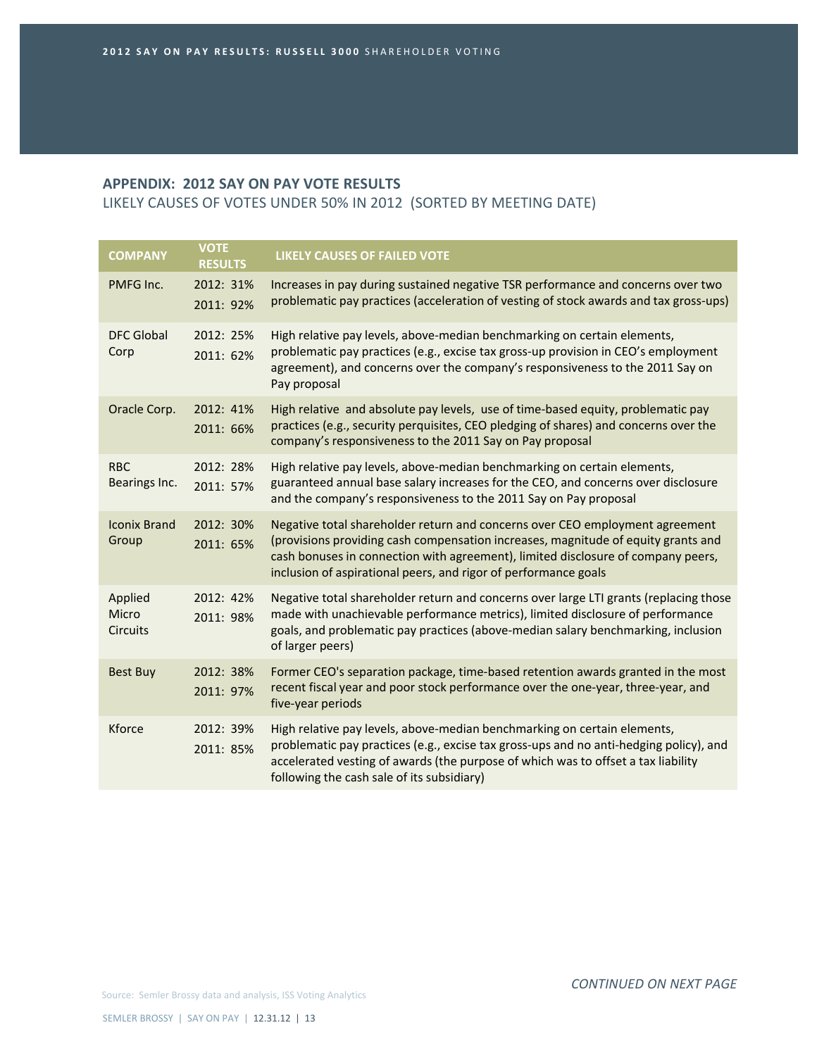## APPENDIX: 2012 SAY ON PAY VOTE RESULTS

LIKELY CAUSES OF VOTES UNDER 50% IN 2012 (SORTED BY MEETING DATE)

| COMPANY | VOTE RESULTS | LIKELY CAUSES OF FAILED VOTE |
|---|---|---|
| PMFG Inc. | 2012: 31%<br>2011: 92% | Increases in pay during sustained negative TSR performance and concerns over two problematic pay practices (acceleration of vesting of stock awards and tax gross-ups) |
| DFC Global Corp | 2012: 25%<br>2011: 62% | High relative pay levels, above-median benchmarking on certain elements, problematic pay practices (e.g., excise tax gross-up provision in CEO's employment agreement), and concerns over the company's responsiveness to the 2011 Say on Pay proposal |
| Oracle Corp. | 2012: 41%<br>2011: 66% | High relative and absolute pay levels, use of time-based equity, problematic pay practices (e.g., security perquisites, CEO pledging of shares) and concerns over the company's responsiveness to the 2011 Say on Pay proposal |
| RBC Bearings Inc. | 2012: 28%<br>2011: 57% | High relative pay levels, above-median benchmarking on certain elements, guaranteed annual base salary increases for the CEO, and concerns over disclosure and the company's responsiveness to the 2011 Say on Pay proposal |
| Iconix Brand Group | 2012: 30%<br>2011: 65% | Negative total shareholder return and concerns over CEO employment agreement (provisions providing cash compensation increases, magnitude of equity grants and cash bonuses in connection with agreement), limited disclosure of company peers, inclusion of aspirational peers, and rigor of performance goals |
| Applied Micro Circuits | 2012: 42%<br>2011: 98% | Negative total shareholder return and concerns over large LTI grants (replacing those made with unachievable performance metrics), limited disclosure of performance goals, and problematic pay practices (above-median salary benchmarking, inclusion of larger peers) |
| Best Buy | 2012: 38%<br>2011: 97% | Former CEO's separation package, time-based retention awards granted in the most recent fiscal year and poor stock performance over the one-year, three-year, and five-year periods |
| Kforce | 2012: 39%<br>2011: 85% | High relative pay levels, above-median benchmarking on certain elements, problematic pay practices (e.g., excise tax gross-ups and no anti-hedging policy), and accelerated vesting of awards (the purpose of which was to offset a tax liability following the cash sale of its subsidiary) |

*CONTINUED ON NEXT PAGE*

Source: Semler Brossy data and analysis, ISS Voting Analytics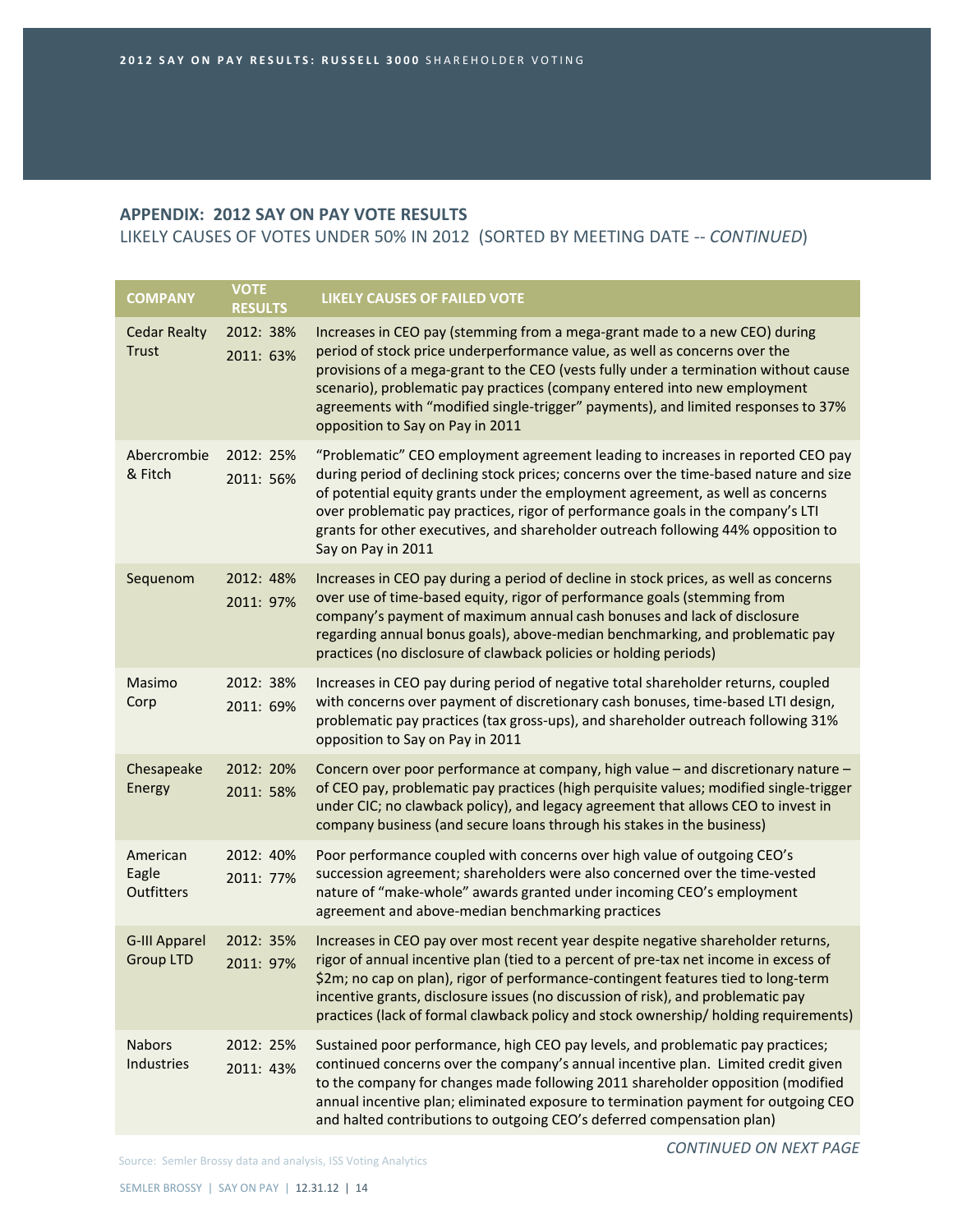## APPENDIX: 2012 SAY ON PAY VOTE RESULTS

LIKELY CAUSES OF VOTES UNDER 50% IN 2012 (SORTED BY MEETING DATE -- *CONTINUED*)

| COMPANY | VOTE RESULTS | LIKELY CAUSES OF FAILED VOTE |
|---|---|---|
| Cedar Realty Trust | 2012: 38%<br>2011: 63% | Increases in CEO pay (stemming from a mega-grant made to a new CEO) during period of stock price underperformance value, as well as concerns over the provisions of a mega-grant to the CEO (vests fully under a termination without cause scenario), problematic pay practices (company entered into new employment agreements with "modified single-trigger" payments), and limited responses to 37% opposition to Say on Pay in 2011 |
| Abercrombie & Fitch | 2012: 25%<br>2011: 56% | "Problematic" CEO employment agreement leading to increases in reported CEO pay during period of declining stock prices; concerns over the time-based nature and size of potential equity grants under the employment agreement, as well as concerns over problematic pay practices, rigor of performance goals in the company's LTI grants for other executives, and shareholder outreach following 44% opposition to Say on Pay in 2011 |
| Sequenom | 2012: 48%<br>2011: 97% | Increases in CEO pay during a period of decline in stock prices, as well as concerns over use of time-based equity, rigor of performance goals (stemming from company's payment of maximum annual cash bonuses and lack of disclosure regarding annual bonus goals), above-median benchmarking, and problematic pay practices (no disclosure of clawback policies or holding periods) |
| Masimo Corp | 2012: 38%<br>2011: 69% | Increases in CEO pay during period of negative total shareholder returns, coupled with concerns over payment of discretionary cash bonuses, time-based LTI design, problematic pay practices (tax gross-ups), and shareholder outreach following 31% opposition to Say on Pay in 2011 |
| Chesapeake Energy | 2012: 20%<br>2011: 58% | Concern over poor performance at company, high value – and discretionary nature – of CEO pay, problematic pay practices (high perquisite values; modified single-trigger under CIC; no clawback policy), and legacy agreement that allows CEO to invest in company business (and secure loans through his stakes in the business) |
| American Eagle Outfitters | 2012: 40%<br>2011: 77% | Poor performance coupled with concerns over high value of outgoing CEO's succession agreement; shareholders were also concerned over the time-vested nature of "make-whole" awards granted under incoming CEO's employment agreement and above-median benchmarking practices |
| G-III Apparel Group LTD | 2012: 35%<br>2011: 97% | Increases in CEO pay over most recent year despite negative shareholder returns, rigor of annual incentive plan (tied to a percent of pre-tax net income in excess of $2m; no cap on plan), rigor of performance-contingent features tied to long-term incentive grants, disclosure issues (no discussion of risk), and problematic pay practices (lack of formal clawback policy and stock ownership/ holding requirements) |
| Nabors Industries | 2012: 25%<br>2011: 43% | Sustained poor performance, high CEO pay levels, and problematic pay practices; continued concerns over the company's annual incentive plan. Limited credit given to the company for changes made following 2011 shareholder opposition (modified annual incentive plan; eliminated exposure to termination payment for outgoing CEO and halted contributions to outgoing CEO's deferred compensation plan) |

Source: Semler Brossy data and analysis, ISS Voting Analytics

*CONTINUED ON NEXT PAGE*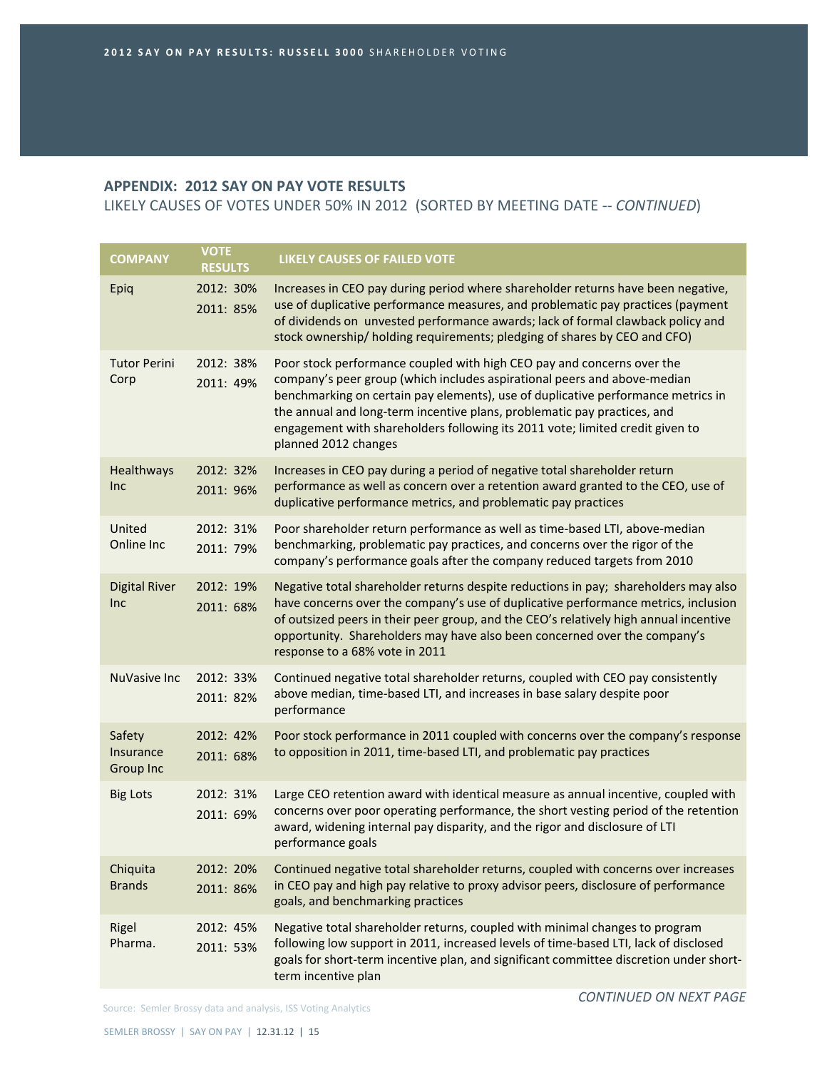## APPENDIX: 2012 SAY ON PAY VOTE RESULTS

LIKELY CAUSES OF VOTES UNDER 50% IN 2012 (SORTED BY MEETING DATE -- *CONTINUED*)

| COMPANY | VOTE RESULTS | LIKELY CAUSES OF FAILED VOTE |
|---|---|---|
| Epiq | 2012: 30%<br>2011: 85% | Increases in CEO pay during period where shareholder returns have been negative, use of duplicative performance measures, and problematic pay practices (payment of dividends on unvested performance awards; lack of formal clawback policy and stock ownership/ holding requirements; pledging of shares by CEO and CFO) |
| Tutor Perini Corp | 2012: 38%<br>2011: 49% | Poor stock performance coupled with high CEO pay and concerns over the company's peer group (which includes aspirational peers and above-median benchmarking on certain pay elements), use of duplicative performance metrics in the annual and long-term incentive plans, problematic pay practices, and engagement with shareholders following its 2011 vote; limited credit given to planned 2012 changes |
| Healthways Inc | 2012: 32%<br>2011: 96% | Increases in CEO pay during a period of negative total shareholder return performance as well as concern over a retention award granted to the CEO, use of duplicative performance metrics, and problematic pay practices |
| United Online Inc | 2012: 31%<br>2011: 79% | Poor shareholder return performance as well as time-based LTI, above-median benchmarking, problematic pay practices, and concerns over the rigor of the company's performance goals after the company reduced targets from 2010 |
| Digital River Inc | 2012: 19%<br>2011: 68% | Negative total shareholder returns despite reductions in pay; shareholders may also have concerns over the company's use of duplicative performance metrics, inclusion of outsized peers in their peer group, and the CEO's relatively high annual incentive opportunity. Shareholders may have also been concerned over the company's response to a 68% vote in 2011 |
| NuVasive Inc | 2012: 33%<br>2011: 82% | Continued negative total shareholder returns, coupled with CEO pay consistently above median, time-based LTI, and increases in base salary despite poor performance |
| Safety Insurance Group Inc | 2012: 42%<br>2011: 68% | Poor stock performance in 2011 coupled with concerns over the company's response to opposition in 2011, time-based LTI, and problematic pay practices |
| Big Lots | 2012: 31%<br>2011: 69% | Large CEO retention award with identical measure as annual incentive, coupled with concerns over poor operating performance, the short vesting period of the retention award, widening internal pay disparity, and the rigor and disclosure of LTI performance goals |
| Chiquita Brands | 2012: 20%<br>2011: 86% | Continued negative total shareholder returns, coupled with concerns over increases in CEO pay and high pay relative to proxy advisor peers, disclosure of performance goals, and benchmarking practices |
| Rigel Pharma. | 2012: 45%<br>2011: 53% | Negative total shareholder returns, coupled with minimal changes to program following low support in 2011, increased levels of time-based LTI, lack of disclosed goals for short-term incentive plan, and significant committee discretion under short-term incentive plan |

*CONTINUED ON NEXT PAGE*

Source: Semler Brossy data and analysis, ISS Voting Analytics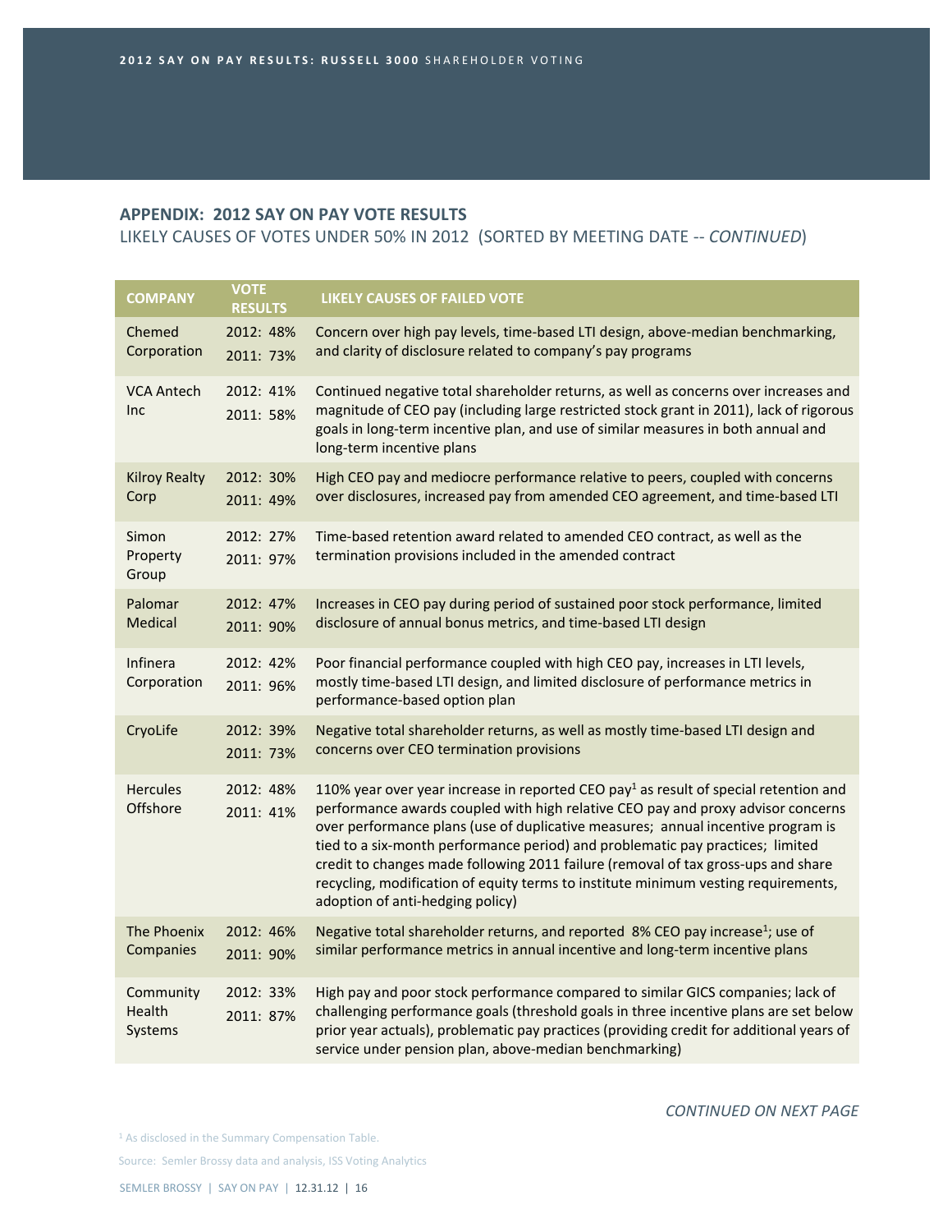## APPENDIX: 2012 SAY ON PAY VOTE RESULTS

LIKELY CAUSES OF VOTES UNDER 50% IN 2012 (SORTED BY MEETING DATE -- *CONTINUED*)

| COMPANY | VOTE RESULTS | LIKELY CAUSES OF FAILED VOTE |
|---|---|---|
| Chemed Corporation | 2012: 48%<br>2011: 73% | Concern over high pay levels, time-based LTI design, above-median benchmarking, and clarity of disclosure related to company's pay programs |
| VCA Antech Inc | 2012: 41%<br>2011: 58% | Continued negative total shareholder returns, as well as concerns over increases and magnitude of CEO pay (including large restricted stock grant in 2011), lack of rigorous goals in long-term incentive plan, and use of similar measures in both annual and long-term incentive plans |
| Kilroy Realty Corp | 2012: 30%<br>2011: 49% | High CEO pay and mediocre performance relative to peers, coupled with concerns over disclosures, increased pay from amended CEO agreement, and time-based LTI |
| Simon Property Group | 2012: 27%<br>2011: 97% | Time-based retention award related to amended CEO contract, as well as the termination provisions included in the amended contract |
| Palomar Medical | 2012: 47%<br>2011: 90% | Increases in CEO pay during period of sustained poor stock performance, limited disclosure of annual bonus metrics, and time-based LTI design |
| Infinera Corporation | 2012: 42%<br>2011: 96% | Poor financial performance coupled with high CEO pay, increases in LTI levels, mostly time-based LTI design, and limited disclosure of performance metrics in performance-based option plan |
| CryoLife | 2012: 39%<br>2011: 73% | Negative total shareholder returns, as well as mostly time-based LTI design and concerns over CEO termination provisions |
| Hercules Offshore | 2012: 48%<br>2011: 41% | 110% year over year increase in reported CEO pay[1] as result of special retention and performance awards coupled with high relative CEO pay and proxy advisor concerns over performance plans (use of duplicative measures; annual incentive program is tied to a six-month performance period) and problematic pay practices; limited credit to changes made following 2011 failure (removal of tax gross-ups and share recycling, modification of equity terms to institute minimum vesting requirements, adoption of anti-hedging policy) |
| The Phoenix Companies | 2012: 46%<br>2011: 90% | Negative total shareholder returns, and reported 8% CEO pay increase[1]; use of similar performance metrics in annual incentive and long-term incentive plans |
| Community Health Systems | 2012: 33%<br>2011: 87% | High pay and poor stock performance compared to similar GICS companies; lack of challenging performance goals (threshold goals in three incentive plans are set below prior year actuals), problematic pay practices (providing credit for additional years of service under pension plan, above-median benchmarking) |

*CONTINUED ON NEXT PAGE*

[1] As disclosed in the Summary Compensation Table.

Source: Semler Brossy data and analysis, ISS Voting Analytics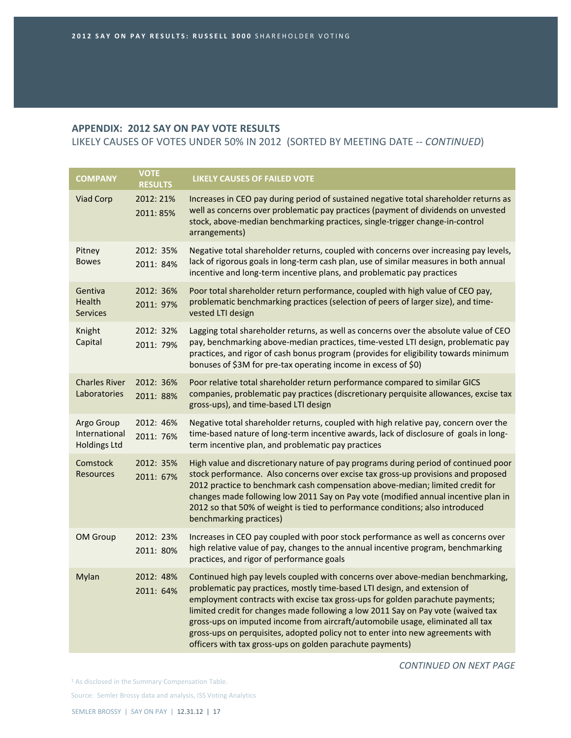## APPENDIX: 2012 SAY ON PAY VOTE RESULTS

LIKELY CAUSES OF VOTES UNDER 50% IN 2012 (SORTED BY MEETING DATE -- *CONTINUED*)

| COMPANY | VOTE RESULTS | LIKELY CAUSES OF FAILED VOTE |
|---|---|---|
| Viad Corp | 2012: 21%<br>2011: 85% | Increases in CEO pay during period of sustained negative total shareholder returns as well as concerns over problematic pay practices (payment of dividends on unvested stock, above-median benchmarking practices, single-trigger change-in-control arrangements) |
| Pitney Bowes | 2012: 35%<br>2011: 84% | Negative total shareholder returns, coupled with concerns over increasing pay levels, lack of rigorous goals in long-term cash plan, use of similar measures in both annual incentive and long-term incentive plans, and problematic pay practices |
| Gentiva Health Services | 2012: 36%<br>2011: 97% | Poor total shareholder return performance, coupled with high value of CEO pay, problematic benchmarking practices (selection of peers of larger size), and time-vested LTI design |
| Knight Capital | 2012: 32%<br>2011: 79% | Lagging total shareholder returns, as well as concerns over the absolute value of CEO pay, benchmarking above-median practices, time-vested LTI design, problematic pay practices, and rigor of cash bonus program (provides for eligibility towards minimum bonuses of $3M for pre-tax operating income in excess of $0) |
| Charles River Laboratories | 2012: 36%<br>2011: 88% | Poor relative total shareholder return performance compared to similar GICS companies, problematic pay practices (discretionary perquisite allowances, excise tax gross-ups), and time-based LTI design |
| Argo Group International Holdings Ltd | 2012: 46%<br>2011: 76% | Negative total shareholder returns, coupled with high relative pay, concern over the time-based nature of long-term incentive awards, lack of disclosure of goals in long-term incentive plan, and problematic pay practices |
| Comstock Resources | 2012: 35%<br>2011: 67% | High value and discretionary nature of pay programs during period of continued poor stock performance. Also concerns over excise tax gross-up provisions and proposed 2012 practice to benchmark cash compensation above-median; limited credit for changes made following low 2011 Say on Pay vote (modified annual incentive plan in 2012 so that 50% of weight is tied to performance conditions; also introduced benchmarking practices) |
| OM Group | 2012: 23%<br>2011: 80% | Increases in CEO pay coupled with poor stock performance as well as concerns over high relative value of pay, changes to the annual incentive program, benchmarking practices, and rigor of performance goals |
| Mylan | 2012: 48%<br>2011: 64% | Continued high pay levels coupled with concerns over above-median benchmarking, problematic pay practices, mostly time-based LTI design, and extension of employment contracts with excise tax gross-ups for golden parachute payments; limited credit for changes made following a low 2011 Say on Pay vote (waived tax gross-ups on imputed income from aircraft/automobile usage, eliminated all tax gross-ups on perquisites, adopted policy not to enter into new agreements with officers with tax gross-ups on golden parachute payments) |

*CONTINUED ON NEXT PAGE*

[1] As disclosed in the Summary Compensation Table.

Source: Semler Brossy data and analysis, ISS Voting Analytics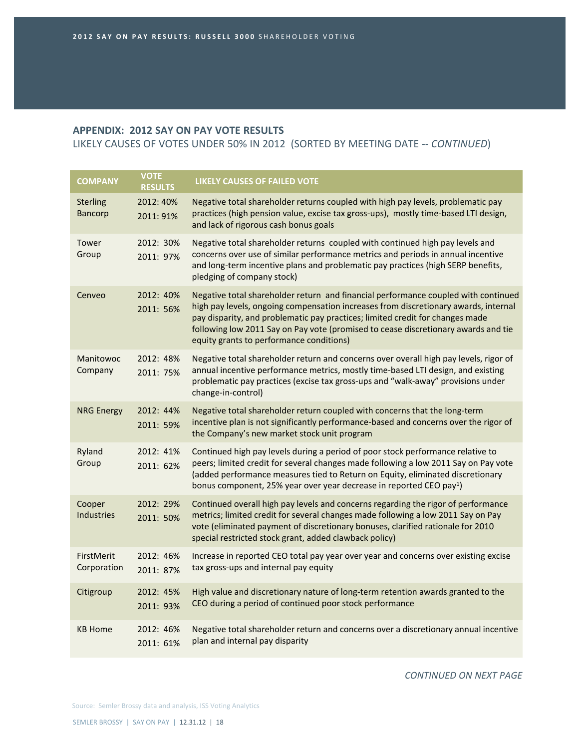## APPENDIX: 2012 SAY ON PAY VOTE RESULTS

LIKELY CAUSES OF VOTES UNDER 50% IN 2012 (SORTED BY MEETING DATE -- *CONTINUED*)

| COMPANY | VOTE RESULTS | LIKELY CAUSES OF FAILED VOTE |
|---|---|---|
| Sterling Bancorp | 2012: 40%<br>2011: 91% | Negative total shareholder returns coupled with high pay levels, problematic pay practices (high pension value, excise tax gross-ups), mostly time-based LTI design, and lack of rigorous cash bonus goals |
| Tower Group | 2012: 30%<br>2011: 97% | Negative total shareholder returns coupled with continued high pay levels and concerns over use of similar performance metrics and periods in annual incentive and long-term incentive plans and problematic pay practices (high SERP benefits, pledging of company stock) |
| Cenveo | 2012: 40%<br>2011: 56% | Negative total shareholder return and financial performance coupled with continued high pay levels, ongoing compensation increases from discretionary awards, internal pay disparity, and problematic pay practices; limited credit for changes made following low 2011 Say on Pay vote (promised to cease discretionary awards and tie equity grants to performance conditions) |
| Manitowoc Company | 2012: 48%<br>2011: 75% | Negative total shareholder return and concerns over overall high pay levels, rigor of annual incentive performance metrics, mostly time-based LTI design, and existing problematic pay practices (excise tax gross-ups and "walk-away" provisions under change-in-control) |
| NRG Energy | 2012: 44%<br>2011: 59% | Negative total shareholder return coupled with concerns that the long-term incentive plan is not significantly performance-based and concerns over the rigor of the Company's new market stock unit program |
| Ryland Group | 2012: 41%<br>2011: 62% | Continued high pay levels during a period of poor stock performance relative to peers; limited credit for several changes made following a low 2011 Say on Pay vote (added performance measures tied to Return on Equity, eliminated discretionary bonus component, 25% year over year decrease in reported CEO pay[1]) |
| Cooper Industries | 2012: 29%<br>2011: 50% | Continued overall high pay levels and concerns regarding the rigor of performance metrics; limited credit for several changes made following a low 2011 Say on Pay vote (eliminated payment of discretionary bonuses, clarified rationale for 2010 special restricted stock grant, added clawback policy) |
| FirstMerit Corporation | 2012: 46%<br>2011: 87% | Increase in reported CEO total pay year over year and concerns over existing excise tax gross-ups and internal pay equity |
| Citigroup | 2012: 45%<br>2011: 93% | High value and discretionary nature of long-term retention awards granted to the CEO during a period of continued poor stock performance |
| KB Home | 2012: 46%<br>2011: 61% | Negative total shareholder return and concerns over a discretionary annual incentive plan and internal pay disparity |

*CONTINUED ON NEXT PAGE*

Source: Semler Brossy data and analysis, ISS Voting Analytics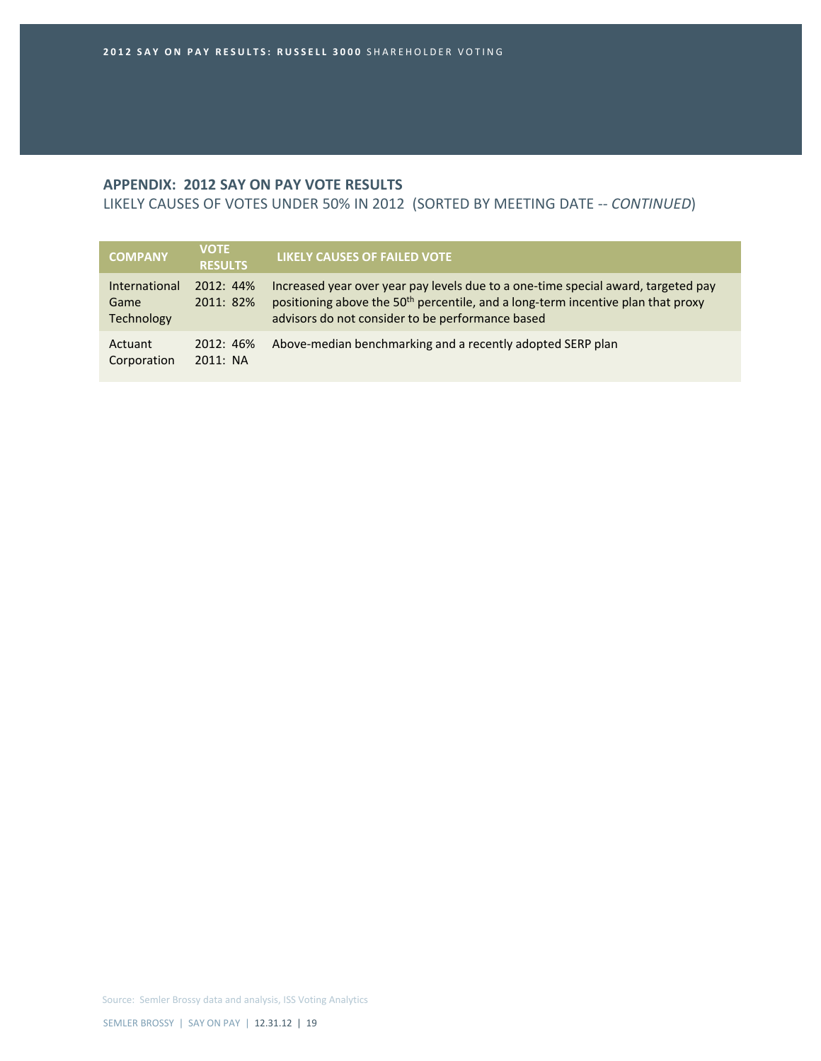## APPENDIX: 2012 SAY ON PAY VOTE RESULTS

LIKELY CAUSES OF VOTES UNDER 50% IN 2012 (SORTED BY MEETING DATE -- *CONTINUED*)

| COMPANY | VOTE RESULTS | LIKELY CAUSES OF FAILED VOTE |
|---|---|---|
| International Game Technology | 2012: 44%<br>2011: 82% | Increased year over year pay levels due to a one-time special award, targeted pay positioning above the 50th percentile, and a long-term incentive plan that proxy advisors do not consider to be performance based |
| Actuant Corporation | 2012: 46%<br>2011: NA | Above-median benchmarking and a recently adopted SERP plan |

Source: Semler Brossy data and analysis, ISS Voting Analytics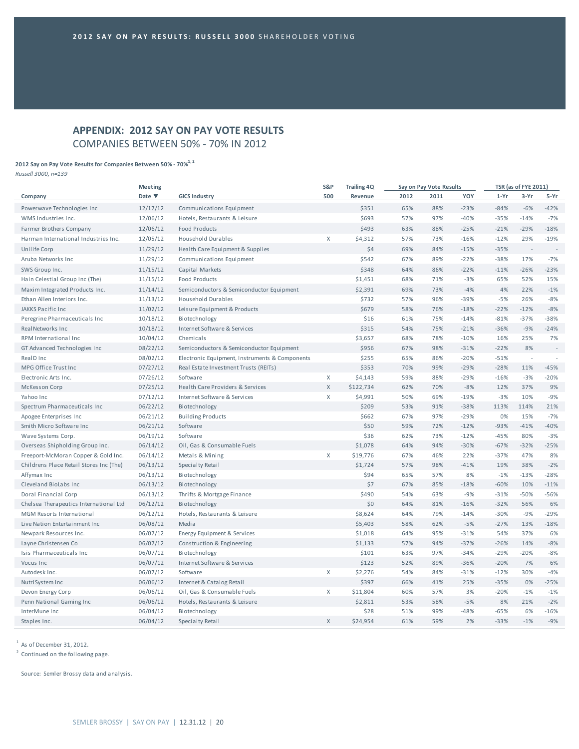# APPENDIX: 2012 SAY ON PAY VOTE RESULTS

## COMPANIES BETWEEN 50% - 70% IN 2012

**2012 Say on Pay Vote Results for Companies Between 50% - 70%[1, 2]**

*Russell 3000, n=139*

| Company | Meeting Date ▼ | GICS Industry | S&P 500 | Trailing 4Q Revenue | Say on Pay Vote Results 2012 | 2011 | YOY | TSR (as of FYE 2011) 1-Yr | 3-Yr | 5-Yr |
|---|---|---|---|---|---|---|---|---|---|---|
| Powerwave Technologies Inc | 12/17/12 | Communications Equipment | | $351 | 65% | 88% | -23% | -84% | -6% | -42% |
| WMS Industries Inc. | 12/06/12 | Hotels, Restaurants & Leisure | | $693 | 57% | 97% | -40% | -35% | -14% | -7% |
| Farmer Brothers Company | 12/06/12 | Food Products | | $493 | 63% | 88% | -25% | -21% | -29% | -18% |
| Harman International Industries Inc. | 12/05/12 | Household Durables | X | $4,312 | 57% | 73% | -16% | -12% | 29% | -19% |
| Unilife Corp | 11/29/12 | Health Care Equipment & Supplies | | $4 | 69% | 84% | -15% | -35% | - | - |
| Aruba Networks Inc | 11/29/12 | Communications Equipment | | $542 | 67% | 89% | -22% | -38% | 17% | -7% |
| SWS Group Inc. | 11/15/12 | Capital Markets | | $348 | 64% | 86% | -22% | -11% | -26% | -23% |
| Hain Celestial Group Inc (The) | 11/15/12 | Food Products | | $1,451 | 68% | 71% | -3% | 65% | 52% | 15% |
| Maxim Integrated Products Inc. | 11/14/12 | Semiconductors & Semiconductor Equipment | | $2,391 | 69% | 73% | -4% | 4% | 22% | -1% |
| Ethan Allen Interiors Inc. | 11/13/12 | Household Durables | | $732 | 57% | 96% | -39% | -5% | 26% | -8% |
| JAKKS Pacific Inc | 11/02/12 | Leisure Equipment & Products | | $679 | 58% | 76% | -18% | -22% | -12% | -8% |
| Peregrine Pharmaceuticals Inc | 10/18/12 | Biotechnology | | $16 | 61% | 75% | -14% | -81% | -37% | -38% |
| RealNetworks Inc | 10/18/12 | Internet Software & Services | | $315 | 54% | 75% | -21% | -36% | -9% | -24% |
| RPM International Inc | 10/04/12 | Chemicals | | $3,657 | 68% | 78% | -10% | 16% | 25% | 7% |
| GT Advanced Technologies Inc | 08/22/12 | Semiconductors & Semiconductor Equipment | | $956 | 67% | 98% | -31% | -22% | 8% | - |
| RealD Inc | 08/02/12 | Electronic Equipment, Instruments & Components | | $255 | 65% | 86% | -20% | -51% | - | - |
| MPG Office Trust Inc | 07/27/12 | Real Estate Investment Trusts (REITs) | | $353 | 70% | 99% | -29% | -28% | 11% | -45% |
| Electronic Arts Inc. | 07/26/12 | Software | X | $4,143 | 59% | 88% | -29% | -16% | -3% | -20% |
| McKesson Corp | 07/25/12 | Health Care Providers & Services | X | $122,734 | 62% | 70% | -8% | 12% | 37% | 9% |
| Yahoo Inc | 07/12/12 | Internet Software & Services | X | $4,991 | 50% | 69% | -19% | -3% | 10% | -9% |
| Spectrum Pharmaceuticals Inc | 06/22/12 | Biotechnology | | $209 | 53% | 91% | -38% | 113% | 114% | 21% |
| Apogee Enterprises Inc | 06/21/12 | Building Products | | $662 | 67% | 97% | -29% | 0% | 15% | -7% |
| Smith Micro Software Inc | 06/21/12 | Software | | $50 | 59% | 72% | -12% | -93% | -41% | -40% |
| Wave Systems Corp. | 06/19/12 | Software | | $36 | 62% | 73% | -12% | -45% | 80% | -3% |
| Overseas Shipholding Group Inc. | 06/14/12 | Oil, Gas & Consumable Fuels | | $1,078 | 64% | 94% | -30% | -67% | -32% | -25% |
| Freeport-McMoran Copper & Gold Inc. | 06/14/12 | Metals & Mining | X | $19,776 | 67% | 46% | 22% | -37% | 47% | 8% |
| Childrens Place Retail Stores Inc (The) | 06/13/12 | Specialty Retail | | $1,724 | 57% | 98% | -41% | 19% | 38% | -2% |
| Affymax Inc | 06/13/12 | Biotechnology | | $94 | 65% | 57% | 8% | -1% | -13% | -28% |
| Cleveland BioLabs Inc | 06/13/12 | Biotechnology | | $7 | 67% | 85% | -18% | -60% | 10% | -11% |
| Doral Financial Corp | 06/13/12 | Thrifts & Mortgage Finance | | $490 | 54% | 63% | -9% | -31% | -50% | -56% |
| Chelsea Therapeutics International Ltd | 06/12/12 | Biotechnology | | $0 | 64% | 81% | -16% | -32% | 56% | 6% |
| MGM Resorts International | 06/12/12 | Hotels, Restaurants & Leisure | | $8,624 | 64% | 79% | -14% | -30% | -9% | -29% |
| Live Nation Entertainment Inc | 06/08/12 | Media | | $5,403 | 58% | 62% | -5% | -27% | 13% | -18% |
| Newpark Resources Inc. | 06/07/12 | Energy Equipment & Services | | $1,018 | 64% | 95% | -31% | 54% | 37% | 6% |
| Layne Christensen Co | 06/07/12 | Construction & Engineering | | $1,133 | 57% | 94% | -37% | -26% | 14% | -8% |
| Isis Pharmaceuticals Inc | 06/07/12 | Biotechnology | | $101 | 63% | 97% | -34% | -29% | -20% | -8% |
| Vocus Inc | 06/07/12 | Internet Software & Services | | $123 | 52% | 89% | -36% | -20% | 7% | 6% |
| Autodesk Inc. | 06/07/12 | Software | X | $2,276 | 54% | 84% | -31% | -12% | 30% | -4% |
| NutriSystem Inc | 06/06/12 | Internet & Catalog Retail | | $397 | 66% | 41% | 25% | -35% | 0% | -25% |
| Devon Energy Corp | 06/06/12 | Oil, Gas & Consumable Fuels | X | $11,804 | 60% | 57% | 3% | -20% | -1% | -1% |
| Penn National Gaming Inc | 06/06/12 | Hotels, Restaurants & Leisure | | $2,811 | 53% | 58% | -5% | 8% | 21% | -2% |
| InterMune Inc | 06/04/12 | Biotechnology | | $28 | 51% | 99% | -48% | -65% | 6% | -16% |
| Staples Inc. | 06/04/12 | Specialty Retail | X | $24,954 | 61% | 59% | 2% | -33% | -1% | -9% |

[1] As of December 31, 2012.

[2] Continued on the following page.

Source: Semler Brossy data and analysis.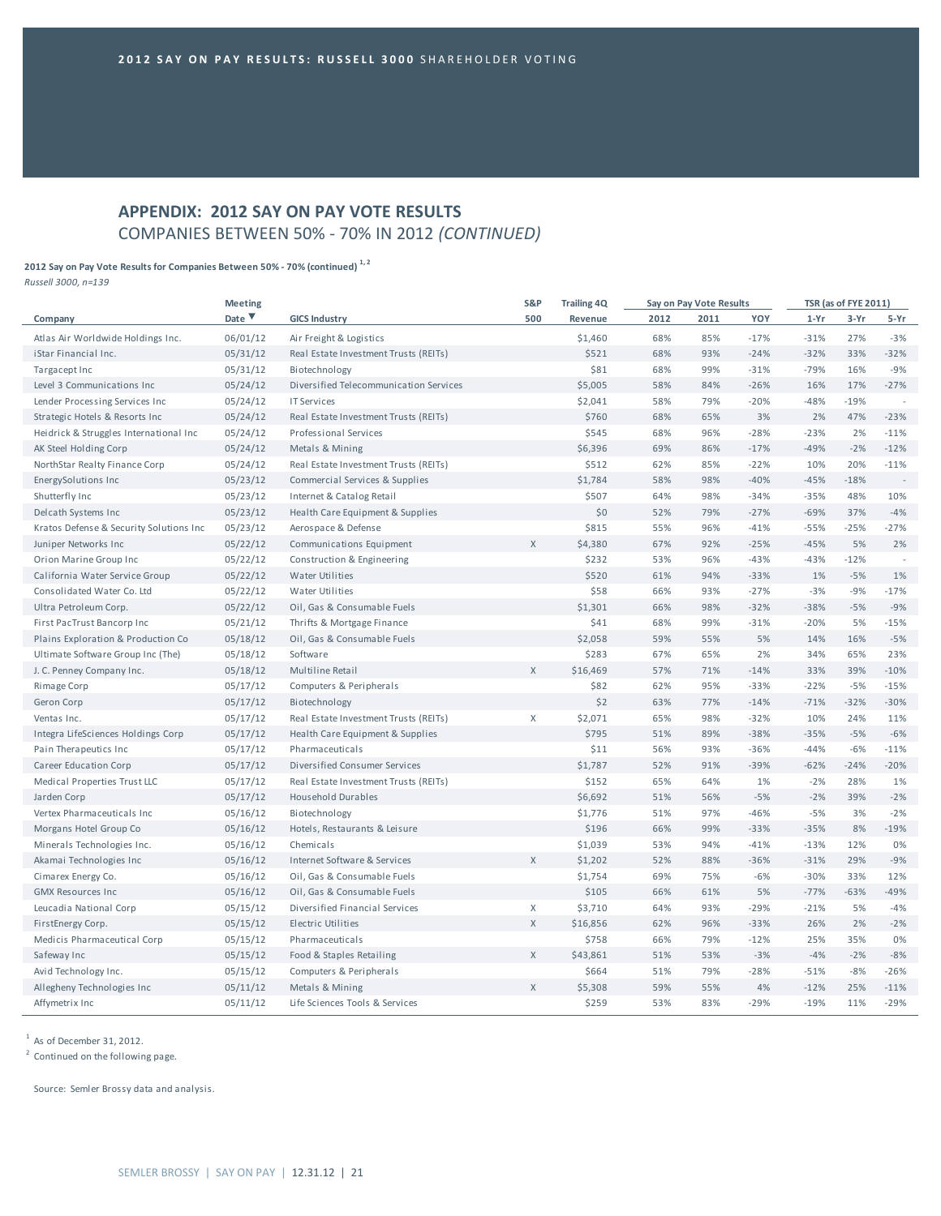## APPENDIX: 2012 SAY ON PAY VOTE RESULTS

COMPANIES BETWEEN 50% - 70% IN 2012 *(CONTINUED)*

**2012 Say on Pay Vote Results for Companies Between 50% - 70% (continued)** [1, 2]

*Russell 3000, n=139*

| Company | Meeting Date ▼ | GICS Industry | S&P 500 | Trailing 4Q Revenue | Say on Pay Vote Results | | | TSR (as of FYE 2011) | | |
|---|---|---|---|---|---|---|---|---|---|---|
| | | | | | 2012 | 2011 | YOY | 1-Yr | 3-Yr | 5-Yr |
| Atlas Air Worldwide Holdings Inc. | 06/01/12 | Air Freight & Logistics | | $1,460 | 68% | 85% | -17% | -31% | 27% | -3% |
| iStar Financial Inc. | 05/31/12 | Real Estate Investment Trusts (REITs) | | $521 | 68% | 93% | -24% | -32% | 33% | -32% |
| Targacept Inc | 05/31/12 | Biotechnology | | $81 | 68% | 99% | -31% | -79% | 16% | -9% |
| Level 3 Communications Inc | 05/24/12 | Diversified Telecommunication Services | | $5,005 | 58% | 84% | -26% | 16% | 17% | -27% |
| Lender Processing Services Inc | 05/24/12 | IT Services | | $2,041 | 58% | 79% | -20% | -48% | -19% | - |
| Strategic Hotels & Resorts Inc | 05/24/12 | Real Estate Investment Trusts (REITs) | | $760 | 68% | 65% | 3% | 2% | 47% | -23% |
| Heidrick & Struggles International Inc | 05/24/12 | Professional Services | | $545 | 68% | 96% | -28% | -23% | 2% | -11% |
| AK Steel Holding Corp | 05/24/12 | Metals & Mining | | $6,396 | 69% | 86% | -17% | -49% | -2% | -12% |
| NorthStar Realty Finance Corp | 05/24/12 | Real Estate Investment Trusts (REITs) | | $512 | 62% | 85% | -22% | 10% | 20% | -11% |
| EnergySolutions Inc | 05/23/12 | Commercial Services & Supplies | | $1,784 | 58% | 98% | -40% | -45% | -18% | - |
| Shutterfly Inc | 05/23/12 | Internet & Catalog Retail | | $507 | 64% | 98% | -34% | -35% | 48% | 10% |
| Delcath Systems Inc | 05/23/12 | Health Care Equipment & Supplies | | $0 | 52% | 79% | -27% | -69% | 37% | -4% |
| Kratos Defense & Security Solutions Inc | 05/23/12 | Aerospace & Defense | | $815 | 55% | 96% | -41% | -55% | -25% | -27% |
| Juniper Networks Inc | 05/22/12 | Communications Equipment | X | $4,380 | 67% | 92% | -25% | -45% | 5% | 2% |
| Orion Marine Group Inc | 05/22/12 | Construction & Engineering | | $232 | 53% | 96% | -43% | -43% | -12% | - |
| California Water Service Group | 05/22/12 | Water Utilities | | $520 | 61% | 94% | -33% | 1% | -5% | 1% |
| Consolidated Water Co. Ltd | 05/22/12 | Water Utilities | | $58 | 66% | 93% | -27% | -3% | -9% | -17% |
| Ultra Petroleum Corp. | 05/22/12 | Oil, Gas & Consumable Fuels | | $1,301 | 66% | 98% | -32% | -38% | -5% | -9% |
| First PacTrust Bancorp Inc | 05/21/12 | Thrifts & Mortgage Finance | | $41 | 68% | 99% | -31% | -20% | 5% | -15% |
| Plains Exploration & Production Co | 05/18/12 | Oil, Gas & Consumable Fuels | | $2,058 | 59% | 55% | 5% | 14% | 16% | -5% |
| Ultimate Software Group Inc (The) | 05/18/12 | Software | | $283 | 67% | 65% | 2% | 34% | 65% | 23% |
| J. C. Penney Company Inc. | 05/18/12 | Multiline Retail | X | $16,469 | 57% | 71% | -14% | 33% | 39% | -10% |
| Rimage Corp | 05/17/12 | Computers & Peripherals | | $82 | 62% | 95% | -33% | -22% | -5% | -15% |
| Geron Corp | 05/17/12 | Biotechnology | | $2 | 63% | 77% | -14% | -71% | -32% | -30% |
| Ventas Inc. | 05/17/12 | Real Estate Investment Trusts (REITs) | X | $2,071 | 65% | 98% | -32% | 10% | 24% | 11% |
| Integra LifeSciences Holdings Corp | 05/17/12 | Health Care Equipment & Supplies | | $795 | 51% | 89% | -38% | -35% | -5% | -6% |
| Pain Therapeutics Inc | 05/17/12 | Pharmaceuticals | | $11 | 56% | 93% | -36% | -44% | -6% | -11% |
| Career Education Corp | 05/17/12 | Diversified Consumer Services | | $1,787 | 52% | 91% | -39% | -62% | -24% | -20% |
| Medical Properties Trust LLC | 05/17/12 | Real Estate Investment Trusts (REITs) | | $152 | 65% | 64% | 1% | -2% | 28% | 1% |
| Jarden Corp | 05/17/12 | Household Durables | | $6,692 | 51% | 56% | -5% | -2% | 39% | -2% |
| Vertex Pharmaceuticals Inc | 05/16/12 | Biotechnology | | $1,776 | 51% | 97% | -46% | -5% | 3% | -2% |
| Morgans Hotel Group Co | 05/16/12 | Hotels, Restaurants & Leisure | | $196 | 66% | 99% | -33% | -35% | 8% | -19% |
| Minerals Technologies Inc. | 05/16/12 | Chemicals | | $1,039 | 53% | 94% | -41% | -13% | 12% | 0% |
| Akamai Technologies Inc | 05/16/12 | Internet Software & Services | X | $1,202 | 52% | 88% | -36% | -31% | 29% | -9% |
| Cimarex Energy Co. | 05/16/12 | Oil, Gas & Consumable Fuels | | $1,754 | 69% | 75% | -6% | -30% | 33% | 12% |
| GMX Resources Inc | 05/16/12 | Oil, Gas & Consumable Fuels | | $105 | 66% | 61% | 5% | -77% | -63% | -49% |
| Leucadia National Corp | 05/15/12 | Diversified Financial Services | X | $3,710 | 64% | 93% | -29% | -21% | 5% | -4% |
| FirstEnergy Corp. | 05/15/12 | Electric Utilities | X | $16,856 | 62% | 96% | -33% | 26% | 2% | -2% |
| Medicis Pharmaceutical Corp | 05/15/12 | Pharmaceuticals | | $758 | 66% | 79% | -12% | 25% | 35% | 0% |
| Safeway Inc | 05/15/12 | Food & Staples Retailing | X | $43,861 | 51% | 53% | -3% | -4% | -2% | -8% |
| Avid Technology Inc. | 05/15/12 | Computers & Peripherals | | $664 | 51% | 79% | -28% | -51% | -8% | -26% |
| Allegheny Technologies Inc | 05/11/12 | Metals & Mining | X | $5,308 | 59% | 55% | 4% | -12% | 25% | -11% |
| Affymetrix Inc | 05/11/12 | Life Sciences Tools & Services | | $259 | 53% | 83% | -29% | -19% | 11% | -29% |

[1] As of December 31, 2012.

[2] Continued on the following page.

Source: Semler Brossy data and analysis.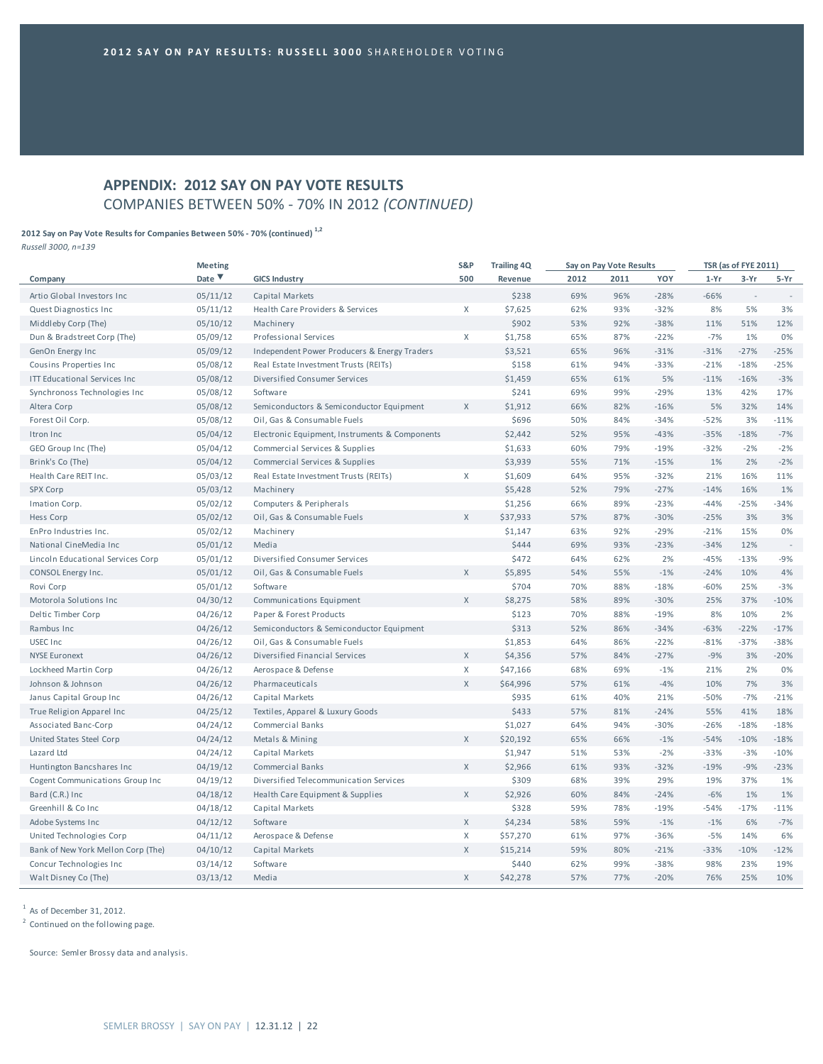## APPENDIX: 2012 SAY ON PAY VOTE RESULTS
COMPANIES BETWEEN 50% - 70% IN 2012 *(CONTINUED)*

**2012 Say on Pay Vote Results for Companies Between 50% - 70% (continued)** [1,2]
*Russell 3000, n=139*

| Company | Meeting Date ▼ | GICS Industry | S&P 500 | Trailing 4Q Revenue | Say on Pay Vote Results 2012 | 2011 | YOY | TSR (as of FYE 2011) 1-Yr | 3-Yr | 5-Yr |
|---|---|---|---|---|---|---|---|---|---|---|
| Artio Global Investors Inc | 05/11/12 | Capital Markets | | $238 | 69% | 96% | -28% | -66% | - | - |
| Quest Diagnostics Inc | 05/11/12 | Health Care Providers & Services | X | $7,625 | 62% | 93% | -32% | 8% | 5% | 3% |
| Middleby Corp (The) | 05/10/12 | Machinery | | $902 | 53% | 92% | -38% | 11% | 51% | 12% |
| Dun & Bradstreet Corp (The) | 05/09/12 | Professional Services | X | $1,758 | 65% | 87% | -22% | -7% | 1% | 0% |
| GenOn Energy Inc | 05/09/12 | Independent Power Producers & Energy Traders | | $3,521 | 65% | 96% | -31% | -31% | -27% | -25% |
| Cousins Properties Inc | 05/08/12 | Real Estate Investment Trusts (REITs) | | $158 | 61% | 94% | -33% | -21% | -18% | -25% |
| ITT Educational Services Inc | 05/08/12 | Diversified Consumer Services | | $1,459 | 65% | 61% | 5% | -11% | -16% | -3% |
| Synchronoss Technologies Inc | 05/08/12 | Software | | $241 | 69% | 99% | -29% | 13% | 42% | 17% |
| Altera Corp | 05/08/12 | Semiconductors & Semiconductor Equipment | X | $1,912 | 66% | 82% | -16% | 5% | 32% | 14% |
| Forest Oil Corp. | 05/08/12 | Oil, Gas & Consumable Fuels | | $696 | 50% | 84% | -34% | -52% | 3% | -11% |
| Itron Inc | 05/04/12 | Electronic Equipment, Instruments & Components | | $2,442 | 52% | 95% | -43% | -35% | -18% | -7% |
| GEO Group Inc (The) | 05/04/12 | Commercial Services & Supplies | | $1,633 | 60% | 79% | -19% | -32% | -2% | -2% |
| Brink's Co (The) | 05/04/12 | Commercial Services & Supplies | | $3,939 | 55% | 71% | -15% | 1% | 2% | -2% |
| Health Care REIT Inc. | 05/03/12 | Real Estate Investment Trusts (REITs) | X | $1,609 | 64% | 95% | -32% | 21% | 16% | 11% |
| SPX Corp | 05/03/12 | Machinery | | $5,428 | 52% | 79% | -27% | -14% | 16% | 1% |
| Imation Corp. | 05/02/12 | Computers & Peripherals | | $1,256 | 66% | 89% | -23% | -44% | -25% | -34% |
| Hess Corp | 05/02/12 | Oil, Gas & Consumable Fuels | X | $37,933 | 57% | 87% | -30% | -25% | 3% | 3% |
| EnPro Industries Inc. | 05/02/12 | Machinery | | $1,147 | 63% | 92% | -29% | -21% | 15% | 0% |
| National CineMedia Inc | 05/01/12 | Media | | $444 | 69% | 93% | -23% | -34% | 12% | - |
| Lincoln Educational Services Corp | 05/01/12 | Diversified Consumer Services | | $472 | 64% | 62% | 2% | -45% | -13% | -9% |
| CONSOL Energy Inc. | 05/01/12 | Oil, Gas & Consumable Fuels | X | $5,895 | 54% | 55% | -1% | -24% | 10% | 4% |
| Rovi Corp | 05/01/12 | Software | | $704 | 70% | 88% | -18% | -60% | 25% | -3% |
| Motorola Solutions Inc | 04/30/12 | Communications Equipment | X | $8,275 | 58% | 89% | -30% | 25% | 37% | -10% |
| Deltic Timber Corp | 04/26/12 | Paper & Forest Products | | $123 | 70% | 88% | -19% | 8% | 10% | 2% |
| Rambus Inc | 04/26/12 | Semiconductors & Semiconductor Equipment | | $313 | 52% | 86% | -34% | -63% | -22% | -17% |
| USEC Inc | 04/26/12 | Oil, Gas & Consumable Fuels | | $1,853 | 64% | 86% | -22% | -81% | -37% | -38% |
| NYSE Euronext | 04/26/12 | Diversified Financial Services | X | $4,356 | 57% | 84% | -27% | -9% | 3% | -20% |
| Lockheed Martin Corp | 04/26/12 | Aerospace & Defense | X | $47,166 | 68% | 69% | -1% | 21% | 2% | 0% |
| Johnson & Johnson | 04/26/12 | Pharmaceuticals | X | $64,996 | 57% | 61% | -4% | 10% | 7% | 3% |
| Janus Capital Group Inc | 04/26/12 | Capital Markets | | $935 | 61% | 40% | 21% | -50% | -7% | -21% |
| True Religion Apparel Inc | 04/25/12 | Textiles, Apparel & Luxury Goods | | $433 | 57% | 81% | -24% | 55% | 41% | 18% |
| Associated Banc-Corp | 04/24/12 | Commercial Banks | | $1,027 | 64% | 94% | -30% | -26% | -18% | -18% |
| United States Steel Corp | 04/24/12 | Metals & Mining | X | $20,192 | 65% | 66% | -1% | -54% | -10% | -18% |
| Lazard Ltd | 04/24/12 | Capital Markets | | $1,947 | 51% | 53% | -2% | -33% | -3% | -10% |
| Huntington Bancshares Inc | 04/19/12 | Commercial Banks | X | $2,966 | 61% | 93% | -32% | -19% | -9% | -23% |
| Cogent Communications Group Inc | 04/19/12 | Diversified Telecommunication Services | | $309 | 68% | 39% | 29% | 19% | 37% | 1% |
| Bard (C.R.) Inc | 04/18/12 | Health Care Equipment & Supplies | X | $2,926 | 60% | 84% | -24% | -6% | 1% | 1% |
| Greenhill & Co Inc | 04/18/12 | Capital Markets | | $328 | 59% | 78% | -19% | -54% | -17% | -11% |
| Adobe Systems Inc | 04/12/12 | Software | X | $4,234 | 58% | 59% | -1% | -1% | 6% | -7% |
| United Technologies Corp | 04/11/12 | Aerospace & Defense | X | $57,270 | 61% | 97% | -36% | -5% | 14% | 6% |
| Bank of New York Mellon Corp (The) | 04/10/12 | Capital Markets | X | $15,214 | 59% | 80% | -21% | -33% | -10% | -12% |
| Concur Technologies Inc | 03/14/12 | Software | | $440 | 62% | 99% | -38% | 98% | 23% | 19% |
| Walt Disney Co (The) | 03/13/12 | Media | X | $42,278 | 57% | 77% | -20% | 76% | 25% | 10% |

[1] As of December 31, 2012.
[2] Continued on the following page.

Source: Semler Brossy data and analysis.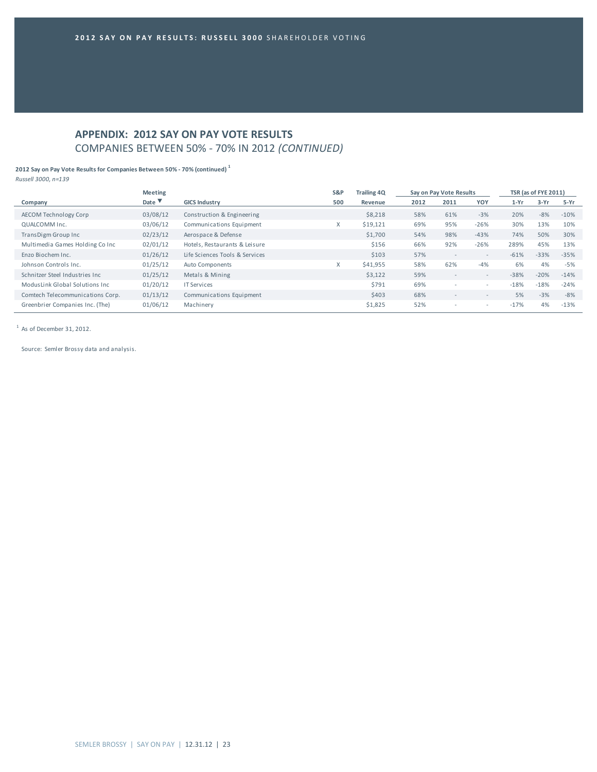## APPENDIX: 2012 SAY ON PAY VOTE RESULTS

COMPANIES BETWEEN 50% - 70% IN 2012 *(CONTINUED)*

**2012 Say on Pay Vote Results for Companies Between 50% - 70% (continued)** [1]

*Russell 3000, n=139*

| Company | Meeting Date ▼ | GICS Industry | S&P 500 | Trailing 4Q Revenue | Say on Pay Vote Results | | | TSR (as of FYE 2011) | | |
|---|---|---|---|---|---|---|---|---|---|---|
| | | | | | 2012 | 2011 | YOY | 1-Yr | 3-Yr | 5-Yr |
| AECOM Technology Corp | 03/08/12 | Construction & Engineering | | $8,218 | 58% | 61% | -3% | 20% | -8% | -10% |
| QUALCOMM Inc. | 03/06/12 | Communications Equipment | X | $19,121 | 69% | 95% | -26% | 30% | 13% | 10% |
| TransDigm Group Inc | 02/23/12 | Aerospace & Defense | | $1,700 | 54% | 98% | -43% | 74% | 50% | 30% |
| Multimedia Games Holding Co Inc | 02/01/12 | Hotels, Restaurants & Leisure | | $156 | 66% | 92% | -26% | 289% | 45% | 13% |
| Enzo Biochem Inc. | 01/26/12 | Life Sciences Tools & Services | | $103 | 57% | - | - | -61% | -33% | -35% |
| Johnson Controls Inc. | 01/25/12 | Auto Components | X | $41,955 | 58% | 62% | -4% | 6% | 4% | -5% |
| Schnitzer Steel Industries Inc | 01/25/12 | Metals & Mining | | $3,122 | 59% | - | - | -38% | -20% | -14% |
| ModusLink Global Solutions Inc | 01/20/12 | IT Services | | $791 | 69% | - | - | -18% | -18% | -24% |
| Comtech Telecommunications Corp. | 01/13/12 | Communications Equipment | | $403 | 68% | - | - | 5% | -3% | -8% |
| Greenbrier Companies Inc. (The) | 01/06/12 | Machinery | | $1,825 | 52% | - | - | -17% | 4% | -13% |

[1] As of December 31, 2012.

Source: Semler Brossy data and analysis.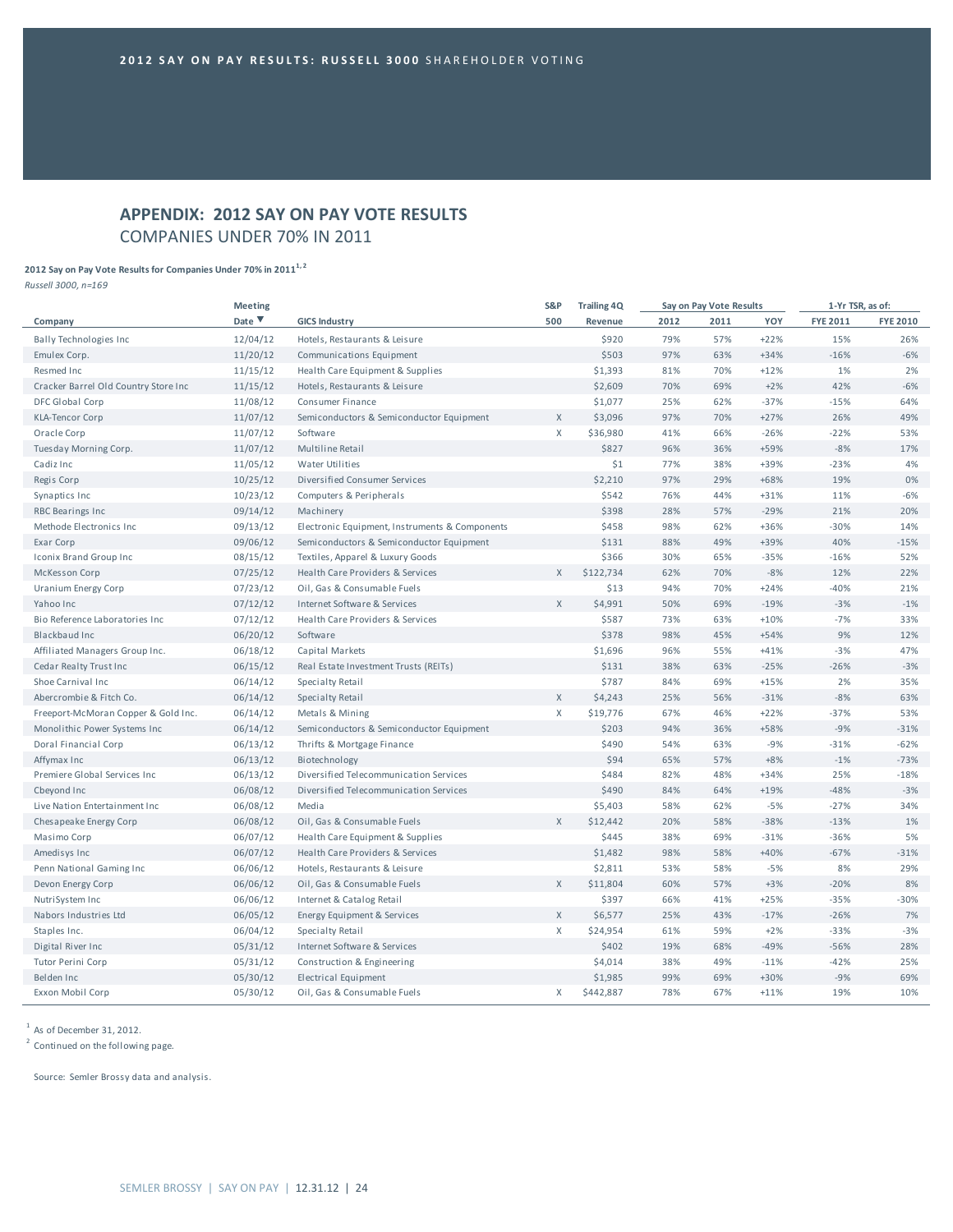# APPENDIX: 2012 SAY ON PAY VOTE RESULTS

## COMPANIES UNDER 70% IN 2011

**2012 Say on Pay Vote Results for Companies Under 70% in 2011**[1, 2]

*Russell 3000, n=169*

| Company | Meeting Date ▼ | GICS Industry | S&P 500 | Trailing 4Q Revenue | Say on Pay Vote Results 2012 | 2011 | YOY | 1-Yr TSR, as of: FYE 2011 | FYE 2010 |
|---|---|---|---|---|---|---|---|---|---|
| Bally Technologies Inc | 12/04/12 | Hotels, Restaurants & Leisure | | $920 | 79% | 57% | +22% | 15% | 26% |
| Emulex Corp. | 11/20/12 | Communications Equipment | | $503 | 97% | 63% | +34% | -16% | -6% |
| Resmed Inc | 11/15/12 | Health Care Equipment & Supplies | | $1,393 | 81% | 70% | +12% | 1% | 2% |
| Cracker Barrel Old Country Store Inc | 11/15/12 | Hotels, Restaurants & Leisure | | $2,609 | 70% | 69% | +2% | 42% | -6% |
| DFC Global Corp | 11/08/12 | Consumer Finance | | $1,077 | 25% | 62% | -37% | -15% | 64% |
| KLA-Tencor Corp | 11/07/12 | Semiconductors & Semiconductor Equipment | X | $3,096 | 97% | 70% | +27% | 26% | 49% |
| Oracle Corp | 11/07/12 | Software | X | $36,980 | 41% | 66% | -26% | -22% | 53% |
| Tuesday Morning Corp. | 11/07/12 | Multiline Retail | | $827 | 96% | 36% | +59% | -8% | 17% |
| Cadiz Inc | 11/05/12 | Water Utilities | | $1 | 77% | 38% | +39% | -23% | 4% |
| Regis Corp | 10/25/12 | Diversified Consumer Services | | $2,210 | 97% | 29% | +68% | 19% | 0% |
| Synaptics Inc | 10/23/12 | Computers & Peripherals | | $542 | 76% | 44% | +31% | 11% | -6% |
| RBC Bearings Inc | 09/14/12 | Machinery | | $398 | 28% | 57% | -29% | 21% | 20% |
| Methode Electronics Inc | 09/13/12 | Electronic Equipment, Instruments & Components | | $458 | 98% | 62% | +36% | -30% | 14% |
| Exar Corp | 09/06/12 | Semiconductors & Semiconductor Equipment | | $131 | 88% | 49% | +39% | 40% | -15% |
| Iconix Brand Group Inc | 08/15/12 | Textiles, Apparel & Luxury Goods | | $366 | 30% | 65% | -35% | -16% | 52% |
| McKesson Corp | 07/25/12 | Health Care Providers & Services | X | $122,734 | 62% | 70% | -8% | 12% | 22% |
| Uranium Energy Corp | 07/23/12 | Oil, Gas & Consumable Fuels | | $13 | 94% | 70% | +24% | -40% | 21% |
| Yahoo Inc | 07/12/12 | Internet Software & Services | X | $4,991 | 50% | 69% | -19% | -3% | -1% |
| Bio Reference Laboratories Inc | 07/12/12 | Health Care Providers & Services | | $587 | 73% | 63% | +10% | -7% | 33% |
| Blackbaud Inc | 06/20/12 | Software | | $378 | 98% | 45% | +54% | 9% | 12% |
| Affiliated Managers Group Inc. | 06/18/12 | Capital Markets | | $1,696 | 96% | 55% | +41% | -3% | 47% |
| Cedar Realty Trust Inc | 06/15/12 | Real Estate Investment Trusts (REITs) | | $131 | 38% | 63% | -25% | -26% | -3% |
| Shoe Carnival Inc | 06/14/12 | Specialty Retail | | $787 | 84% | 69% | +15% | 2% | 35% |
| Abercrombie & Fitch Co. | 06/14/12 | Specialty Retail | X | $4,243 | 25% | 56% | -31% | -8% | 63% |
| Freeport-McMoran Copper & Gold Inc. | 06/14/12 | Metals & Mining | X | $19,776 | 67% | 46% | +22% | -37% | 53% |
| Monolithic Power Systems Inc | 06/14/12 | Semiconductors & Semiconductor Equipment | | $203 | 94% | 36% | +58% | -9% | -31% |
| Doral Financial Corp | 06/13/12 | Thrifts & Mortgage Finance | | $490 | 54% | 63% | -9% | -31% | -62% |
| Affymax Inc | 06/13/12 | Biotechnology | | $94 | 65% | 57% | +8% | -1% | -73% |
| Premiere Global Services Inc | 06/13/12 | Diversified Telecommunication Services | | $484 | 82% | 48% | +34% | 25% | -18% |
| Cbeyond Inc | 06/08/12 | Diversified Telecommunication Services | | $490 | 84% | 64% | +19% | -48% | -3% |
| Live Nation Entertainment Inc | 06/08/12 | Media | | $5,403 | 58% | 62% | -5% | -27% | 34% |
| Chesapeake Energy Corp | 06/08/12 | Oil, Gas & Consumable Fuels | X | $12,442 | 20% | 58% | -38% | -13% | 1% |
| Masimo Corp | 06/07/12 | Health Care Equipment & Supplies | | $445 | 38% | 69% | -31% | -36% | 5% |
| Amedisys Inc | 06/07/12 | Health Care Providers & Services | | $1,482 | 98% | 58% | +40% | -67% | -31% |
| Penn National Gaming Inc | 06/06/12 | Hotels, Restaurants & Leisure | | $2,811 | 53% | 58% | -5% | 8% | 29% |
| Devon Energy Corp | 06/06/12 | Oil, Gas & Consumable Fuels | X | $11,804 | 60% | 57% | +3% | -20% | 8% |
| NutriSystem Inc | 06/06/12 | Internet & Catalog Retail | | $397 | 66% | 41% | +25% | -35% | -30% |
| Nabors Industries Ltd | 06/05/12 | Energy Equipment & Services | X | $6,577 | 25% | 43% | -17% | -26% | 7% |
| Staples Inc. | 06/04/12 | Specialty Retail | X | $24,954 | 61% | 59% | +2% | -33% | -3% |
| Digital River Inc | 05/31/12 | Internet Software & Services | | $402 | 19% | 68% | -49% | -56% | 28% |
| Tutor Perini Corp | 05/31/12 | Construction & Engineering | | $4,014 | 38% | 49% | -11% | -42% | 25% |
| Belden Inc | 05/30/12 | Electrical Equipment | | $1,985 | 99% | 69% | +30% | -9% | 69% |
| Exxon Mobil Corp | 05/30/12 | Oil, Gas & Consumable Fuels | X | $442,887 | 78% | 67% | +11% | 19% | 10% |

[1] As of December 31, 2012.

[2] Continued on the following page.

Source: Semler Brossy data and analysis.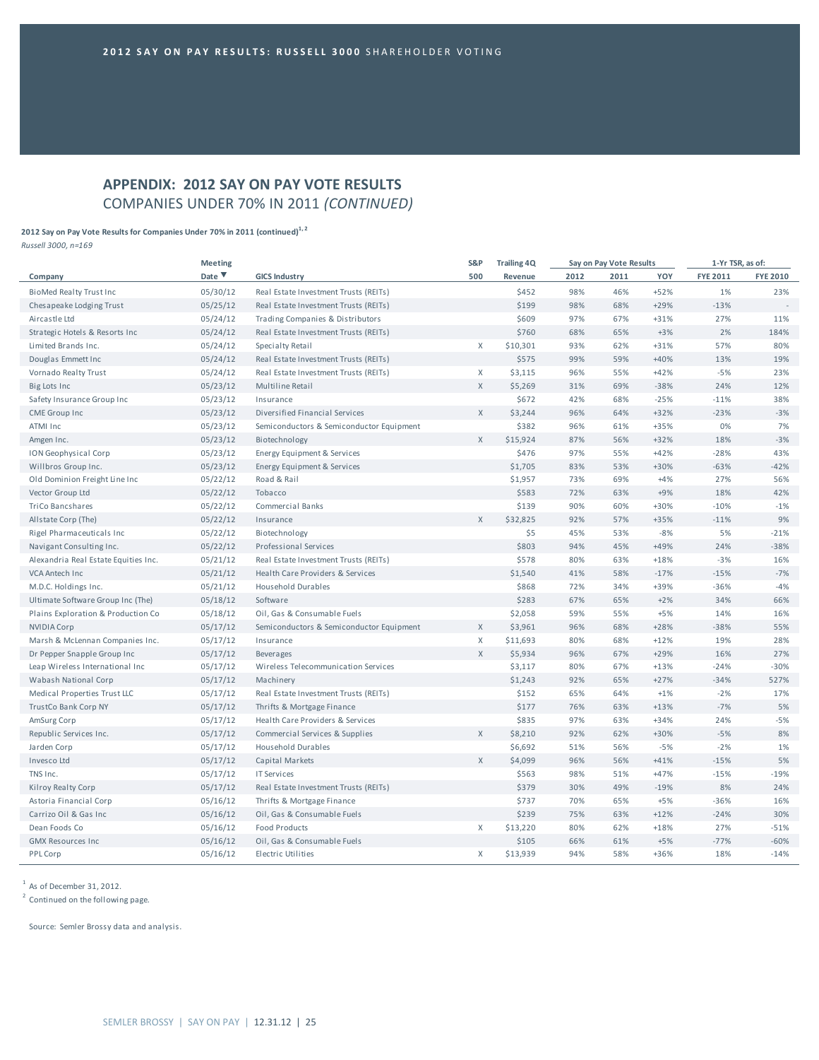## 2012 SAY ON PAY RESULTS: RUSSELL 3000 SHAREHOLDER VOTING

## APPENDIX: 2012 SAY ON PAY VOTE RESULTS
COMPANIES UNDER 70% IN 2011 *(CONTINUED)*

**2012 Say on Pay Vote Results for Companies Under 70% in 2011 (continued)[1, 2]**
*Russell 3000, n=169*

| Company | Meeting Date ▼ | GICS Industry | S&P 500 | Trailing 4Q Revenue | Say on Pay Vote Results 2012 | 2011 | YOY | 1-Yr TSR, as of: FYE 2011 | FYE 2010 |
|---|---|---|---|---|---|---|---|---|---|
| BioMed Realty Trust Inc | 05/30/12 | Real Estate Investment Trusts (REITs) | | $452 | 98% | 46% | +52% | 1% | 23% |
| Chesapeake Lodging Trust | 05/25/12 | Real Estate Investment Trusts (REITs) | | $199 | 98% | 68% | +29% | -13% | - |
| Aircastle Ltd | 05/24/12 | Trading Companies & Distributors | | $609 | 97% | 67% | +31% | 27% | 11% |
| Strategic Hotels & Resorts Inc | 05/24/12 | Real Estate Investment Trusts (REITs) | | $760 | 68% | 65% | +3% | 2% | 184% |
| Limited Brands Inc. | 05/24/12 | Specialty Retail | X | $10,301 | 93% | 62% | +31% | 57% | 80% |
| Douglas Emmett Inc | 05/24/12 | Real Estate Investment Trusts (REITs) | | $575 | 99% | 59% | +40% | 13% | 19% |
| Vornado Realty Trust | 05/24/12 | Real Estate Investment Trusts (REITs) | X | $3,115 | 96% | 55% | +42% | -5% | 23% |
| Big Lots Inc | 05/23/12 | Multiline Retail | X | $5,269 | 31% | 69% | -38% | 24% | 12% |
| Safety Insurance Group Inc | 05/23/12 | Insurance | | $672 | 42% | 68% | -25% | -11% | 38% |
| CME Group Inc | 05/23/12 | Diversified Financial Services | X | $3,244 | 96% | 64% | +32% | -23% | -3% |
| ATMI Inc | 05/23/12 | Semiconductors & Semiconductor Equipment | | $382 | 96% | 61% | +35% | 0% | 7% |
| Amgen Inc. | 05/23/12 | Biotechnology | X | $15,924 | 87% | 56% | +32% | 18% | -3% |
| ION Geophysical Corp | 05/23/12 | Energy Equipment & Services | | $476 | 97% | 55% | +42% | -28% | 43% |
| Willbros Group Inc. | 05/23/12 | Energy Equipment & Services | | $1,705 | 83% | 53% | +30% | -63% | -42% |
| Old Dominion Freight Line Inc | 05/22/12 | Road & Rail | | $1,957 | 73% | 69% | +4% | 27% | 56% |
| Vector Group Ltd | 05/22/12 | Tobacco | | $583 | 72% | 63% | +9% | 18% | 42% |
| TriCo Bancshares | 05/22/12 | Commercial Banks | | $139 | 90% | 60% | +30% | -10% | -1% |
| Allstate Corp (The) | 05/22/12 | Insurance | X | $32,825 | 92% | 57% | +35% | -11% | 9% |
| Rigel Pharmaceuticals Inc | 05/22/12 | Biotechnology | | $5 | 45% | 53% | -8% | 5% | -21% |
| Navigant Consulting Inc. | 05/22/12 | Professional Services | | $803 | 94% | 45% | +49% | 24% | -38% |
| Alexandria Real Estate Equities Inc. | 05/21/12 | Real Estate Investment Trusts (REITs) | | $578 | 80% | 63% | +18% | -3% | 16% |
| VCA Antech Inc | 05/21/12 | Health Care Providers & Services | | $1,540 | 41% | 58% | -17% | -15% | -7% |
| M.D.C. Holdings Inc. | 05/21/12 | Household Durables | | $868 | 72% | 34% | +39% | -36% | -4% |
| Ultimate Software Group Inc (The) | 05/18/12 | Software | | $283 | 67% | 65% | +2% | 34% | 66% |
| Plains Exploration & Production Co | 05/18/12 | Oil, Gas & Consumable Fuels | | $2,058 | 59% | 55% | +5% | 14% | 16% |
| NVIDIA Corp | 05/17/12 | Semiconductors & Semiconductor Equipment | X | $3,961 | 96% | 68% | +28% | -38% | 55% |
| Marsh & McLennan Companies Inc. | 05/17/12 | Insurance | X | $11,693 | 80% | 68% | +12% | 19% | 28% |
| Dr Pepper Snapple Group Inc | 05/17/12 | Beverages | X | $5,934 | 96% | 67% | +29% | 16% | 27% |
| Leap Wireless International Inc | 05/17/12 | Wireless Telecommunication Services | | $3,117 | 80% | 67% | +13% | -24% | -30% |
| Wabash National Corp | 05/17/12 | Machinery | | $1,243 | 92% | 65% | +27% | -34% | 527% |
| Medical Properties Trust LLC | 05/17/12 | Real Estate Investment Trusts (REITs) | | $152 | 65% | 64% | +1% | -2% | 17% |
| TrustCo Bank Corp NY | 05/17/12 | Thrifts & Mortgage Finance | | $177 | 76% | 63% | +13% | -7% | 5% |
| AmSurg Corp | 05/17/12 | Health Care Providers & Services | | $835 | 97% | 63% | +34% | 24% | -5% |
| Republic Services Inc. | 05/17/12 | Commercial Services & Supplies | X | $8,210 | 92% | 62% | +30% | -5% | 8% |
| Jarden Corp | 05/17/12 | Household Durables | | $6,692 | 51% | 56% | -5% | -2% | 1% |
| Invesco Ltd | 05/17/12 | Capital Markets | X | $4,099 | 96% | 56% | +41% | -15% | 5% |
| TNS Inc. | 05/17/12 | IT Services | | $563 | 98% | 51% | +47% | -15% | -19% |
| Kilroy Realty Corp | 05/17/12 | Real Estate Investment Trusts (REITs) | | $379 | 30% | 49% | -19% | 8% | 24% |
| Astoria Financial Corp | 05/16/12 | Thrifts & Mortgage Finance | | $737 | 70% | 65% | +5% | -36% | 16% |
| Carrizo Oil & Gas Inc | 05/16/12 | Oil, Gas & Consumable Fuels | | $239 | 75% | 63% | +12% | -24% | 30% |
| Dean Foods Co | 05/16/12 | Food Products | X | $13,220 | 80% | 62% | +18% | 27% | -51% |
| GMX Resources Inc | 05/16/12 | Oil, Gas & Consumable Fuels | | $105 | 66% | 61% | +5% | -77% | -60% |
| PPL Corp | 05/16/12 | Electric Utilities | X | $13,939 | 94% | 58% | +36% | 18% | -14% |

[1] As of December 31, 2012.
[2] Continued on the following page.

Source: Semler Brossy data and analysis.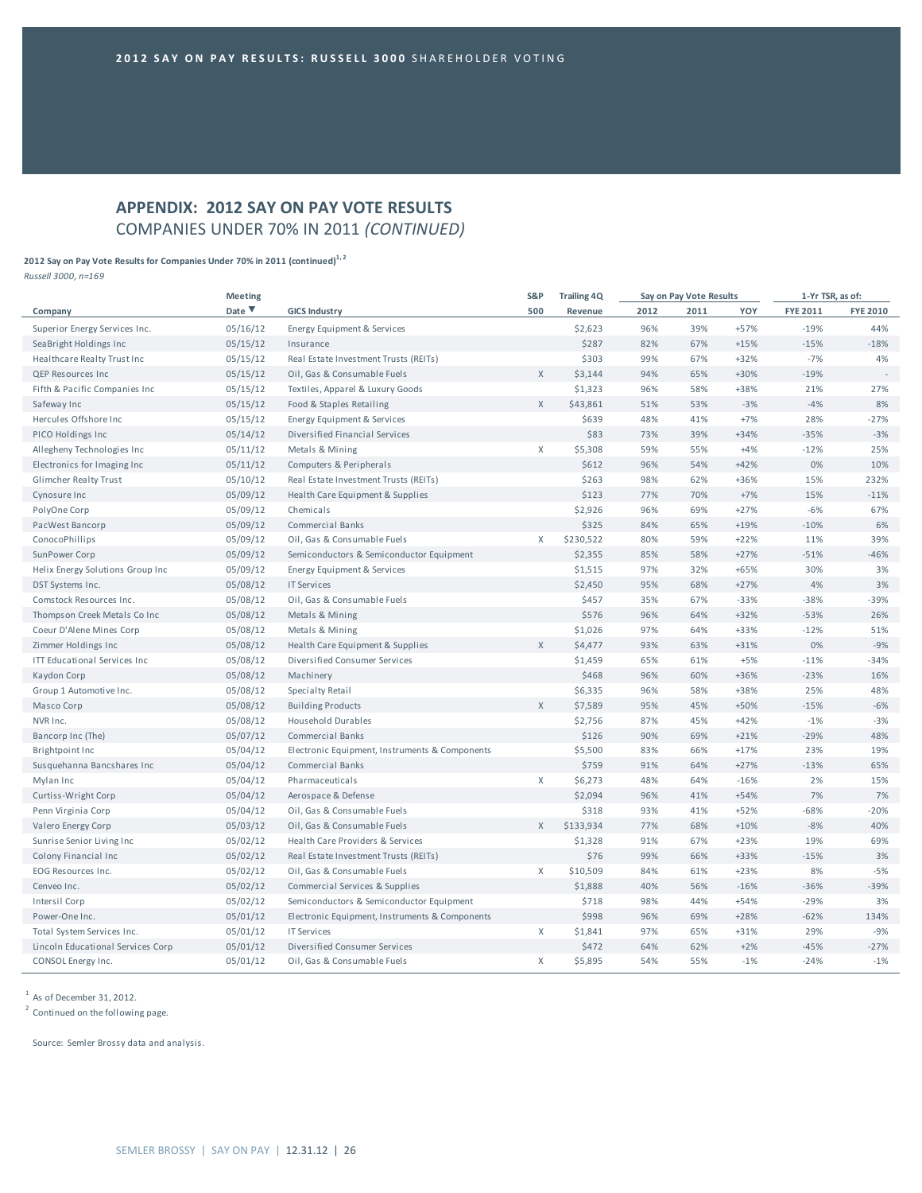## APPENDIX: 2012 SAY ON PAY VOTE RESULTS

COMPANIES UNDER 70% IN 2011 *(CONTINUED)*

**2012 Say on Pay Vote Results for Companies Under 70% in 2011 (continued)[1, 2]**

*Russell 3000, n=169*

| Company | Meeting Date ▼ | GICS Industry | S&P 500 | Trailing 4Q Revenue | Say on Pay Vote Results 2012 | 2011 | YOY | 1-Yr TSR, as of: FYE 2011 | FYE 2010 |
|---|---|---|---|---|---|---|---|---|---|
| Superior Energy Services Inc. | 05/16/12 | Energy Equipment & Services | | $2,623 | 96% | 39% | +57% | -19% | 44% |
| SeaBright Holdings Inc | 05/15/12 | Insurance | | $287 | 82% | 67% | +15% | -15% | -18% |
| Healthcare Realty Trust Inc | 05/15/12 | Real Estate Investment Trusts (REITs) | | $303 | 99% | 67% | +32% | -7% | 4% |
| QEP Resources Inc | 05/15/12 | Oil, Gas & Consumable Fuels | X | $3,144 | 94% | 65% | +30% | -19% | - |
| Fifth & Pacific Companies Inc | 05/15/12 | Textiles, Apparel & Luxury Goods | | $1,323 | 96% | 58% | +38% | 21% | 27% |
| Safeway Inc | 05/15/12 | Food & Staples Retailing | X | $43,861 | 51% | 53% | -3% | -4% | 8% |
| Hercules Offshore Inc | 05/15/12 | Energy Equipment & Services | | $639 | 48% | 41% | +7% | 28% | -27% |
| PICO Holdings Inc | 05/14/12 | Diversified Financial Services | | $83 | 73% | 39% | +34% | -35% | -3% |
| Allegheny Technologies Inc | 05/11/12 | Metals & Mining | X | $5,308 | 59% | 55% | +4% | -12% | 25% |
| Electronics for Imaging Inc | 05/11/12 | Computers & Peripherals | | $612 | 96% | 54% | +42% | 0% | 10% |
| Glimcher Realty Trust | 05/10/12 | Real Estate Investment Trusts (REITs) | | $263 | 98% | 62% | +36% | 15% | 232% |
| Cynosure Inc | 05/09/12 | Health Care Equipment & Supplies | | $123 | 77% | 70% | +7% | 15% | -11% |
| PolyOne Corp | 05/09/12 | Chemicals | | $2,926 | 96% | 69% | +27% | -6% | 67% |
| PacWest Bancorp | 05/09/12 | Commercial Banks | | $325 | 84% | 65% | +19% | -10% | 6% |
| ConocoPhillips | 05/09/12 | Oil, Gas & Consumable Fuels | X | $230,522 | 80% | 59% | +22% | 11% | 39% |
| SunPower Corp | 05/09/12 | Semiconductors & Semiconductor Equipment | | $2,355 | 85% | 58% | +27% | -51% | -46% |
| Helix Energy Solutions Group Inc | 05/09/12 | Energy Equipment & Services | | $1,515 | 97% | 32% | +65% | 30% | 3% |
| DST Systems Inc. | 05/08/12 | IT Services | | $2,450 | 95% | 68% | +27% | 4% | 3% |
| Comstock Resources Inc. | 05/08/12 | Oil, Gas & Consumable Fuels | | $457 | 35% | 67% | -33% | -38% | -39% |
| Thompson Creek Metals Co Inc | 05/08/12 | Metals & Mining | | $576 | 96% | 64% | +32% | -53% | 26% |
| Coeur D'Alene Mines Corp | 05/08/12 | Metals & Mining | | $1,026 | 97% | 64% | +33% | -12% | 51% |
| Zimmer Holdings Inc | 05/08/12 | Health Care Equipment & Supplies | X | $4,477 | 93% | 63% | +31% | 0% | -9% |
| ITT Educational Services Inc | 05/08/12 | Diversified Consumer Services | | $1,459 | 65% | 61% | +5% | -11% | -34% |
| Kaydon Corp | 05/08/12 | Machinery | | $468 | 96% | 60% | +36% | -23% | 16% |
| Group 1 Automotive Inc. | 05/08/12 | Specialty Retail | | $6,335 | 96% | 58% | +38% | 25% | 48% |
| Masco Corp | 05/08/12 | Building Products | X | $7,589 | 95% | 45% | +50% | -15% | -6% |
| NVR Inc. | 05/08/12 | Household Durables | | $2,756 | 87% | 45% | +42% | -1% | -3% |
| Bancorp Inc (The) | 05/07/12 | Commercial Banks | | $126 | 90% | 69% | +21% | -29% | 48% |
| Brightpoint Inc | 05/04/12 | Electronic Equipment, Instruments & Components | | $5,500 | 83% | 66% | +17% | 23% | 19% |
| Susquehanna Bancshares Inc | 05/04/12 | Commercial Banks | | $759 | 91% | 64% | +27% | -13% | 65% |
| Mylan Inc | 05/04/12 | Pharmaceuticals | X | $6,273 | 48% | 64% | -16% | 2% | 15% |
| Curtiss-Wright Corp | 05/04/12 | Aerospace & Defense | | $2,094 | 96% | 41% | +54% | 7% | 7% |
| Penn Virginia Corp | 05/04/12 | Oil, Gas & Consumable Fuels | | $318 | 93% | 41% | +52% | -68% | -20% |
| Valero Energy Corp | 05/03/12 | Oil, Gas & Consumable Fuels | X | $133,934 | 77% | 68% | +10% | -8% | 40% |
| Sunrise Senior Living Inc | 05/02/12 | Health Care Providers & Services | | $1,328 | 91% | 67% | +23% | 19% | 69% |
| Colony Financial Inc | 05/02/12 | Real Estate Investment Trusts (REITs) | | $76 | 99% | 66% | +33% | -15% | 3% |
| EOG Resources Inc. | 05/02/12 | Oil, Gas & Consumable Fuels | X | $10,509 | 84% | 61% | +23% | 8% | -5% |
| Cenveo Inc. | 05/02/12 | Commercial Services & Supplies | | $1,888 | 40% | 56% | -16% | -36% | -39% |
| Intersil Corp | 05/02/12 | Semiconductors & Semiconductor Equipment | | $718 | 98% | 44% | +54% | -29% | 3% |
| Power-One Inc. | 05/01/12 | Electronic Equipment, Instruments & Components | | $998 | 96% | 69% | +28% | -62% | 134% |
| Total System Services Inc. | 05/01/12 | IT Services | X | $1,841 | 97% | 65% | +31% | 29% | -9% |
| Lincoln Educational Services Corp | 05/01/12 | Diversified Consumer Services | | $472 | 64% | 62% | +2% | -45% | -27% |
| CONSOL Energy Inc. | 05/01/12 | Oil, Gas & Consumable Fuels | X | $5,895 | 54% | 55% | -1% | -24% | -1% |

[1] As of December 31, 2012.

[2] Continued on the following page.

Source: Semler Brossy data and analysis.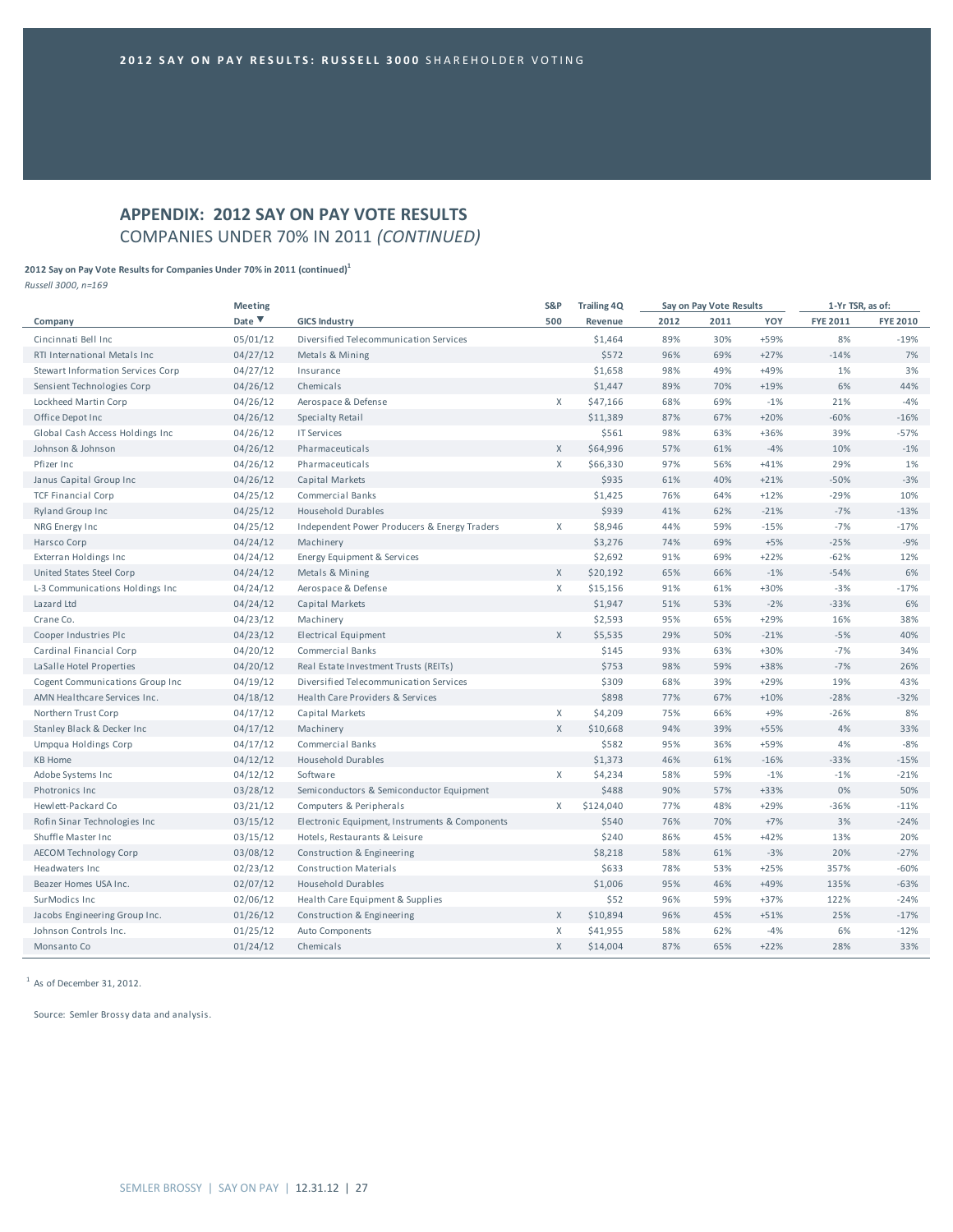## APPENDIX: 2012 SAY ON PAY VOTE RESULTS
COMPANIES UNDER 70% IN 2011 *(CONTINUED)*

**2012 Say on Pay Vote Results for Companies Under 70% in 2011 (continued)**[1]

*Russell 3000, n=169*

| Company | Meeting Date ▼ | GICS Industry | S&P 500 | Trailing 4Q Revenue | Say on Pay Vote Results 2012 | 2011 | YOY | 1-Yr TSR, as of: FYE 2011 | FYE 2010 |
|---|---|---|---|---|---|---|---|---|---|
| Cincinnati Bell Inc | 05/01/12 | Diversified Telecommunication Services | | $1,464 | 89% | 30% | +59% | 8% | -19% |
| RTI International Metals Inc | 04/27/12 | Metals & Mining | | $572 | 96% | 69% | +27% | -14% | 7% |
| Stewart Information Services Corp | 04/27/12 | Insurance | | $1,658 | 98% | 49% | +49% | 1% | 3% |
| Sensient Technologies Corp | 04/26/12 | Chemicals | | $1,447 | 89% | 70% | +19% | 6% | 44% |
| Lockheed Martin Corp | 04/26/12 | Aerospace & Defense | X | $47,166 | 68% | 69% | -1% | 21% | -4% |
| Office Depot Inc | 04/26/12 | Specialty Retail | | $11,389 | 87% | 67% | +20% | -60% | -16% |
| Global Cash Access Holdings Inc | 04/26/12 | IT Services | | $561 | 98% | 63% | +36% | 39% | -57% |
| Johnson & Johnson | 04/26/12 | Pharmaceuticals | X | $64,996 | 57% | 61% | -4% | 10% | -1% |
| Pfizer Inc | 04/26/12 | Pharmaceuticals | X | $66,330 | 97% | 56% | +41% | 29% | 1% |
| Janus Capital Group Inc | 04/26/12 | Capital Markets | | $935 | 61% | 40% | +21% | -50% | -3% |
| TCF Financial Corp | 04/25/12 | Commercial Banks | | $1,425 | 76% | 64% | +12% | -29% | 10% |
| Ryland Group Inc | 04/25/12 | Household Durables | | $939 | 41% | 62% | -21% | -7% | -13% |
| NRG Energy Inc | 04/25/12 | Independent Power Producers & Energy Traders | X | $8,946 | 44% | 59% | -15% | -7% | -17% |
| Harsco Corp | 04/24/12 | Machinery | | $3,276 | 74% | 69% | +5% | -25% | -9% |
| Exterran Holdings Inc | 04/24/12 | Energy Equipment & Services | | $2,692 | 91% | 69% | +22% | -62% | 12% |
| United States Steel Corp | 04/24/12 | Metals & Mining | X | $20,192 | 65% | 66% | -1% | -54% | 6% |
| L-3 Communications Holdings Inc | 04/24/12 | Aerospace & Defense | X | $15,156 | 91% | 61% | +30% | -3% | -17% |
| Lazard Ltd | 04/24/12 | Capital Markets | | $1,947 | 51% | 53% | -2% | -33% | 6% |
| Crane Co. | 04/23/12 | Machinery | | $2,593 | 95% | 65% | +29% | 16% | 38% |
| Cooper Industries Plc | 04/23/12 | Electrical Equipment | X | $5,535 | 29% | 50% | -21% | -5% | 40% |
| Cardinal Financial Corp | 04/20/12 | Commercial Banks | | $145 | 93% | 63% | +30% | -7% | 34% |
| LaSalle Hotel Properties | 04/20/12 | Real Estate Investment Trusts (REITs) | | $753 | 98% | 59% | +38% | -7% | 26% |
| Cogent Communications Group Inc | 04/19/12 | Diversified Telecommunication Services | | $309 | 68% | 39% | +29% | 19% | 43% |
| AMN Healthcare Services Inc. | 04/18/12 | Health Care Providers & Services | | $898 | 77% | 67% | +10% | -28% | -32% |
| Northern Trust Corp | 04/17/12 | Capital Markets | X | $4,209 | 75% | 66% | +9% | -26% | 8% |
| Stanley Black & Decker Inc | 04/17/12 | Machinery | X | $10,668 | 94% | 39% | +55% | 4% | 33% |
| Umpqua Holdings Corp | 04/17/12 | Commercial Banks | | $582 | 95% | 36% | +59% | 4% | -8% |
| KB Home | 04/12/12 | Household Durables | | $1,373 | 46% | 61% | -16% | -33% | -15% |
| Adobe Systems Inc | 04/12/12 | Software | X | $4,234 | 58% | 59% | -1% | -1% | -21% |
| Photronics Inc | 03/28/12 | Semiconductors & Semiconductor Equipment | | $488 | 90% | 57% | +33% | 0% | 50% |
| Hewlett-Packard Co | 03/21/12 | Computers & Peripherals | X | $124,040 | 77% | 48% | +29% | -36% | -11% |
| Rofin Sinar Technologies Inc | 03/15/12 | Electronic Equipment, Instruments & Components | | $540 | 76% | 70% | +7% | 3% | -24% |
| Shuffle Master Inc | 03/15/12 | Hotels, Restaurants & Leisure | | $240 | 86% | 45% | +42% | 13% | 20% |
| AECOM Technology Corp | 03/08/12 | Construction & Engineering | | $8,218 | 58% | 61% | -3% | 20% | -27% |
| Headwaters Inc | 02/23/12 | Construction Materials | | $633 | 78% | 53% | +25% | 357% | -60% |
| Beazer Homes USA Inc. | 02/07/12 | Household Durables | | $1,006 | 95% | 46% | +49% | 135% | -63% |
| SurModics Inc | 02/06/12 | Health Care Equipment & Supplies | | $52 | 96% | 59% | +37% | 122% | -24% |
| Jacobs Engineering Group Inc. | 01/26/12 | Construction & Engineering | X | $10,894 | 96% | 45% | +51% | 25% | -17% |
| Johnson Controls Inc. | 01/25/12 | Auto Components | X | $41,955 | 58% | 62% | -4% | 6% | -12% |
| Monsanto Co | 01/24/12 | Chemicals | X | $14,004 | 87% | 65% | +22% | 28% | 33% |

[1] As of December 31, 2012.

Source: Semler Brossy data and analysis.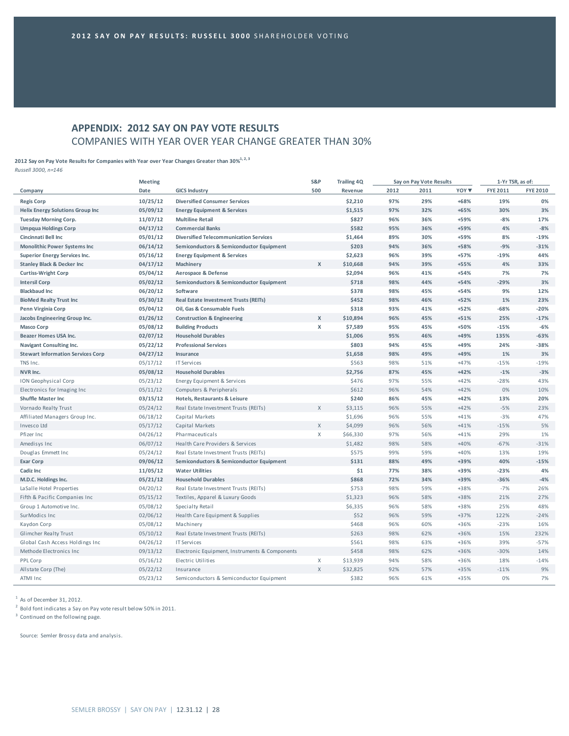**2012 SAY ON PAY RESULTS: RUSSELL 3000** SHAREHOLDER VOTING

## APPENDIX: 2012 SAY ON PAY VOTE RESULTS

COMPANIES WITH YEAR OVER YEAR CHANGE GREATER THAN 30%

**2012 Say on Pay Vote Results for Companies with Year over Year Changes Greater than 30%**[1, 2, 3]

*Russell 3000, n=146*

| Company | Meeting Date | GICS Industry | S&P 500 | Trailing 4Q Revenue | Say on Pay Vote Results 2012 | 2011 | YOY ▼ | 1-Yr TSR, as of: FYE 2011 | FYE 2010 |
|---|---|---|---|---|---|---|---|---|---|
| **Regis Corp** | **10/25/12** | **Diversified Consumer Services** | | **$2,210** | **97%** | **29%** | **+68%** | **19%** | **0%** |
| **Helix Energy Solutions Group Inc** | **05/09/12** | **Energy Equipment & Services** | | **$1,515** | **97%** | **32%** | **+65%** | **30%** | **3%** |
| **Tuesday Morning Corp.** | **11/07/12** | **Multiline Retail** | | **$827** | **96%** | **36%** | **+59%** | **-8%** | **17%** |
| **Umpqua Holdings Corp** | **04/17/12** | **Commercial Banks** | | **$582** | **95%** | **36%** | **+59%** | **4%** | **-8%** |
| **Cincinnati Bell Inc** | **05/01/12** | **Diversified Telecommunication Services** | | **$1,464** | **89%** | **30%** | **+59%** | **8%** | **-19%** |
| **Monolithic Power Systems Inc** | **06/14/12** | **Semiconductors & Semiconductor Equipment** | | **$203** | **94%** | **36%** | **+58%** | **-9%** | **-31%** |
| **Superior Energy Services Inc.** | **05/16/12** | **Energy Equipment & Services** | | **$2,623** | **96%** | **39%** | **+57%** | **-19%** | **44%** |
| **Stanley Black & Decker Inc** | **04/17/12** | **Machinery** | **X** | **$10,668** | **94%** | **39%** | **+55%** | **4%** | **33%** |
| **Curtiss-Wright Corp** | **05/04/12** | **Aerospace & Defense** | | **$2,094** | **96%** | **41%** | **+54%** | **7%** | **7%** |
| **Intersil Corp** | **05/02/12** | **Semiconductors & Semiconductor Equipment** | | **$718** | **98%** | **44%** | **+54%** | **-29%** | **3%** |
| **Blackbaud Inc** | **06/20/12** | **Software** | | **$378** | **98%** | **45%** | **+54%** | **9%** | **12%** |
| **BioMed Realty Trust Inc** | **05/30/12** | **Real Estate Investment Trusts (REITs)** | | **$452** | **98%** | **46%** | **+52%** | **1%** | **23%** |
| **Penn Virginia Corp** | **05/04/12** | **Oil, Gas & Consumable Fuels** | | **$318** | **93%** | **41%** | **+52%** | **-68%** | **-20%** |
| **Jacobs Engineering Group Inc.** | **01/26/12** | **Construction & Engineering** | **X** | **$10,894** | **96%** | **45%** | **+51%** | **25%** | **-17%** |
| **Masco Corp** | **05/08/12** | **Building Products** | **X** | **$7,589** | **95%** | **45%** | **+50%** | **-15%** | **-6%** |
| **Beazer Homes USA Inc.** | **02/07/12** | **Household Durables** | | **$1,006** | **95%** | **46%** | **+49%** | **135%** | **-63%** |
| **Navigant Consulting Inc.** | **05/22/12** | **Professional Services** | | **$803** | **94%** | **45%** | **+49%** | **24%** | **-38%** |
| **Stewart Information Services Corp** | **04/27/12** | **Insurance** | | **$1,658** | **98%** | **49%** | **+49%** | **1%** | **3%** |
| TNS Inc. | 05/17/12 | IT Services | | $563 | 98% | 51% | +47% | -15% | -19% |
| **NVR Inc.** | **05/08/12** | **Household Durables** | | **$2,756** | **87%** | **45%** | **+42%** | **-1%** | **-3%** |
| ION Geophysical Corp | 05/23/12 | Energy Equipment & Services | | $476 | 97% | 55% | +42% | -28% | 43% |
| Electronics for Imaging Inc | 05/11/12 | Computers & Peripherals | | $612 | 96% | 54% | +42% | 0% | 10% |
| **Shuffle Master Inc** | **03/15/12** | **Hotels, Restaurants & Leisure** | | **$240** | **86%** | **45%** | **+42%** | **13%** | **20%** |
| Vornado Realty Trust | 05/24/12 | Real Estate Investment Trusts (REITs) | X | $3,115 | 96% | 55% | +42% | -5% | 23% |
| Affiliated Managers Group Inc. | 06/18/12 | Capital Markets | | $1,696 | 96% | 55% | +41% | -3% | 47% |
| Invesco Ltd | 05/17/12 | Capital Markets | X | $4,099 | 96% | 56% | +41% | -15% | 5% |
| Pfizer Inc | 04/26/12 | Pharmaceuticals | X | $66,330 | 97% | 56% | +41% | 29% | 1% |
| Amedisys Inc | 06/07/12 | Health Care Providers & Services | | $1,482 | 98% | 58% | +40% | -67% | -31% |
| Douglas Emmett Inc | 05/24/12 | Real Estate Investment Trusts (REITs) | | $575 | 99% | 59% | +40% | 13% | 19% |
| **Exar Corp** | **09/06/12** | **Semiconductors & Semiconductor Equipment** | | **$131** | **88%** | **49%** | **+39%** | **40%** | **-15%** |
| **Cadiz Inc** | **11/05/12** | **Water Utilities** | | **$1** | **77%** | **38%** | **+39%** | **-23%** | **4%** |
| **M.D.C. Holdings Inc.** | **05/21/12** | **Household Durables** | | **$868** | **72%** | **34%** | **+39%** | **-36%** | **-4%** |
| LaSalle Hotel Properties | 04/20/12 | Real Estate Investment Trusts (REITs) | | $753 | 98% | 59% | +38% | -7% | 26% |
| Fifth & Pacific Companies Inc | 05/15/12 | Textiles, Apparel & Luxury Goods | | $1,323 | 96% | 58% | +38% | 21% | 27% |
| Group 1 Automotive Inc. | 05/08/12 | Specialty Retail | | $6,335 | 96% | 58% | +38% | 25% | 48% |
| SurModics Inc | 02/06/12 | Health Care Equipment & Supplies | | $52 | 96% | 59% | +37% | 122% | -24% |
| Kaydon Corp | 05/08/12 | Machinery | | $468 | 96% | 60% | +36% | -23% | 16% |
| Glimcher Realty Trust | 05/10/12 | Real Estate Investment Trusts (REITs) | | $263 | 98% | 62% | +36% | 15% | 232% |
| Global Cash Access Holdings Inc | 04/26/12 | IT Services | | $561 | 98% | 63% | +36% | 39% | -57% |
| Methode Electronics Inc | 09/13/12 | Electronic Equipment, Instruments & Components | | $458 | 98% | 62% | +36% | -30% | 14% |
| PPL Corp | 05/16/12 | Electric Utilities | X | $13,939 | 94% | 58% | +36% | 18% | -14% |
| Allstate Corp (The) | 05/22/12 | Insurance | X | $32,825 | 92% | 57% | +35% | -11% | 9% |
| ATMI Inc | 05/23/12 | Semiconductors & Semiconductor Equipment | | $382 | 96% | 61% | +35% | 0% | 7% |

[1] As of December 31, 2012.

[2] Bold font indicates a Say on Pay vote result below 50% in 2011.

[3] Continued on the following page.

Source: Semler Brossy data and analysis.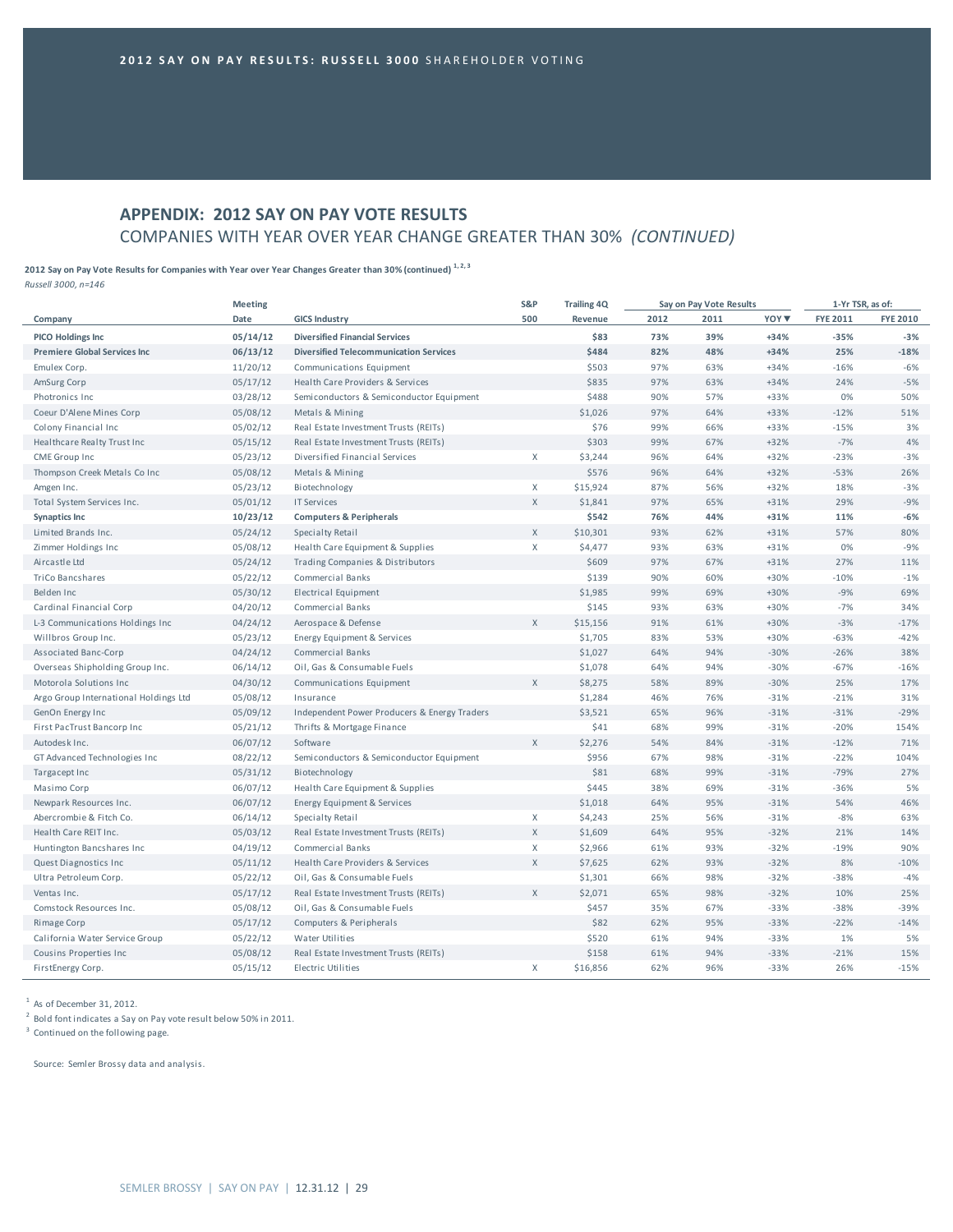## APPENDIX: 2012 SAY ON PAY VOTE RESULTS

COMPANIES WITH YEAR OVER YEAR CHANGE GREATER THAN 30% *(CONTINUED)*

**2012 Say on Pay Vote Results for Companies with Year over Year Changes Greater than 30% (continued)** [1, 2, 3]

*Russell 3000, n=146*

| Company | Meeting Date | GICS Industry | S&P 500 | Trailing 4Q Revenue | Say on Pay Vote Results 2012 | 2011 | YOY ▼ | 1-Yr TSR, as of: FYE 2011 | FYE 2010 |
|---|---|---|---|---|---|---|---|---|---|
| **PICO Holdings Inc** | **05/14/12** | **Diversified Financial Services** | | **$83** | **73%** | **39%** | **+34%** | **-35%** | **-3%** |
| **Premiere Global Services Inc** | **06/13/12** | **Diversified Telecommunication Services** | | **$484** | **82%** | **48%** | **+34%** | **25%** | **-18%** |
| Emulex Corp. | 11/20/12 | Communications Equipment | | $503 | 97% | 63% | +34% | -16% | -6% |
| AmSurg Corp | 05/17/12 | Health Care Providers & Services | | $835 | 97% | 63% | +34% | 24% | -5% |
| Photronics Inc | 03/28/12 | Semiconductors & Semiconductor Equipment | | $488 | 90% | 57% | +33% | 0% | 50% |
| Coeur D'Alene Mines Corp | 05/08/12 | Metals & Mining | | $1,026 | 97% | 64% | +33% | -12% | 51% |
| Colony Financial Inc | 05/02/12 | Real Estate Investment Trusts (REITs) | | $76 | 99% | 66% | +33% | -15% | 3% |
| Healthcare Realty Trust Inc | 05/15/12 | Real Estate Investment Trusts (REITs) | | $303 | 99% | 67% | +32% | -7% | 4% |
| CME Group Inc | 05/23/12 | Diversified Financial Services | X | $3,244 | 96% | 64% | +32% | -23% | -3% |
| Thompson Creek Metals Co Inc | 05/08/12 | Metals & Mining | | $576 | 96% | 64% | +32% | -53% | 26% |
| Amgen Inc. | 05/23/12 | Biotechnology | X | $15,924 | 87% | 56% | +32% | 18% | -3% |
| Total System Services Inc. | 05/01/12 | IT Services | X | $1,841 | 97% | 65% | +31% | 29% | -9% |
| **Synaptics Inc** | **10/23/12** | **Computers & Peripherals** | | **$542** | **76%** | **44%** | **+31%** | **11%** | **-6%** |
| Limited Brands Inc. | 05/24/12 | Specialty Retail | X | $10,301 | 93% | 62% | +31% | 57% | 80% |
| Zimmer Holdings Inc | 05/08/12 | Health Care Equipment & Supplies | X | $4,477 | 93% | 63% | +31% | 0% | -9% |
| Aircastle Ltd | 05/24/12 | Trading Companies & Distributors | | $609 | 97% | 67% | +31% | 27% | 11% |
| TriCo Bancshares | 05/22/12 | Commercial Banks | | $139 | 90% | 60% | +30% | -10% | -1% |
| Belden Inc | 05/30/12 | Electrical Equipment | | $1,985 | 99% | 69% | +30% | -9% | 69% |
| Cardinal Financial Corp | 04/20/12 | Commercial Banks | | $145 | 93% | 63% | +30% | -7% | 34% |
| L-3 Communications Holdings Inc | 04/24/12 | Aerospace & Defense | X | $15,156 | 91% | 61% | +30% | -3% | -17% |
| Willbros Group Inc. | 05/23/12 | Energy Equipment & Services | | $1,705 | 83% | 53% | +30% | -63% | -42% |
| Associated Banc-Corp | 04/24/12 | Commercial Banks | | $1,027 | 64% | 94% | -30% | -26% | 38% |
| Overseas Shipholding Group Inc. | 06/14/12 | Oil, Gas & Consumable Fuels | | $1,078 | 64% | 94% | -30% | -67% | -16% |
| Motorola Solutions Inc | 04/30/12 | Communications Equipment | X | $8,275 | 58% | 89% | -30% | 25% | 17% |
| Argo Group International Holdings Ltd | 05/08/12 | Insurance | | $1,284 | 46% | 76% | -31% | -21% | 31% |
| GenOn Energy Inc | 05/09/12 | Independent Power Producers & Energy Traders | | $3,521 | 65% | 96% | -31% | -31% | -29% |
| First PacTrust Bancorp Inc | 05/21/12 | Thrifts & Mortgage Finance | | $41 | 68% | 99% | -31% | -20% | 154% |
| Autodesk Inc. | 06/07/12 | Software | X | $2,276 | 54% | 84% | -31% | -12% | 71% |
| GT Advanced Technologies Inc | 08/22/12 | Semiconductors & Semiconductor Equipment | | $956 | 67% | 98% | -31% | -22% | 104% |
| Targacept Inc | 05/31/12 | Biotechnology | | $81 | 68% | 99% | -31% | -79% | 27% |
| Masimo Corp | 06/07/12 | Health Care Equipment & Supplies | | $445 | 38% | 69% | -31% | -36% | 5% |
| Newpark Resources Inc. | 06/07/12 | Energy Equipment & Services | | $1,018 | 64% | 95% | -31% | 54% | 46% |
| Abercrombie & Fitch Co. | 06/14/12 | Specialty Retail | X | $4,243 | 25% | 56% | -31% | -8% | 63% |
| Health Care REIT Inc. | 05/03/12 | Real Estate Investment Trusts (REITs) | X | $1,609 | 64% | 95% | -32% | 21% | 14% |
| Huntington Bancshares Inc | 04/19/12 | Commercial Banks | X | $2,966 | 61% | 93% | -32% | -19% | 90% |
| Quest Diagnostics Inc | 05/11/12 | Health Care Providers & Services | X | $7,625 | 62% | 93% | -32% | 8% | -10% |
| Ultra Petroleum Corp. | 05/22/12 | Oil, Gas & Consumable Fuels | | $1,301 | 66% | 98% | -32% | -38% | -4% |
| Ventas Inc. | 05/17/12 | Real Estate Investment Trusts (REITs) | X | $2,071 | 65% | 98% | -32% | 10% | 25% |
| Comstock Resources Inc. | 05/08/12 | Oil, Gas & Consumable Fuels | | $457 | 35% | 67% | -33% | -38% | -39% |
| Rimage Corp | 05/17/12 | Computers & Peripherals | | $82 | 62% | 95% | -33% | -22% | -14% |
| California Water Service Group | 05/22/12 | Water Utilities | | $520 | 61% | 94% | -33% | 1% | 5% |
| Cousins Properties Inc | 05/08/12 | Real Estate Investment Trusts (REITs) | | $158 | 61% | 94% | -33% | -21% | 15% |
| FirstEnergy Corp. | 05/15/12 | Electric Utilities | X | $16,856 | 62% | 96% | -33% | 26% | -15% |

[1] As of December 31, 2012.

[2] Bold font indicates a Say on Pay vote result below 50% in 2011.

[3] Continued on the following page.

Source: Semler Brossy data and analysis.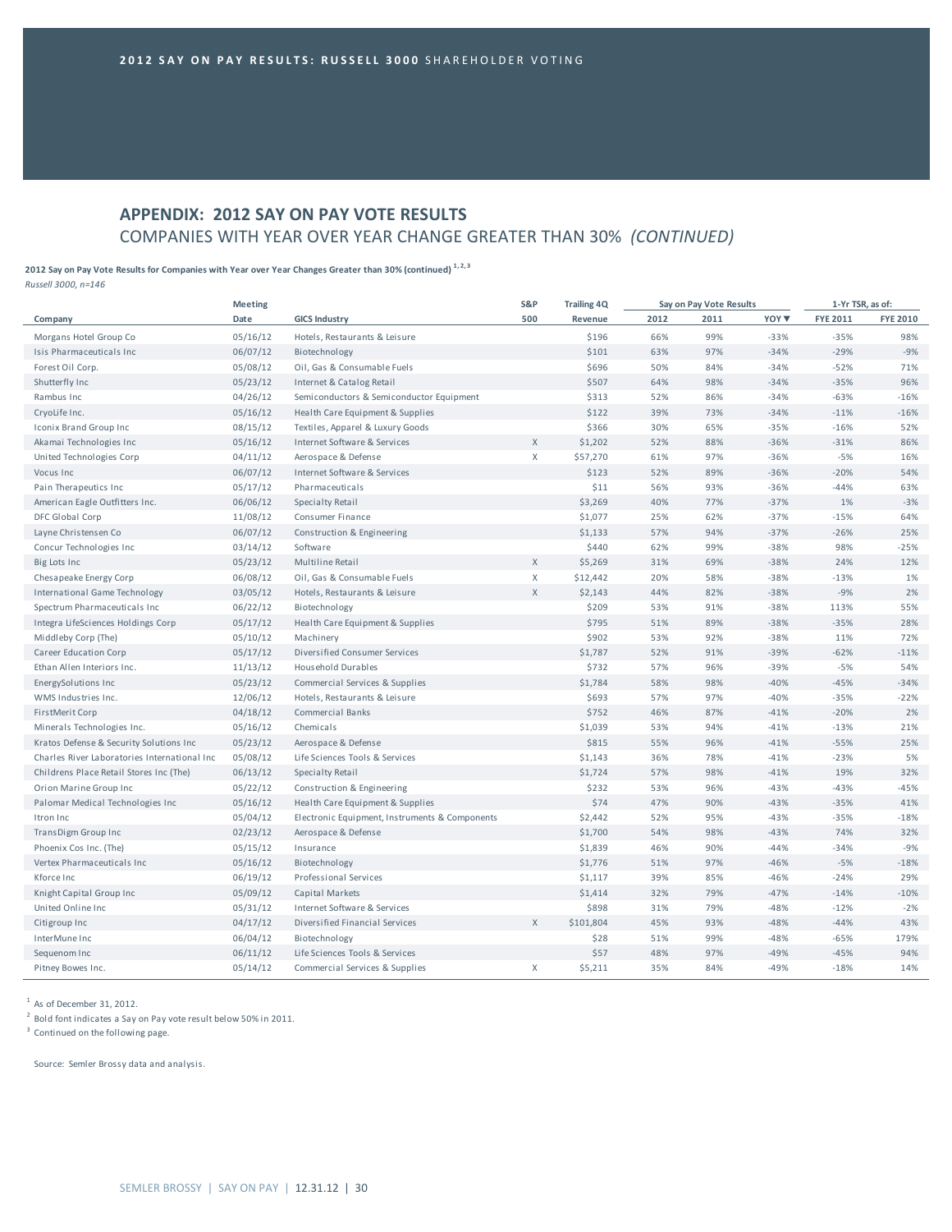## APPENDIX: 2012 SAY ON PAY VOTE RESULTS

COMPANIES WITH YEAR OVER YEAR CHANGE GREATER THAN 30% *(CONTINUED)*

**2012 Say on Pay Vote Results for Companies with Year over Year Changes Greater than 30% (continued)** [1, 2, 3]

*Russell 3000, n=146*

| Company | Meeting Date | GICS Industry | S&P 500 | Trailing 4Q Revenue | Say on Pay Vote Results 2012 | 2011 | YOY ▼ | 1-Yr TSR, as of: FYE 2011 | FYE 2010 |
|---|---|---|---|---|---|---|---|---|---|
| Morgans Hotel Group Co | 05/16/12 | Hotels, Restaurants & Leisure | | $196 | 66% | 99% | -33% | -35% | 98% |
| Isis Pharmaceuticals Inc | 06/07/12 | Biotechnology | | $101 | 63% | 97% | -34% | -29% | -9% |
| Forest Oil Corp. | 05/08/12 | Oil, Gas & Consumable Fuels | | $696 | 50% | 84% | -34% | -52% | 71% |
| Shutterfly Inc | 05/23/12 | Internet & Catalog Retail | | $507 | 64% | 98% | -34% | -35% | 96% |
| Rambus Inc | 04/26/12 | Semiconductors & Semiconductor Equipment | | $313 | 52% | 86% | -34% | -63% | -16% |
| CryoLife Inc. | 05/16/12 | Health Care Equipment & Supplies | | $122 | 39% | 73% | -34% | -11% | -16% |
| Iconix Brand Group Inc | 08/15/12 | Textiles, Apparel & Luxury Goods | | $366 | 30% | 65% | -35% | -16% | 52% |
| Akamai Technologies Inc | 05/16/12 | Internet Software & Services | X | $1,202 | 52% | 88% | -36% | -31% | 86% |
| United Technologies Corp | 04/11/12 | Aerospace & Defense | X | $57,270 | 61% | 97% | -36% | -5% | 16% |
| Vocus Inc | 06/07/12 | Internet Software & Services | | $123 | 52% | 89% | -36% | -20% | 54% |
| Pain Therapeutics Inc | 05/17/12 | Pharmaceuticals | | $11 | 56% | 93% | -36% | -44% | 63% |
| American Eagle Outfitters Inc. | 06/06/12 | Specialty Retail | | $3,269 | 40% | 77% | -37% | 1% | -3% |
| DFC Global Corp | 11/08/12 | Consumer Finance | | $1,077 | 25% | 62% | -37% | -15% | 64% |
| Layne Christensen Co | 06/07/12 | Construction & Engineering | | $1,133 | 57% | 94% | -37% | -26% | 25% |
| Concur Technologies Inc | 03/14/12 | Software | | $440 | 62% | 99% | -38% | 98% | -25% |
| Big Lots Inc | 05/23/12 | Multiline Retail | X | $5,269 | 31% | 69% | -38% | 24% | 12% |
| Chesapeake Energy Corp | 06/08/12 | Oil, Gas & Consumable Fuels | X | $12,442 | 20% | 58% | -38% | -13% | 1% |
| International Game Technology | 03/05/12 | Hotels, Restaurants & Leisure | X | $2,143 | 44% | 82% | -38% | -9% | 2% |
| Spectrum Pharmaceuticals Inc | 06/22/12 | Biotechnology | | $209 | 53% | 91% | -38% | 113% | 55% |
| Integra LifeSciences Holdings Corp | 05/17/12 | Health Care Equipment & Supplies | | $795 | 51% | 89% | -38% | -35% | 28% |
| Middleby Corp (The) | 05/10/12 | Machinery | | $902 | 53% | 92% | -38% | 11% | 72% |
| Career Education Corp | 05/17/12 | Diversified Consumer Services | | $1,787 | 52% | 91% | -39% | -62% | -11% |
| Ethan Allen Interiors Inc. | 11/13/12 | Household Durables | | $732 | 57% | 96% | -39% | -5% | 54% |
| EnergySolutions Inc | 05/23/12 | Commercial Services & Supplies | | $1,784 | 58% | 98% | -40% | -45% | -34% |
| WMS Industries Inc. | 12/06/12 | Hotels, Restaurants & Leisure | | $693 | 57% | 97% | -40% | -35% | -22% |
| FirstMerit Corp | 04/18/12 | Commercial Banks | | $752 | 46% | 87% | -41% | -20% | 2% |
| Minerals Technologies Inc. | 05/16/12 | Chemicals | | $1,039 | 53% | 94% | -41% | -13% | 21% |
| Kratos Defense & Security Solutions Inc | 05/23/12 | Aerospace & Defense | | $815 | 55% | 96% | -41% | -55% | 25% |
| Charles River Laboratories International Inc | 05/08/12 | Life Sciences Tools & Services | | $1,143 | 36% | 78% | -41% | -23% | 5% |
| Childrens Place Retail Stores Inc (The) | 06/13/12 | Specialty Retail | | $1,724 | 57% | 98% | -41% | 19% | 32% |
| Orion Marine Group Inc | 05/22/12 | Construction & Engineering | | $232 | 53% | 96% | -43% | -43% | -45% |
| Palomar Medical Technologies Inc | 05/16/12 | Health Care Equipment & Supplies | | $74 | 47% | 90% | -43% | -35% | 41% |
| Itron Inc | 05/04/12 | Electronic Equipment, Instruments & Components | | $2,442 | 52% | 95% | -43% | -35% | -18% |
| TransDigm Group Inc | 02/23/12 | Aerospace & Defense | | $1,700 | 54% | 98% | -43% | 74% | 32% |
| Phoenix Cos Inc. (The) | 05/15/12 | Insurance | | $1,839 | 46% | 90% | -44% | -34% | -9% |
| Vertex Pharmaceuticals Inc | 05/16/12 | Biotechnology | | $1,776 | 51% | 97% | -46% | -5% | -18% |
| Kforce Inc | 06/19/12 | Professional Services | | $1,117 | 39% | 85% | -46% | -24% | 29% |
| Knight Capital Group Inc | 05/09/12 | Capital Markets | | $1,414 | 32% | 79% | -47% | -14% | -10% |
| United Online Inc | 05/31/12 | Internet Software & Services | | $898 | 31% | 79% | -48% | -12% | -2% |
| Citigroup Inc | 04/17/12 | Diversified Financial Services | X | $101,804 | 45% | 93% | -48% | -44% | 43% |
| InterMune Inc | 06/04/12 | Biotechnology | | $28 | 51% | 99% | -48% | -65% | 179% |
| Sequenom Inc | 06/11/12 | Life Sciences Tools & Services | | $57 | 48% | 97% | -49% | -45% | 94% |
| Pitney Bowes Inc. | 05/14/12 | Commercial Services & Supplies | X | $5,211 | 35% | 84% | -49% | -18% | 14% |

[1] As of December 31, 2012.

[2] Bold font indicates a Say on Pay vote result below 50% in 2011.

[3] Continued on the following page.

Source: Semler Brossy data and analysis.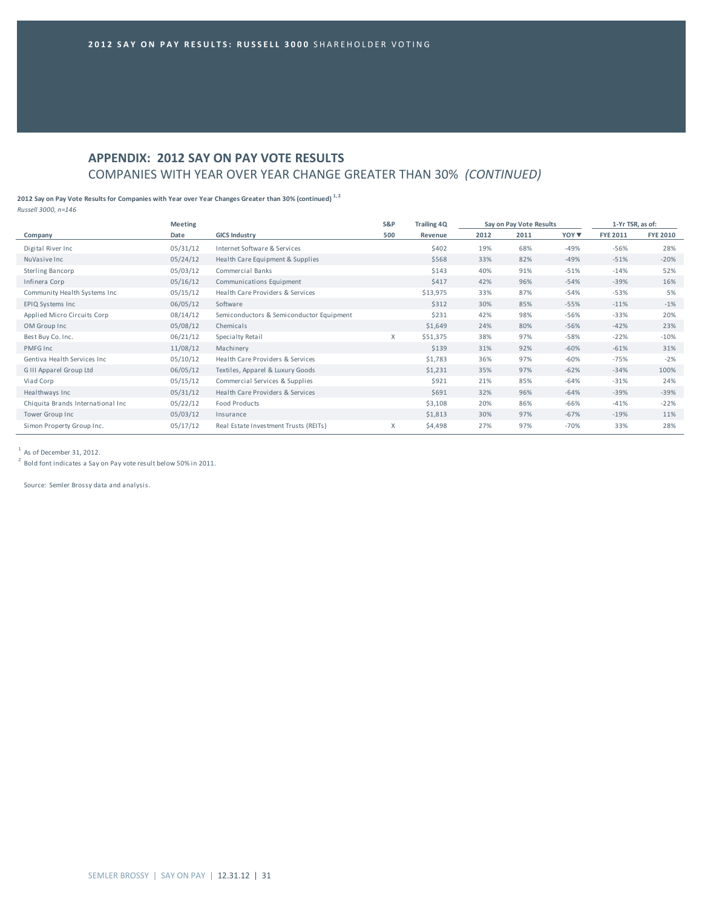## APPENDIX: 2012 SAY ON PAY VOTE RESULTS

COMPANIES WITH YEAR OVER YEAR CHANGE GREATER THAN 30% *(CONTINUED)*

**2012 Say on Pay Vote Results for Companies with Year over Year Changes Greater than 30% (continued)** [1, 2]

*Russell 3000, n=146*

| Company | Meeting Date | GICS Industry | S&P 500 | Trailing 4Q Revenue | Say on Pay Vote Results 2012 | 2011 | YOY ▼ | 1-Yr TSR, as of: FYE 2011 | FYE 2010 |
|---|---|---|---|---|---|---|---|---|---|
| Digital River Inc | 05/31/12 | Internet Software & Services | | $402 | 19% | 68% | -49% | -56% | 28% |
| NuVasive Inc | 05/24/12 | Health Care Equipment & Supplies | | $568 | 33% | 82% | -49% | -51% | -20% |
| Sterling Bancorp | 05/03/12 | Commercial Banks | | $143 | 40% | 91% | -51% | -14% | 52% |
| Infinera Corp | 05/16/12 | Communications Equipment | | $417 | 42% | 96% | -54% | -39% | 16% |
| Community Health Systems Inc | 05/15/12 | Health Care Providers & Services | | $13,975 | 33% | 87% | -54% | -53% | 5% |
| EPIQ Systems Inc | 06/05/12 | Software | | $312 | 30% | 85% | -55% | -11% | -1% |
| Applied Micro Circuits Corp | 08/14/12 | Semiconductors & Semiconductor Equipment | | $231 | 42% | 98% | -56% | -33% | 20% |
| OM Group Inc | 05/08/12 | Chemicals | | $1,649 | 24% | 80% | -56% | -42% | 23% |
| Best Buy Co. Inc. | 06/21/12 | Specialty Retail | X | $51,375 | 38% | 97% | -58% | -22% | -10% |
| PMFG Inc | 11/08/12 | Machinery | | $139 | 31% | 92% | -60% | -61% | 31% |
| Gentiva Health Services Inc | 05/10/12 | Health Care Providers & Services | | $1,783 | 36% | 97% | -60% | -75% | -2% |
| G III Apparel Group Ltd | 06/05/12 | Textiles, Apparel & Luxury Goods | | $1,231 | 35% | 97% | -62% | -34% | 100% |
| Viad Corp | 05/15/12 | Commercial Services & Supplies | | $921 | 21% | 85% | -64% | -31% | 24% |
| Healthways Inc | 05/31/12 | Health Care Providers & Services | | $691 | 32% | 96% | -64% | -39% | -39% |
| Chiquita Brands International Inc | 05/22/12 | Food Products | | $3,108 | 20% | 86% | -66% | -41% | -22% |
| Tower Group Inc | 05/03/12 | Insurance | | $1,813 | 30% | 97% | -67% | -19% | 11% |
| Simon Property Group Inc. | 05/17/12 | Real Estate Investment Trusts (REITs) | X | $4,498 | 27% | 97% | -70% | 33% | 28% |

[1] As of December 31, 2012.

[2] Bold font indicates a Say on Pay vote result below 50% in 2011.

Source: Semler Brossy data and analysis.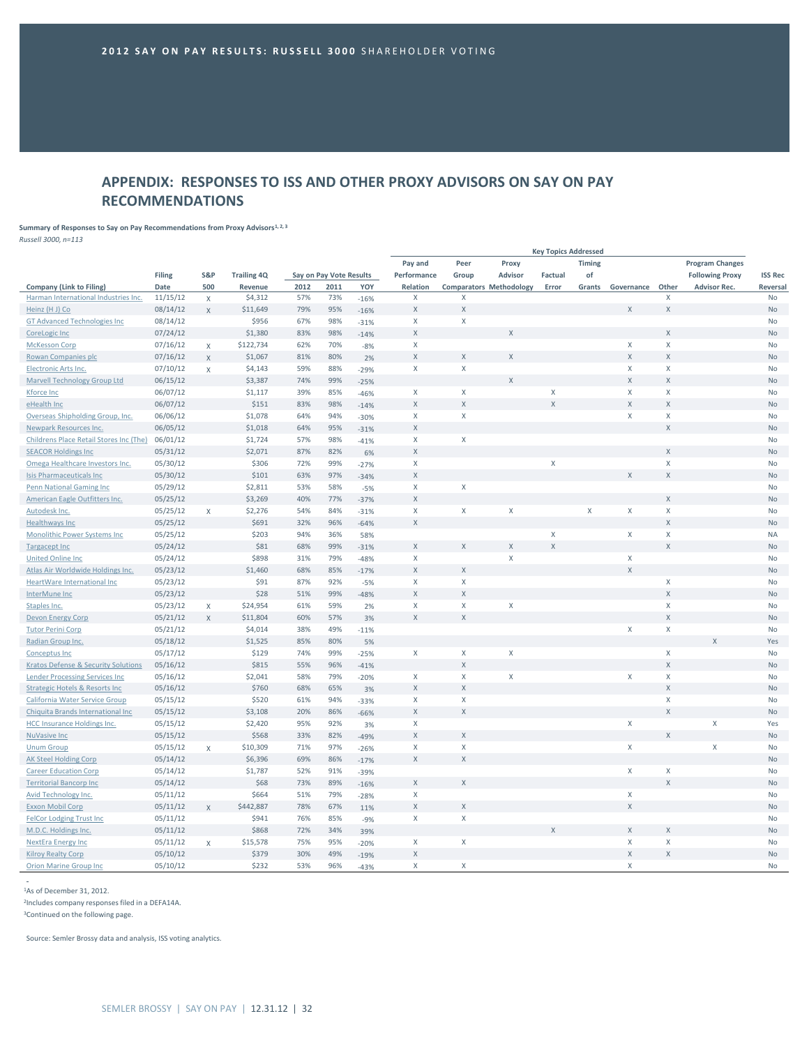**2012 SAY ON PAY RESULTS: RUSSELL 3000** SHAREHOLDER VOTING

## APPENDIX: RESPONSES TO ISS AND OTHER PROXY ADVISORS ON SAY ON PAY RECOMMENDATIONS

**Summary of Responses to Say on Pay Recommendations from Proxy Advisors[1, 2, 3]**

*Russell 3000, n=113*

| Company (Link to Filing) | Filing Date | S&P 500 | Trailing 4Q Revenue | Say on Pay Vote Results 2012 | 2011 | YOY | Key Topics Addressed: Pay and Performance Relation | Peer Group Comparators | Proxy Advisor Methodology | Factual Error | Timing of Grants | Governance | Other | Program Changes Following Proxy Advisor Rec. | ISS Rec Reversal |
|---|---|---|---|---|---|---|---|---|---|---|---|---|---|---|---|
| Harman International Industries Inc. | 11/15/12 | X | $4,312 | 57% | 73% | -16% | X | X | | | | | X | | No |
| Heinz (H J) Co | 08/14/12 | X | $11,649 | 79% | 95% | -16% | X | X | | | | X | X | | No |
| GT Advanced Technologies Inc | 08/14/12 | | $956 | 67% | 98% | -31% | X | X | | | | | | | No |
| CoreLogic Inc | 07/24/12 | | $1,380 | 83% | 98% | -14% | X | | X | | | | X | | No |
| McKesson Corp | 07/16/12 | X | $122,734 | 62% | 70% | -8% | X | | | | | X | X | | No |
| Rowan Companies plc | 07/16/12 | X | $1,067 | 81% | 80% | 2% | X | X | X | | | X | X | | No |
| Electronic Arts Inc. | 07/10/12 | X | $4,143 | 59% | 88% | -29% | X | X | | | | X | X | | No |
| Marvell Technology Group Ltd | 06/15/12 | | $3,387 | 74% | 99% | -25% | | | X | | | X | X | | No |
| Kforce Inc | 06/07/12 | | $1,117 | 39% | 85% | -46% | X | X | | X | | X | X | | No |
| eHealth Inc | 06/07/12 | | $151 | 83% | 98% | -14% | X | X | | X | | X | X | | No |
| Overseas Shipholding Group, Inc. | 06/06/12 | | $1,078 | 64% | 94% | -30% | X | X | | | | X | X | | No |
| Newpark Resources Inc. | 06/05/12 | | $1,018 | 64% | 95% | -31% | X | | | | | | X | | No |
| Childrens Place Retail Stores Inc (The) | 06/01/12 | | $1,724 | 57% | 98% | -41% | X | X | | | | | | | No |
| SEACOR Holdings Inc | 05/31/12 | | $2,071 | 87% | 82% | 6% | X | | | | | | X | | No |
| Omega Healthcare Investors Inc. | 05/30/12 | | $306 | 72% | 99% | -27% | X | | | X | | | X | | No |
| Isis Pharmaceuticals Inc | 05/30/12 | | $101 | 63% | 97% | -34% | X | | | | | X | X | | No |
| Penn National Gaming Inc | 05/29/12 | | $2,811 | 53% | 58% | -5% | X | X | | | | | | | No |
| American Eagle Outfitters Inc. | 05/25/12 | | $3,269 | 40% | 77% | -37% | X | | | | | | X | | No |
| Autodesk Inc. | 05/25/12 | X | $2,276 | 54% | 84% | -31% | X | X | X | | X | X | X | | No |
| Healthways Inc | 05/25/12 | | $691 | 32% | 96% | -64% | X | | | | | | X | | No |
| Monolithic Power Systems Inc | 05/25/12 | | $203 | 94% | 36% | 58% | | | | X | | X | X | | NA |
| Targacept Inc | 05/24/12 | | $81 | 68% | 99% | -31% | X | X | X | X | | | X | | No |
| United Online Inc | 05/24/12 | | $898 | 31% | 79% | -48% | X | | X | | | X | | | No |
| Atlas Air Worldwide Holdings Inc. | 05/23/12 | | $1,460 | 68% | 85% | -17% | X | X | | | | X | | | No |
| HeartWare International Inc | 05/23/12 | | $91 | 87% | 92% | -5% | X | X | | | | | X | | No |
| InterMune Inc | 05/23/12 | | $28 | 51% | 99% | -48% | X | X | | | | | X | | No |
| Staples Inc. | 05/23/12 | X | $24,954 | 61% | 59% | 2% | X | X | X | | | | X | | No |
| Devon Energy Corp | 05/21/12 | X | $11,804 | 60% | 57% | 3% | X | X | | | | | X | | No |
| Tutor Perini Corp | 05/21/12 | | $4,014 | 38% | 49% | -11% | | | | | | X | X | | No |
| Radian Group Inc. | 05/18/12 | | $1,525 | 85% | 80% | 5% | | | | | | | | X | Yes |
| Conceptus Inc | 05/17/12 | | $129 | 74% | 99% | -25% | X | X | X | | | | X | | No |
| Kratos Defense & Security Solutions | 05/16/12 | | $815 | 55% | 96% | -41% | | X | | | | | X | | No |
| Lender Processing Services Inc | 05/16/12 | | $2,041 | 58% | 79% | -20% | X | X | X | | | X | X | | No |
| Strategic Hotels & Resorts Inc | 05/16/12 | | $760 | 68% | 65% | 3% | X | X | | | | | X | | No |
| California Water Service Group | 05/15/12 | | $520 | 61% | 94% | -33% | X | X | | | | | X | | No |
| Chiquita Brands International Inc | 05/15/12 | | $3,108 | 20% | 86% | -66% | X | X | | | | | X | | No |
| HCC Insurance Holdings Inc. | 05/15/12 | | $2,420 | 95% | 92% | 3% | X | | | | | X | | X | Yes |
| NuVasive Inc | 05/15/12 | | $568 | 33% | 82% | -49% | X | X | | | | | X | | No |
| Unum Group | 05/15/12 | X | $10,309 | 71% | 97% | -26% | X | X | | | | X | | X | No |
| AK Steel Holding Corp | 05/14/12 | | $6,396 | 69% | 86% | -17% | X | X | | | | | | | No |
| Career Education Corp | 05/14/12 | | $1,787 | 52% | 91% | -39% | | | | | | X | X | | No |
| Territorial Bancorp Inc | 05/14/12 | | $68 | 73% | 89% | -16% | X | X | | | | | X | | No |
| Avid Technology Inc. | 05/11/12 | | $664 | 51% | 79% | -28% | X | | | | | X | | | No |
| Exxon Mobil Corp | 05/11/12 | X | $442,887 | 78% | 67% | 11% | X | X | | | | X | | | No |
| FelCor Lodging Trust Inc | 05/11/12 | | $941 | 76% | 85% | -9% | X | X | | | | | | | No |
| M.D.C. Holdings Inc. | 05/11/12 | | $868 | 72% | 34% | 39% | | | | X | | X | X | | No |
| NextEra Energy Inc | 05/11/12 | X | $15,578 | 75% | 95% | -20% | X | X | | | | X | X | | No |
| Kilroy Realty Corp | 05/10/12 | | $379 | 30% | 49% | -19% | X | | | | | X | X | | No |
| Orion Marine Group Inc | 05/10/12 | | $232 | 53% | 96% | -43% | X | X | | | | X | | | No |

[1]As of December 31, 2012.

[2]Includes company responses filed in a DEFA14A.

[3]Continued on the following page.

Source: Semler Brossy data and analysis, ISS voting analytics.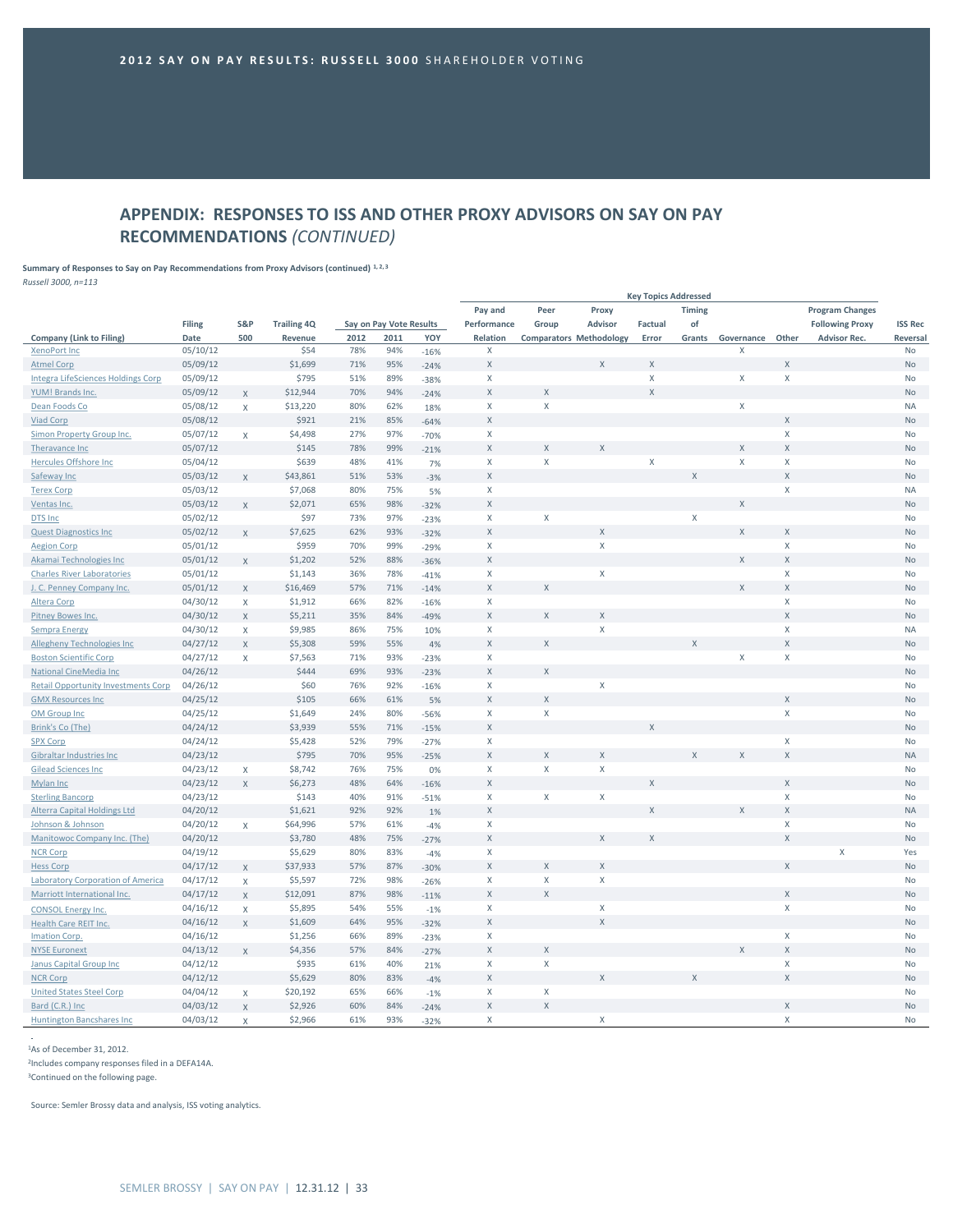## 2012 SAY ON PAY RESULTS: RUSSELL 3000 SHAREHOLDER VOTING

# APPENDIX: RESPONSES TO ISS AND OTHER PROXY ADVISORS ON SAY ON PAY RECOMMENDATIONS *(CONTINUED)*

**Summary of Responses to Say on Pay Recommendations from Proxy Advisors (continued)** [1, 2, 3]
*Russell 3000, n=113*

| | | | | | | | Key Topics Addressed | | | | | | | | |
|---|---|---|---|---|---|---|---|---|---|---|---|---|---|---|---|
| **Company (Link to Filing)** | **Filing Date** | **S&P 500** | **Trailing 4Q Revenue** | **Say on Pay Vote Results 2012** | **2011** | **YOY** | **Pay and Performance Relation** | **Peer Group Comparators** | **Proxy Advisor Methodology** | **Factual Error** | **Timing of Grants** | **Governance** | **Other** | **Program Changes Following Proxy Advisor Rec.** | **ISS Rec Reversal** |
| XenoPort Inc | 05/10/12 | | $54 | 78% | 94% | -16% | X | | | | | X | | | No |
| Atmel Corp | 05/09/12 | | $1,699 | 71% | 95% | -24% | X | | X | X | | | X | | No |
| Integra LifeSciences Holdings Corp | 05/09/12 | | $795 | 51% | 89% | -38% | X | | | X | | X | X | | No |
| YUM! Brands Inc. | 05/09/12 | X | $12,944 | 70% | 94% | -24% | X | X | | X | | | | | No |
| Dean Foods Co | 05/08/12 | X | $13,220 | 80% | 62% | 18% | X | X | | | | X | | | NA |
| Viad Corp | 05/08/12 | | $921 | 21% | 85% | -64% | X | | | | | | X | | No |
| Simon Property Group Inc. | 05/07/12 | X | $4,498 | 27% | 97% | -70% | X | | | | | | X | | No |
| Theravance Inc | 05/07/12 | | $145 | 78% | 99% | -21% | X | X | X | | | X | X | | No |
| Hercules Offshore Inc | 05/04/12 | | $639 | 48% | 41% | 7% | X | X | | X | | X | X | | No |
| Safeway Inc | 05/03/12 | X | $43,861 | 51% | 53% | -3% | X | | | | X | | X | | No |
| Terex Corp | 05/03/12 | | $7,068 | 80% | 75% | 5% | X | | | | | | X | | NA |
| Ventas Inc. | 05/03/12 | X | $2,071 | 65% | 98% | -32% | X | | | | | X | | | No |
| DTS Inc | 05/02/12 | | $97 | 73% | 97% | -23% | X | X | | | X | | | | No |
| Quest Diagnostics Inc | 05/02/12 | X | $7,625 | 62% | 93% | -32% | X | | X | | | X | X | | No |
| Aegion Corp | 05/01/12 | | $959 | 70% | 99% | -29% | X | | X | | | | X | | No |
| Akamai Technologies Inc | 05/01/12 | X | $1,202 | 52% | 88% | -36% | X | | | | | X | X | | No |
| Charles River Laboratories | 05/01/12 | | $1,143 | 36% | 78% | -41% | X | | X | | | | X | | No |
| J. C. Penney Company Inc. | 05/01/12 | X | $16,469 | 57% | 71% | -14% | X | X | | | | X | X | | No |
| Altera Corp | 04/30/12 | X | $1,912 | 66% | 82% | -16% | X | | | | | | X | | No |
| Pitney Bowes Inc. | 04/30/12 | X | $5,211 | 35% | 84% | -49% | X | X | X | | | | X | | No |
| Sempra Energy | 04/30/12 | X | $9,985 | 86% | 75% | 10% | X | | X | | | | X | | NA |
| Allegheny Technologies Inc | 04/27/12 | X | $5,308 | 59% | 55% | 4% | X | X | | | X | | X | | No |
| Boston Scientific Corp | 04/27/12 | X | $7,563 | 71% | 93% | -23% | X | | | | | X | X | | No |
| National CineMedia Inc | 04/26/12 | | $444 | 69% | 93% | -23% | X | X | | | | | | | No |
| Retail Opportunity Investments Corp | 04/26/12 | | $60 | 76% | 92% | -16% | X | | X | | | | | | No |
| GMX Resources Inc | 04/25/12 | | $105 | 66% | 61% | 5% | X | X | | | | | X | | No |
| OM Group Inc | 04/25/12 | | $1,649 | 24% | 80% | -56% | X | X | | | | | X | | No |
| Brink's Co (The) | 04/24/12 | | $3,939 | 55% | 71% | -15% | X | | | X | | | | | No |
| SPX Corp | 04/24/12 | | $5,428 | 52% | 79% | -27% | X | | | | | | X | | No |
| Gibraltar Industries Inc | 04/23/12 | | $795 | 70% | 95% | -25% | X | X | X | | X | X | X | | NA |
| Gilead Sciences Inc | 04/23/12 | X | $8,742 | 76% | 75% | 0% | X | X | X | | | | | | No |
| Mylan Inc | 04/23/12 | X | $6,273 | 48% | 64% | -16% | X | | | X | | | X | | No |
| Sterling Bancorp | 04/23/12 | | $143 | 40% | 91% | -51% | X | X | X | | | | X | | No |
| Alterra Capital Holdings Ltd | 04/20/12 | | $1,621 | 92% | 92% | 1% | X | | | X | | X | X | | NA |
| Johnson & Johnson | 04/20/12 | X | $64,996 | 57% | 61% | -4% | X | | | | | | X | | No |
| Manitowoc Company Inc. (The) | 04/20/12 | | $3,780 | 48% | 75% | -27% | X | | X | X | | | X | | No |
| NCR Corp | 04/19/12 | | $5,629 | 80% | 83% | -4% | X | | | | | | | X | Yes |
| Hess Corp | 04/17/12 | X | $37,933 | 57% | 87% | -30% | X | X | X | | | | X | | No |
| Laboratory Corporation of America | 04/17/12 | X | $5,597 | 72% | 98% | -26% | X | X | X | | | | | | No |
| Marriott International Inc. | 04/17/12 | X | $12,091 | 87% | 98% | -11% | X | X | | | | | X | | No |
| CONSOL Energy Inc. | 04/16/12 | X | $5,895 | 54% | 55% | -1% | X | | X | | | | X | | No |
| Health Care REIT Inc. | 04/16/12 | X | $1,609 | 64% | 95% | -32% | X | | X | | | | | | No |
| Imation Corp. | 04/16/12 | | $1,256 | 66% | 89% | -23% | X | | | | | | X | | No |
| NYSE Euronext | 04/13/12 | X | $4,356 | 57% | 84% | -27% | X | X | | | | X | X | | No |
| Janus Capital Group Inc | 04/12/12 | | $935 | 61% | 40% | 21% | X | X | | | | | X | | No |
| NCR Corp | 04/12/12 | | $5,629 | 80% | 83% | -4% | X | | X | | X | | X | | No |
| United States Steel Corp | 04/04/12 | X | $20,192 | 65% | 66% | -1% | X | X | | | | | | | No |
| Bard (C.R.) Inc | 04/03/12 | X | $2,926 | 60% | 84% | -24% | X | X | | | | | X | | No |
| Huntington Bancshares Inc | 04/03/12 | X | $2,966 | 61% | 93% | -32% | X | | X | | | | X | | No |

[1]As of December 31, 2012.

[2]Includes company responses filed in a DEFA14A.

[3]Continued on the following page.

Source: Semler Brossy data and analysis, ISS voting analytics.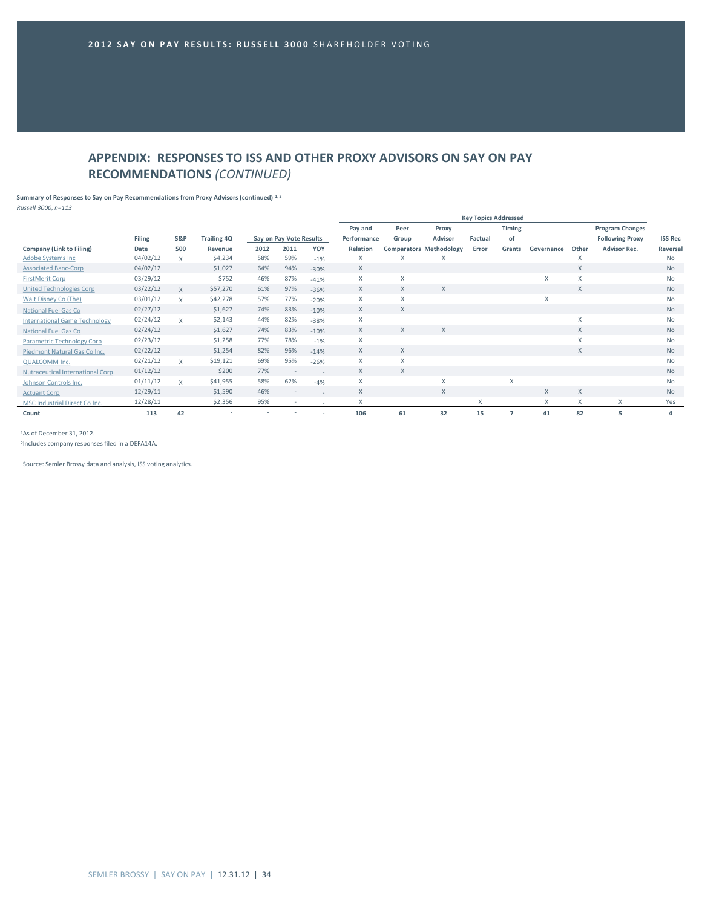## APPENDIX: RESPONSES TO ISS AND OTHER PROXY ADVISORS ON SAY ON PAY RECOMMENDATIONS *(CONTINUED)*

**Summary of Responses to Say on Pay Recommendations from Proxy Advisors (continued) [1, 2]**

*Russell 3000, n=113*

| | | | | | | | Key Topics Addressed | | | | | | | | | |
|---|---|---|---|---|---|---|---|---|---|---|---|---|---|---|---|---|
| **Company (Link to Filing)** | **Filing Date** | **S&P 500** | **Trailing 4Q Revenue** | **Say on Pay Vote Results 2012** | **2011** | **YOY** | **Pay and Performance Relation** | **Peer Group Comparators** | **Proxy Advisor Methodology** | **Factual Error** | **Timing of Grants** | **Governance** | **Other** | **Program Changes Following Proxy Advisor Rec.** | **ISS Rec Reversal** |
| Adobe Systems Inc | 04/02/12 | X | $4,234 | 58% | 59% | -1% | X | X | X | | | | X | | No |
| Associated Banc-Corp | 04/02/12 | | $1,027 | 64% | 94% | -30% | X | | | | | | X | | No |
| FirstMerit Corp | 03/29/12 | | $752 | 46% | 87% | -41% | X | X | | | | X | X | | No |
| United Technologies Corp | 03/22/12 | X | $57,270 | 61% | 97% | -36% | X | X | X | | | | X | | No |
| Walt Disney Co (The) | 03/01/12 | X | $42,278 | 57% | 77% | -20% | X | X | | | | X | | | No |
| National Fuel Gas Co | 02/27/12 | | $1,627 | 74% | 83% | -10% | X | X | | | | | | | No |
| International Game Technology | 02/24/12 | X | $2,143 | 44% | 82% | -38% | X | | | | | | X | | No |
| National Fuel Gas Co | 02/24/12 | | $1,627 | 74% | 83% | -10% | X | X | X | | | | X | | No |
| Parametric Technology Corp | 02/23/12 | | $1,258 | 77% | 78% | -1% | X | | | | | | X | | No |
| Piedmont Natural Gas Co Inc. | 02/22/12 | | $1,254 | 82% | 96% | -14% | X | X | | | | | X | | No |
| QUALCOMM Inc. | 02/21/12 | X | $19,121 | 69% | 95% | -26% | X | X | | | | | | | No |
| Nutraceutical International Corp | 01/12/12 | | $200 | 77% | - | - | X | X | | | | | | | No |
| Johnson Controls Inc. | 01/11/12 | X | $41,955 | 58% | 62% | -4% | X | | X | | X | | | | No |
| Actuant Corp | 12/29/11 | | $1,590 | 46% | - | - | X | | X | | | X | X | | No |
| MSC Industrial Direct Co Inc. | 12/28/11 | | $2,356 | 95% | - | - | X | | | X | | X | X | X | Yes |
| **Count** | **113** | **42** | - | - | - | - | **106** | **61** | **32** | **15** | **7** | **41** | **82** | **5** | **4** |

[1]As of December 31, 2012.

[2]Includes company responses filed in a DEFA14A.

Source: Semler Brossy data and analysis, ISS voting analytics.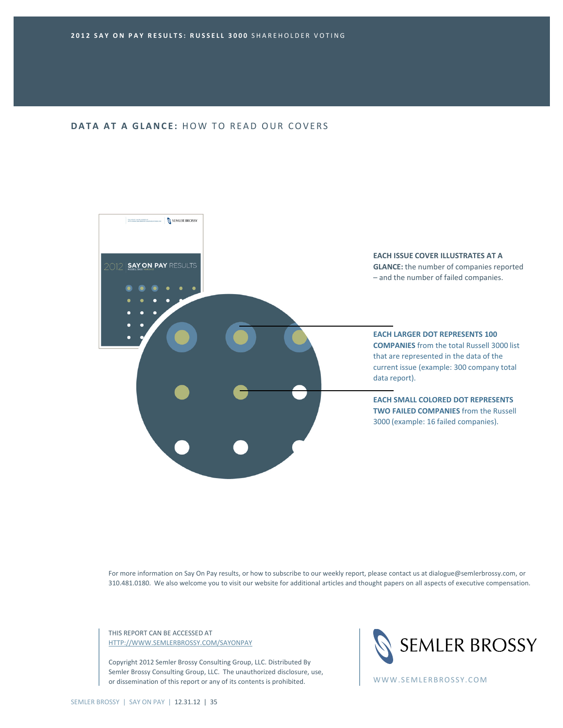## DATA AT A GLANCE: HOW TO READ OUR COVERS

2012 SAY ON PAY RESULTS

**EACH ISSUE COVER ILLUSTRATES AT A GLANCE:** the number of companies reported – and the number of failed companies.

**EACH LARGER DOT REPRESENTS 100 COMPANIES** from the total Russell 3000 list that are represented in the data of the current issue (example: 300 company total data report).

**EACH SMALL COLORED DOT REPRESENTS TWO FAILED COMPANIES** from the Russell 3000 (example: 16 failed companies).

For more information on Say On Pay results, or how to subscribe to our weekly report, please contact us at dialogue@semlerbrossy.com, or 310.481.0180. We also welcome you to visit our website for additional articles and thought papers on all aspects of executive compensation.

THIS REPORT CAN BE ACCESSED AT
HTTP://WWW.SEMLERBROSSY.COM/SAYONPAY

Copyright 2012 Semler Brossy Consulting Group, LLC. Distributed By Semler Brossy Consulting Group, LLC. The unauthorized disclosure, use, or dissemination of this report or any of its contents is prohibited.

SEMLER BROSSY

WWW.SEMLERBROSSY.COM